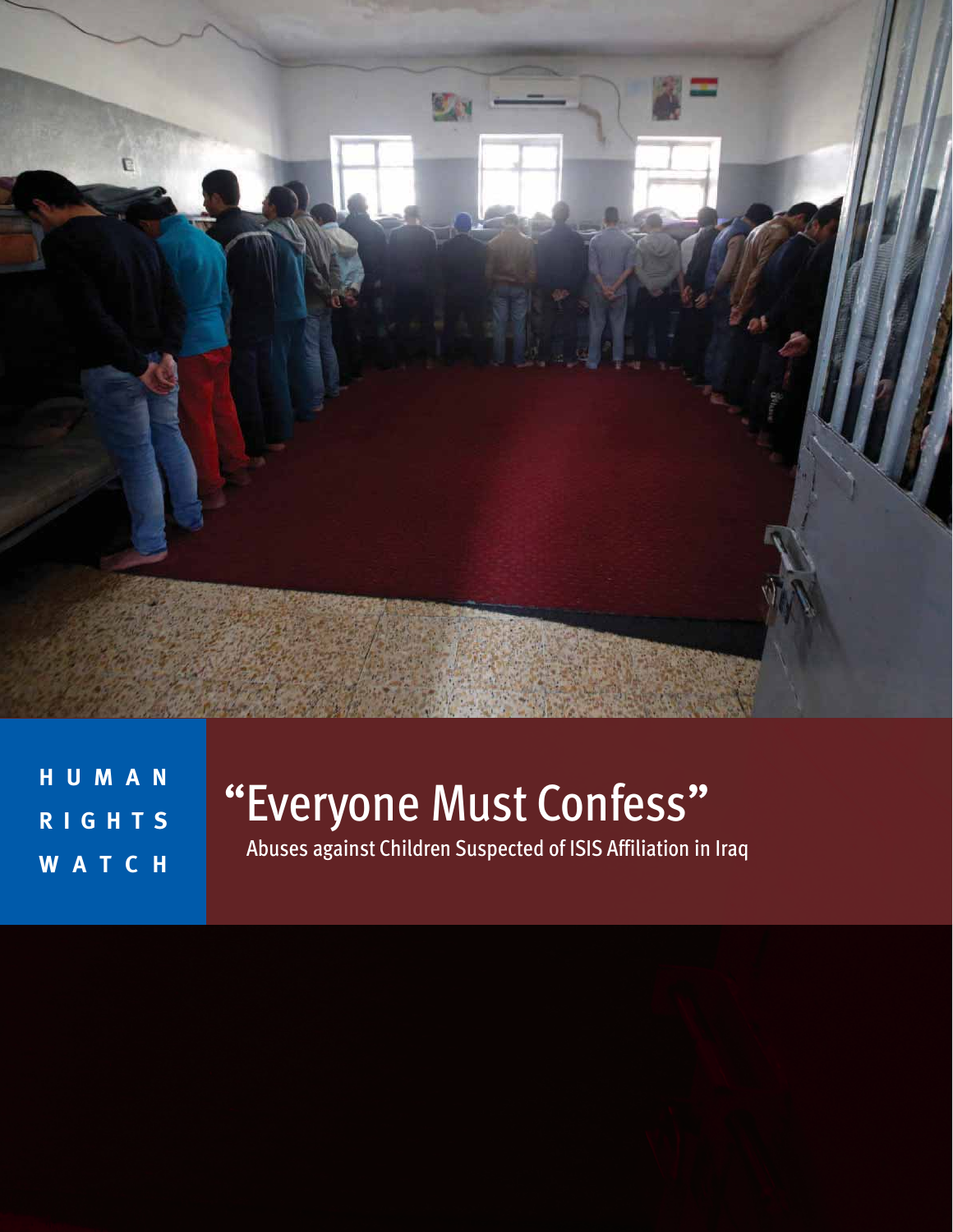HUMAN RIGHTS WATCH

# "Everyone Must Confess"

Abuses against Children Suspected of ISIS Affiliation in Iraq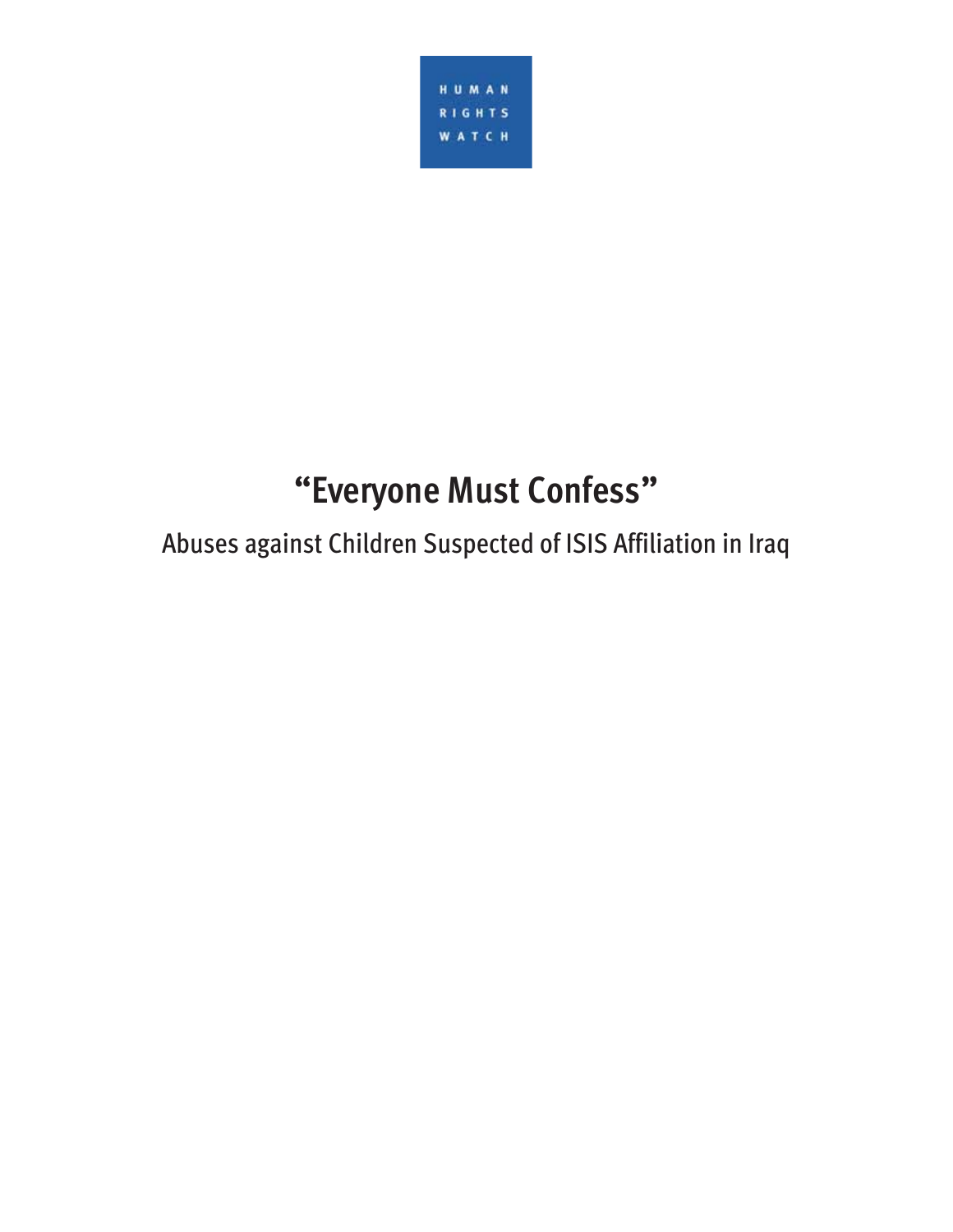HUMAN
RIGHTS
WATCH

# "Everyone Must Confess"

## Abuses against Children Suspected of ISIS Affiliation in Iraq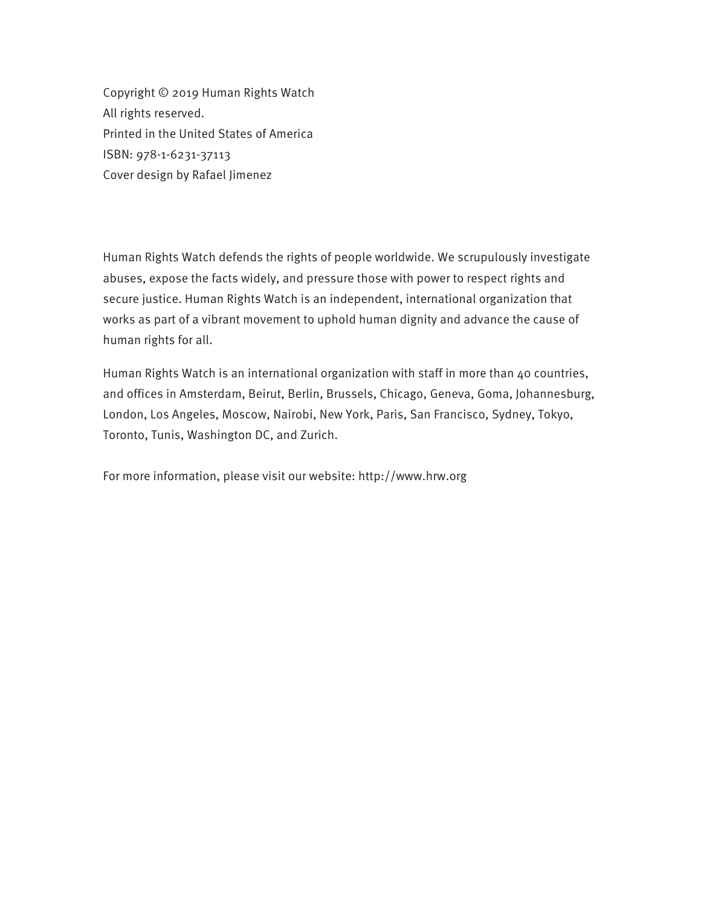Copyright © 2019 Human Rights Watch
All rights reserved.
Printed in the United States of America
ISBN: 978-1-6231-37113
Cover design by Rafael Jimenez

Human Rights Watch defends the rights of people worldwide. We scrupulously investigate abuses, expose the facts widely, and pressure those with power to respect rights and secure justice. Human Rights Watch is an independent, international organization that works as part of a vibrant movement to uphold human dignity and advance the cause of human rights for all.

Human Rights Watch is an international organization with staff in more than 40 countries, and offices in Amsterdam, Beirut, Berlin, Brussels, Chicago, Geneva, Goma, Johannesburg, London, Los Angeles, Moscow, Nairobi, New York, Paris, San Francisco, Sydney, Tokyo, Toronto, Tunis, Washington DC, and Zurich.

For more information, please visit our website: http://www.hrw.org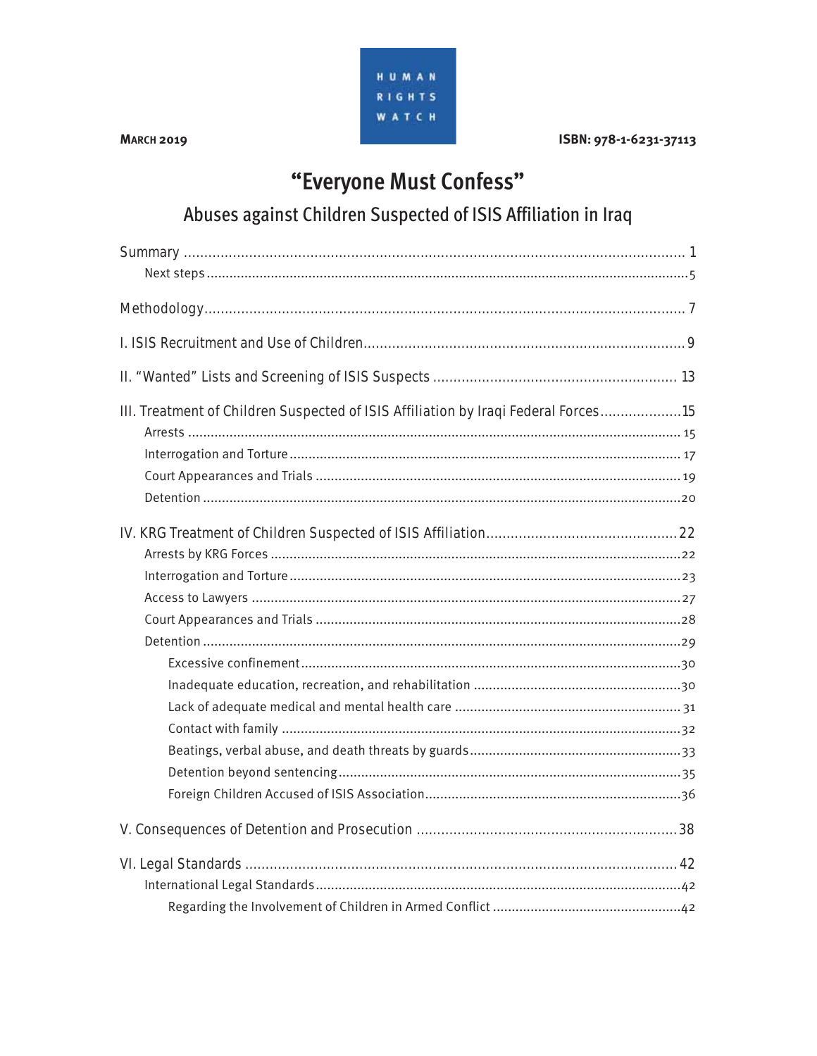HUMAN RIGHTS WATCH

**MARCH 2019**

**ISBN: 978-1-6231-37113**

# "Everyone Must Confess"

## Abuses against Children Suspected of ISIS Affiliation in Iraq

Summary ........................................................................................................................ 1
- Next steps ........................................................................................................................ 5

Methodology........................................................................................................................ 7

I. ISIS Recruitment and Use of Children........................................................................ 9

II. "Wanted" Lists and Screening of ISIS Suspects ........................................................ 13

III. Treatment of Children Suspected of ISIS Affiliation by Iraqi Federal Forces.................... 15
- Arrests ........................................................................................................................ 15
- Interrogation and Torture ........................................................................................ 17
- Court Appearances and Trials ................................................................................. 19
- Detention ........................................................................................................................ 20

IV. KRG Treatment of Children Suspected of ISIS Affiliation............................................ 22
- Arrests by KRG Forces ................................................................................................ 22
- Interrogation and Torture ........................................................................................ 23
- Access to Lawyers ........................................................................................................ 27
- Court Appearances and Trials ................................................................................. 28
- Detention ........................................................................................................................ 29
  - Excessive confinement ........................................................................................ 30
  - Inadequate education, recreation, and rehabilitation ........................................ 30
  - Lack of adequate medical and mental health care ............................................. 31
  - Contact with family ................................................................................................ 32
  - Beatings, verbal abuse, and death threats by guards ......................................... 33
  - Detention beyond sentencing ............................................................................... 35
  - Foreign Children Accused of ISIS Association ..................................................... 36

V. Consequences of Detention and Prosecution ............................................................ 38

VI. Legal Standards ........................................................................................................ 42
- International Legal Standards .................................................................................... 42
  - Regarding the Involvement of Children in Armed Conflict ................................... 42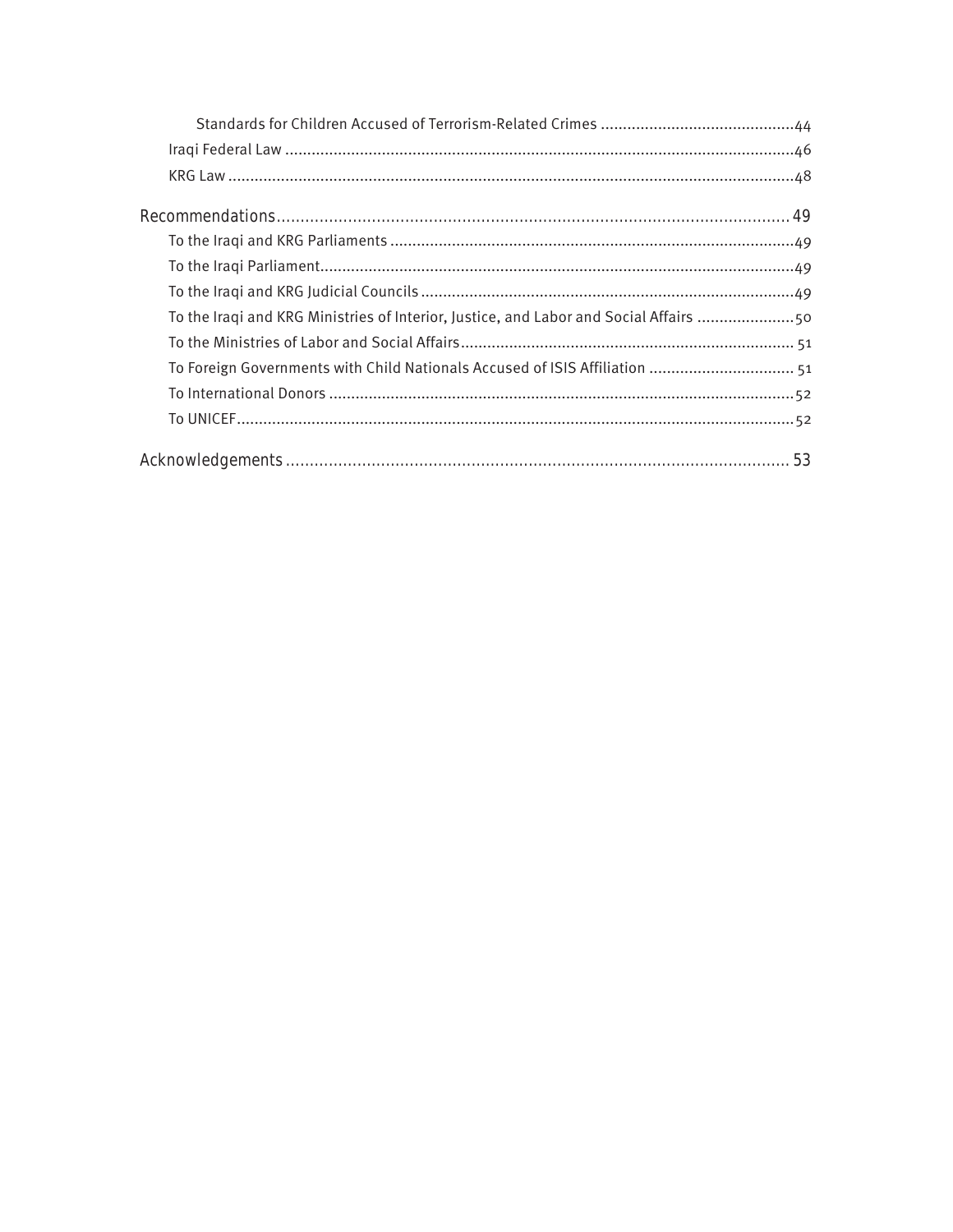Standards for Children Accused of Terrorism-Related Crimes ............................................44

Iraqi Federal Law ............................................................................................................46

KRG Law .........................................................................................................................48

Recommendations ............................................................................................................ 49

To the Iraqi and KRG Parliaments ...................................................................................49

To the Iraqi Parliament.....................................................................................................49

To the Iraqi and KRG Judicial Councils ............................................................................49

To the Iraqi and KRG Ministries of Interior, Justice, and Labor and Social Affairs ......................50

To the Ministries of Labor and Social Affairs .......................................................................... 51

To Foreign Governments with Child Nationals Accused of ISIS Affiliation ................................ 51

To International Donors ...................................................................................................52

To UNICEF.........................................................................................................................52

Acknowledgements ............................................................................................................ 53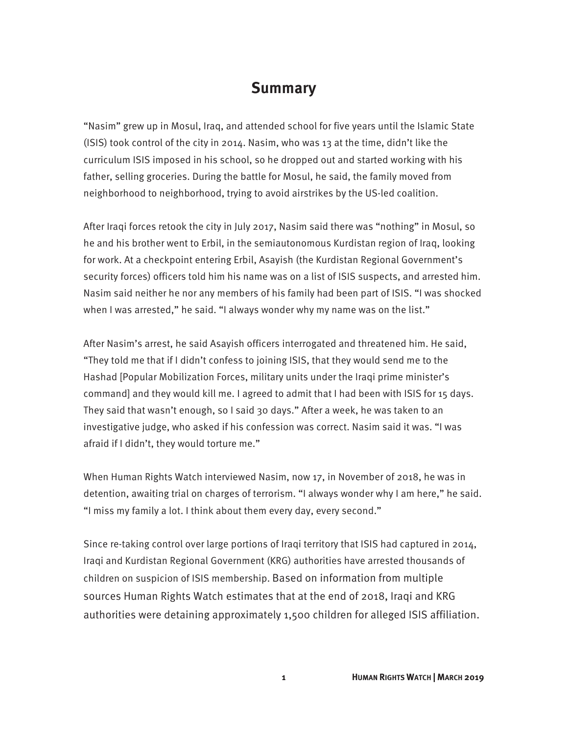# Summary

"Nasim" grew up in Mosul, Iraq, and attended school for five years until the Islamic State (ISIS) took control of the city in 2014. Nasim, who was 13 at the time, didn't like the curriculum ISIS imposed in his school, so he dropped out and started working with his father, selling groceries. During the battle for Mosul, he said, the family moved from neighborhood to neighborhood, trying to avoid airstrikes by the US-led coalition.

After Iraqi forces retook the city in July 2017, Nasim said there was "nothing" in Mosul, so he and his brother went to Erbil, in the semiautonomous Kurdistan region of Iraq, looking for work. At a checkpoint entering Erbil, Asayish (the Kurdistan Regional Government's security forces) officers told him his name was on a list of ISIS suspects, and arrested him. Nasim said neither he nor any members of his family had been part of ISIS. "I was shocked when I was arrested," he said. "I always wonder why my name was on the list."

After Nasim's arrest, he said Asayish officers interrogated and threatened him. He said, "They told me that if I didn't confess to joining ISIS, that they would send me to the Hashad [Popular Mobilization Forces, military units under the Iraqi prime minister's command] and they would kill me. I agreed to admit that I had been with ISIS for 15 days. They said that wasn't enough, so I said 30 days." After a week, he was taken to an investigative judge, who asked if his confession was correct. Nasim said it was. "I was afraid if I didn't, they would torture me."

When Human Rights Watch interviewed Nasim, now 17, in November of 2018, he was in detention, awaiting trial on charges of terrorism. "I always wonder why I am here," he said. "I miss my family a lot. I think about them every day, every second."

Since re-taking control over large portions of Iraqi territory that ISIS had captured in 2014, Iraqi and Kurdistan Regional Government (KRG) authorities have arrested thousands of children on suspicion of ISIS membership. Based on information from multiple sources Human Rights Watch estimates that at the end of 2018, Iraqi and KRG authorities were detaining approximately 1,500 children for alleged ISIS affiliation.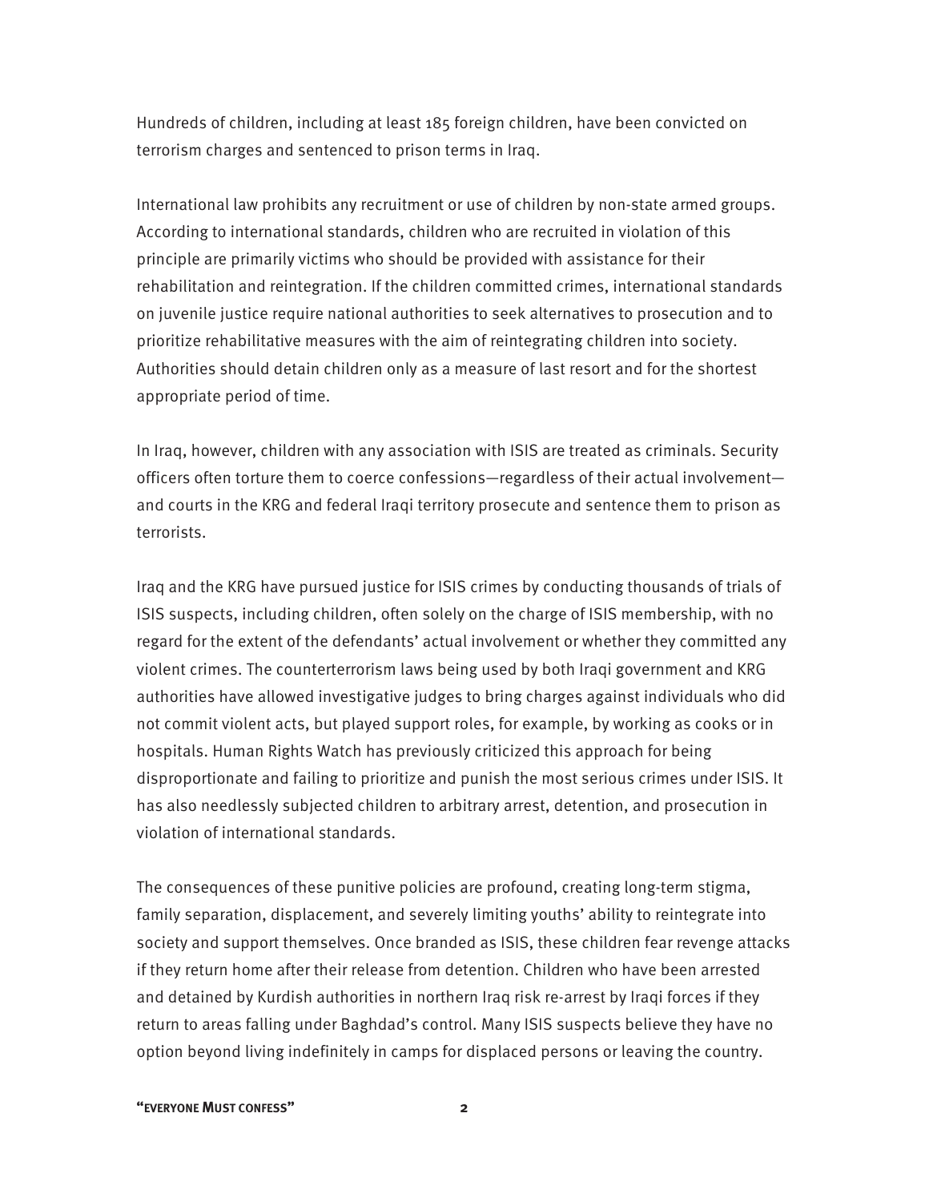Hundreds of children, including at least 185 foreign children, have been convicted on terrorism charges and sentenced to prison terms in Iraq.

International law prohibits any recruitment or use of children by non-state armed groups. According to international standards, children who are recruited in violation of this principle are primarily victims who should be provided with assistance for their rehabilitation and reintegration. If the children committed crimes, international standards on juvenile justice require national authorities to seek alternatives to prosecution and to prioritize rehabilitative measures with the aim of reintegrating children into society. Authorities should detain children only as a measure of last resort and for the shortest appropriate period of time.

In Iraq, however, children with any association with ISIS are treated as criminals. Security officers often torture them to coerce confessions—regardless of their actual involvement—and courts in the KRG and federal Iraqi territory prosecute and sentence them to prison as terrorists.

Iraq and the KRG have pursued justice for ISIS crimes by conducting thousands of trials of ISIS suspects, including children, often solely on the charge of ISIS membership, with no regard for the extent of the defendants' actual involvement or whether they committed any violent crimes. The counterterrorism laws being used by both Iraqi government and KRG authorities have allowed investigative judges to bring charges against individuals who did not commit violent acts, but played support roles, for example, by working as cooks or in hospitals. Human Rights Watch has previously criticized this approach for being disproportionate and failing to prioritize and punish the most serious crimes under ISIS. It has also needlessly subjected children to arbitrary arrest, detention, and prosecution in violation of international standards.

The consequences of these punitive policies are profound, creating long-term stigma, family separation, displacement, and severely limiting youths' ability to reintegrate into society and support themselves. Once branded as ISIS, these children fear revenge attacks if they return home after their release from detention. Children who have been arrested and detained by Kurdish authorities in northern Iraq risk re-arrest by Iraqi forces if they return to areas falling under Baghdad's control. Many ISIS suspects believe they have no option beyond living indefinitely in camps for displaced persons or leaving the country.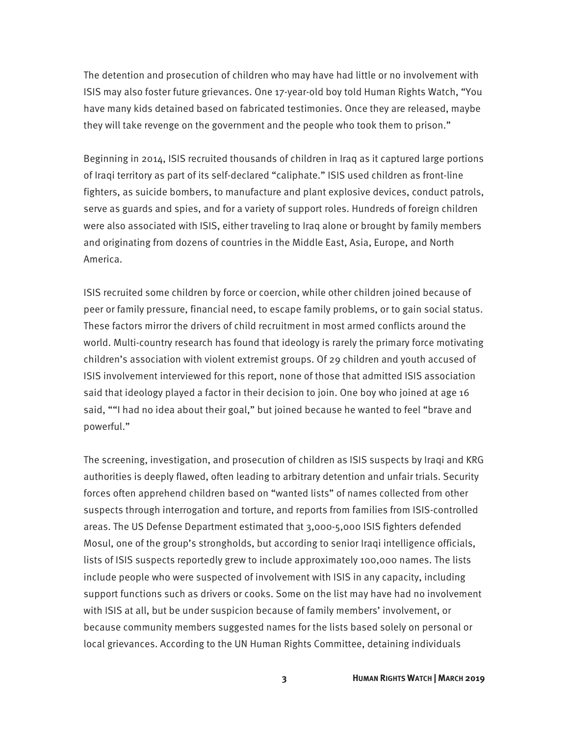The detention and prosecution of children who may have had little or no involvement with ISIS may also foster future grievances. One 17-year-old boy told Human Rights Watch, "You have many kids detained based on fabricated testimonies. Once they are released, maybe they will take revenge on the government and the people who took them to prison."

Beginning in 2014, ISIS recruited thousands of children in Iraq as it captured large portions of Iraqi territory as part of its self-declared "caliphate." ISIS used children as front-line fighters, as suicide bombers, to manufacture and plant explosive devices, conduct patrols, serve as guards and spies, and for a variety of support roles. Hundreds of foreign children were also associated with ISIS, either traveling to Iraq alone or brought by family members and originating from dozens of countries in the Middle East, Asia, Europe, and North America.

ISIS recruited some children by force or coercion, while other children joined because of peer or family pressure, financial need, to escape family problems, or to gain social status. These factors mirror the drivers of child recruitment in most armed conflicts around the world. Multi-country research has found that ideology is rarely the primary force motivating children's association with violent extremist groups. Of 29 children and youth accused of ISIS involvement interviewed for this report, none of those that admitted ISIS association said that ideology played a factor in their decision to join. One boy who joined at age 16 said, ""I had no idea about their goal," but joined because he wanted to feel "brave and powerful."

The screening, investigation, and prosecution of children as ISIS suspects by Iraqi and KRG authorities is deeply flawed, often leading to arbitrary detention and unfair trials. Security forces often apprehend children based on "wanted lists" of names collected from other suspects through interrogation and torture, and reports from families from ISIS-controlled areas. The US Defense Department estimated that 3,000-5,000 ISIS fighters defended Mosul, one of the group's strongholds, but according to senior Iraqi intelligence officials, lists of ISIS suspects reportedly grew to include approximately 100,000 names. The lists include people who were suspected of involvement with ISIS in any capacity, including support functions such as drivers or cooks. Some on the list may have had no involvement with ISIS at all, but be under suspicion because of family members' involvement, or because community members suggested names for the lists based solely on personal or local grievances. According to the UN Human Rights Committee, detaining individuals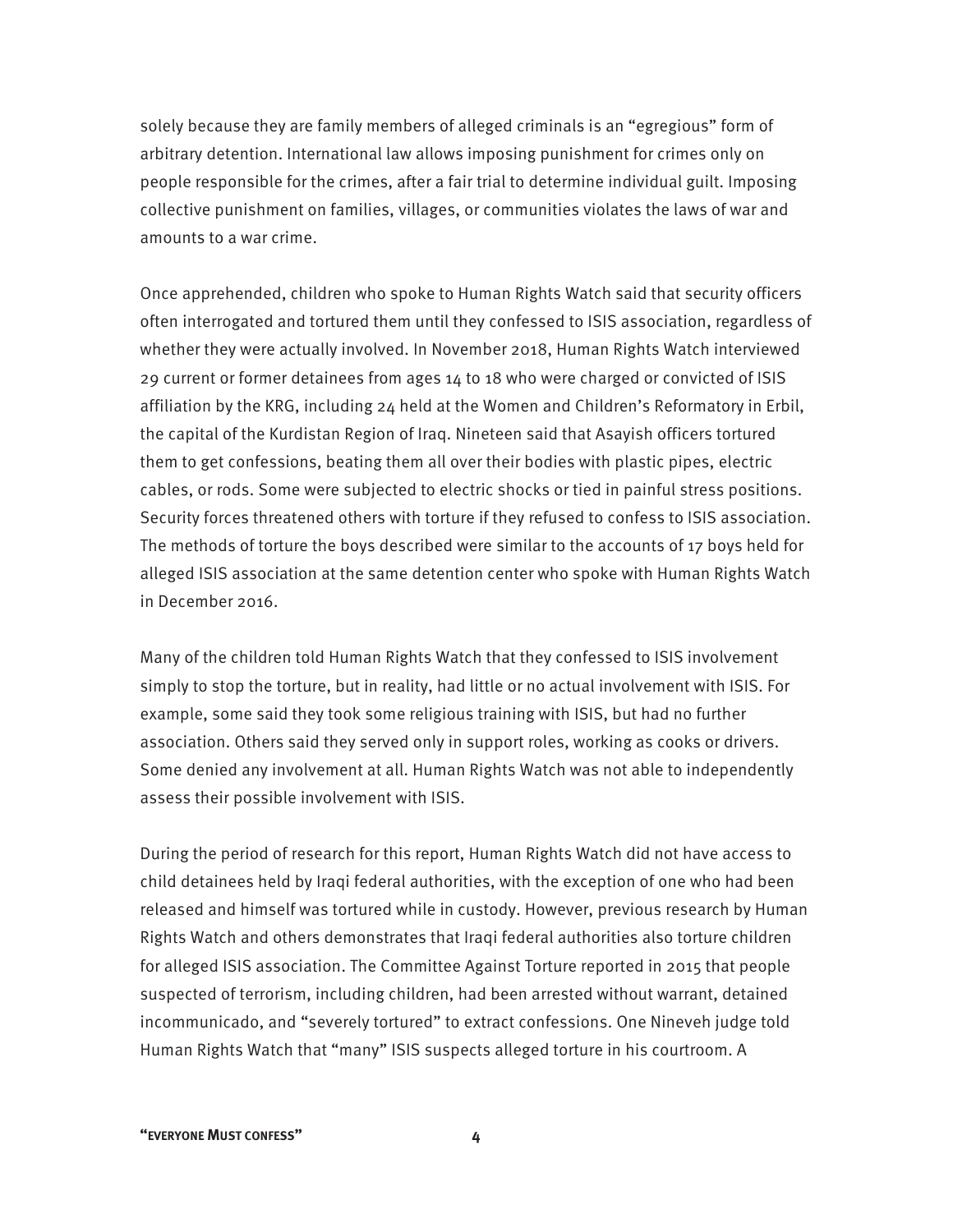solely because they are family members of alleged criminals is an "egregious" form of arbitrary detention. International law allows imposing punishment for crimes only on people responsible for the crimes, after a fair trial to determine individual guilt. Imposing collective punishment on families, villages, or communities violates the laws of war and amounts to a war crime.

Once apprehended, children who spoke to Human Rights Watch said that security officers often interrogated and tortured them until they confessed to ISIS association, regardless of whether they were actually involved. In November 2018, Human Rights Watch interviewed 29 current or former detainees from ages 14 to 18 who were charged or convicted of ISIS affiliation by the KRG, including 24 held at the Women and Children's Reformatory in Erbil, the capital of the Kurdistan Region of Iraq. Nineteen said that Asayish officers tortured them to get confessions, beating them all over their bodies with plastic pipes, electric cables, or rods. Some were subjected to electric shocks or tied in painful stress positions. Security forces threatened others with torture if they refused to confess to ISIS association. The methods of torture the boys described were similar to the accounts of 17 boys held for alleged ISIS association at the same detention center who spoke with Human Rights Watch in December 2016.

Many of the children told Human Rights Watch that they confessed to ISIS involvement simply to stop the torture, but in reality, had little or no actual involvement with ISIS. For example, some said they took some religious training with ISIS, but had no further association. Others said they served only in support roles, working as cooks or drivers. Some denied any involvement at all. Human Rights Watch was not able to independently assess their possible involvement with ISIS.

During the period of research for this report, Human Rights Watch did not have access to child detainees held by Iraqi federal authorities, with the exception of one who had been released and himself was tortured while in custody. However, previous research by Human Rights Watch and others demonstrates that Iraqi federal authorities also torture children for alleged ISIS association. The Committee Against Torture reported in 2015 that people suspected of terrorism, including children, had been arrested without warrant, detained incommunicado, and "severely tortured" to extract confessions. One Nineveh judge told Human Rights Watch that "many" ISIS suspects alleged torture in his courtroom. A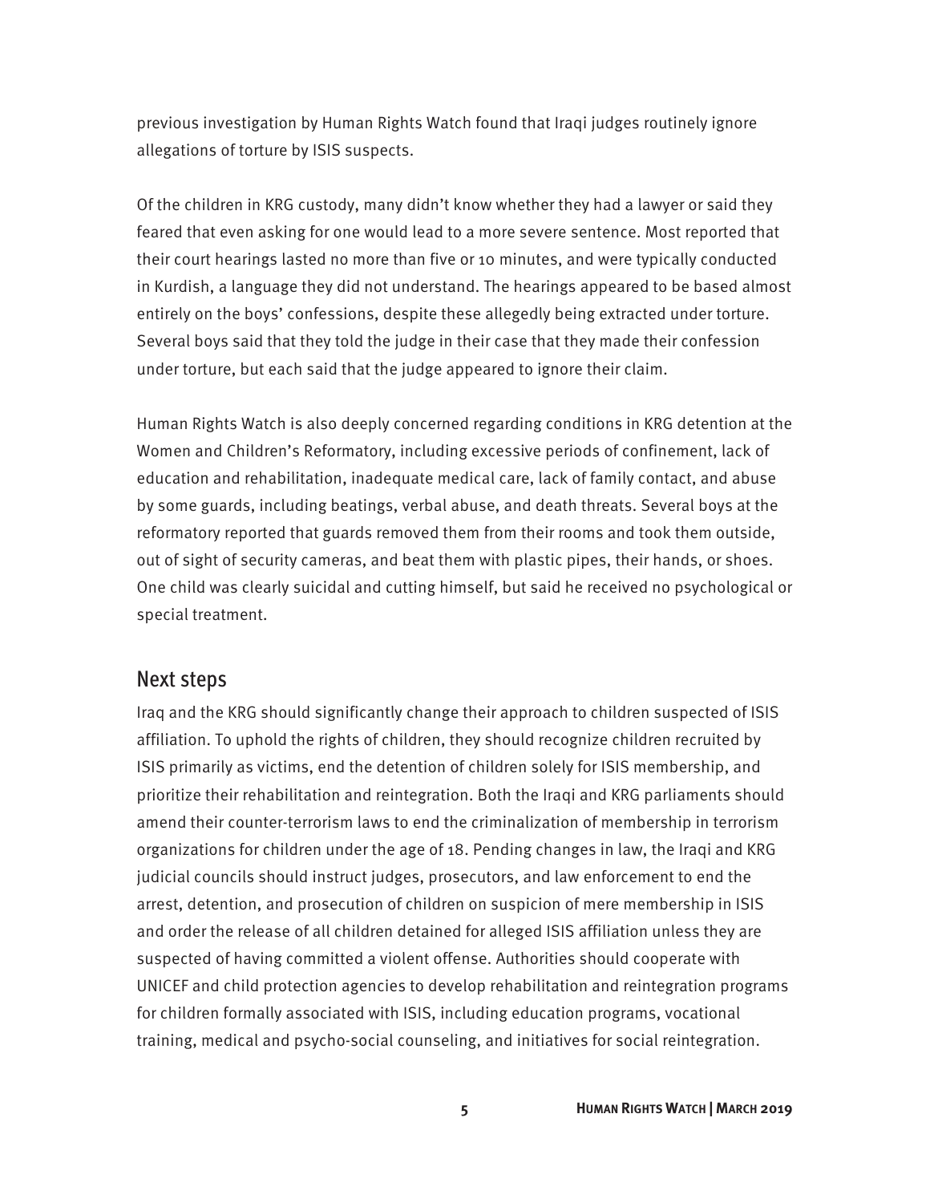previous investigation by Human Rights Watch found that Iraqi judges routinely ignore allegations of torture by ISIS suspects.

Of the children in KRG custody, many didn't know whether they had a lawyer or said they feared that even asking for one would lead to a more severe sentence. Most reported that their court hearings lasted no more than five or 10 minutes, and were typically conducted in Kurdish, a language they did not understand. The hearings appeared to be based almost entirely on the boys' confessions, despite these allegedly being extracted under torture. Several boys said that they told the judge in their case that they made their confession under torture, but each said that the judge appeared to ignore their claim.

Human Rights Watch is also deeply concerned regarding conditions in KRG detention at the Women and Children's Reformatory, including excessive periods of confinement, lack of education and rehabilitation, inadequate medical care, lack of family contact, and abuse by some guards, including beatings, verbal abuse, and death threats. Several boys at the reformatory reported that guards removed them from their rooms and took them outside, out of sight of security cameras, and beat them with plastic pipes, their hands, or shoes. One child was clearly suicidal and cutting himself, but said he received no psychological or special treatment.

## Next steps

Iraq and the KRG should significantly change their approach to children suspected of ISIS affiliation. To uphold the rights of children, they should recognize children recruited by ISIS primarily as victims, end the detention of children solely for ISIS membership, and prioritize their rehabilitation and reintegration. Both the Iraqi and KRG parliaments should amend their counter-terrorism laws to end the criminalization of membership in terrorism organizations for children under the age of 18. Pending changes in law, the Iraqi and KRG judicial councils should instruct judges, prosecutors, and law enforcement to end the arrest, detention, and prosecution of children on suspicion of mere membership in ISIS and order the release of all children detained for alleged ISIS affiliation unless they are suspected of having committed a violent offense. Authorities should cooperate with UNICEF and child protection agencies to develop rehabilitation and reintegration programs for children formally associated with ISIS, including education programs, vocational training, medical and psycho-social counseling, and initiatives for social reintegration.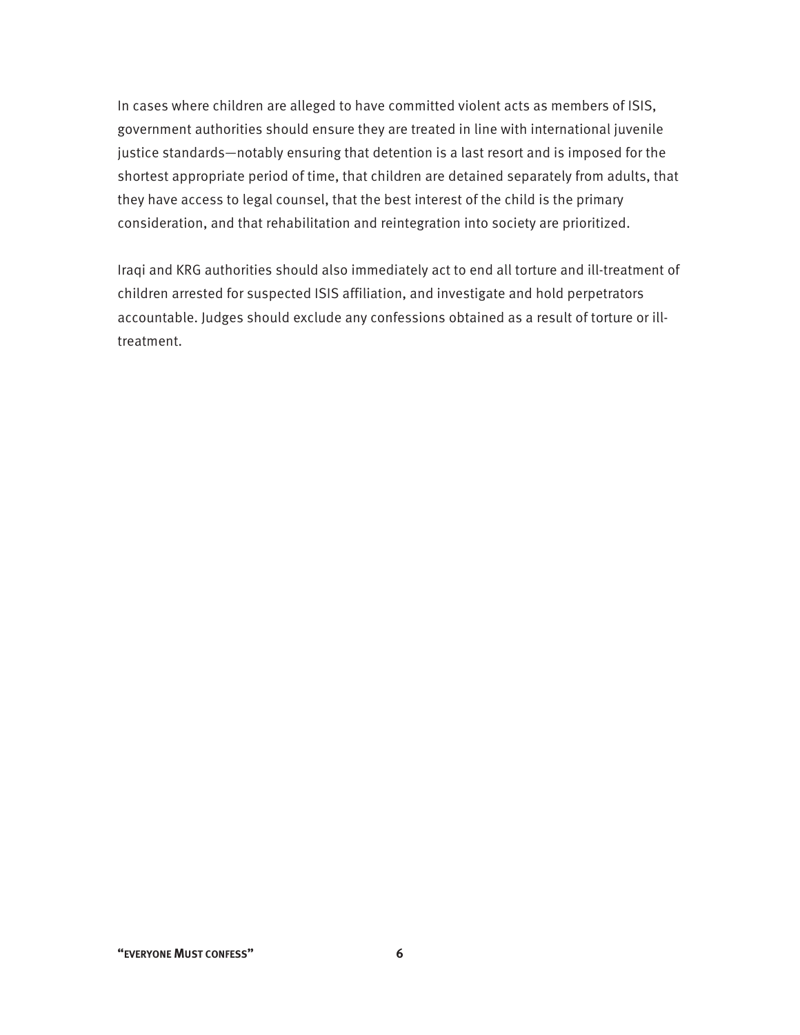In cases where children are alleged to have committed violent acts as members of ISIS, government authorities should ensure they are treated in line with international juvenile justice standards—notably ensuring that detention is a last resort and is imposed for the shortest appropriate period of time, that children are detained separately from adults, that they have access to legal counsel, that the best interest of the child is the primary consideration, and that rehabilitation and reintegration into society are prioritized.

Iraqi and KRG authorities should also immediately act to end all torture and ill-treatment of children arrested for suspected ISIS affiliation, and investigate and hold perpetrators accountable. Judges should exclude any confessions obtained as a result of torture or ill-treatment.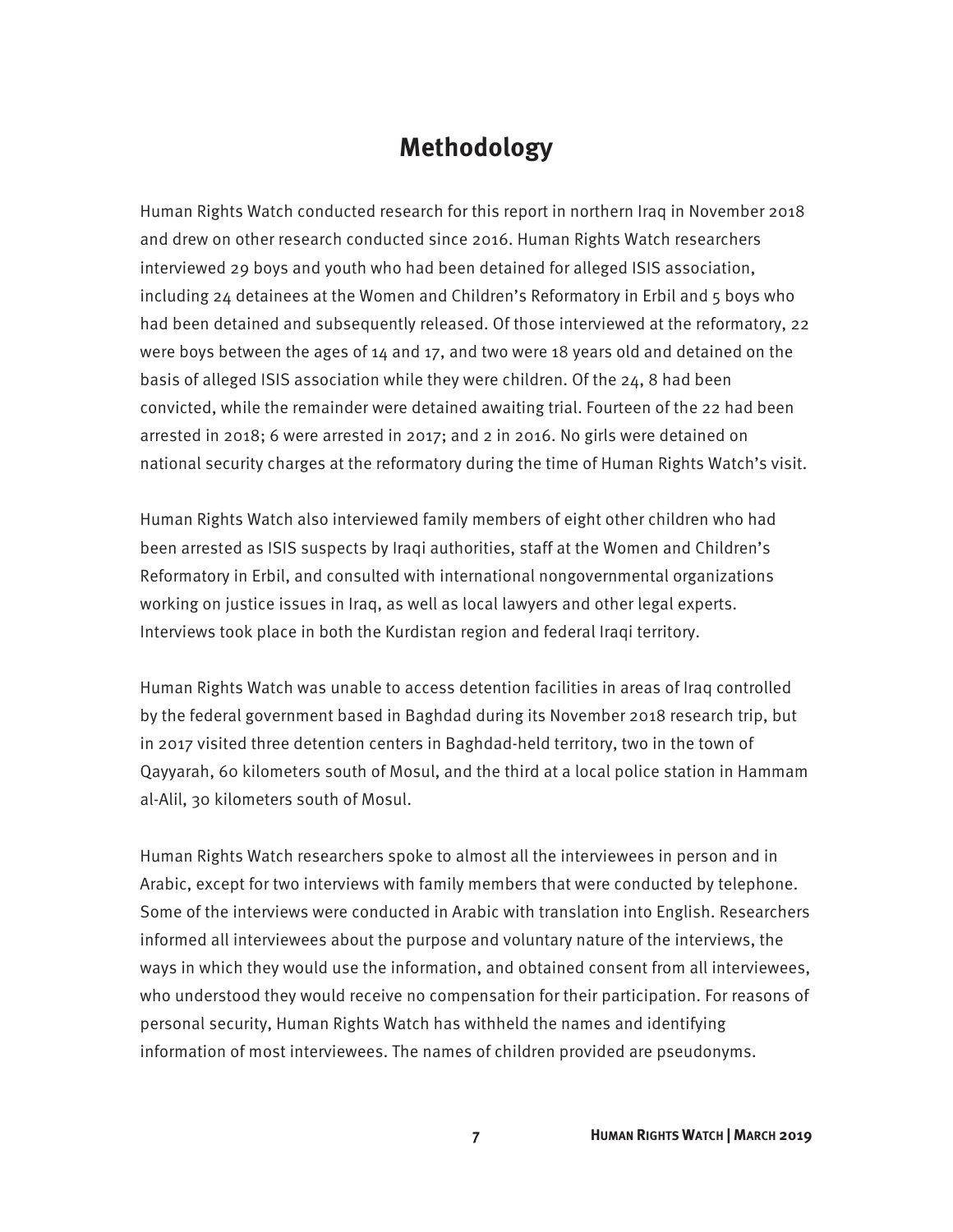# Methodology

Human Rights Watch conducted research for this report in northern Iraq in November 2018 and drew on other research conducted since 2016. Human Rights Watch researchers interviewed 29 boys and youth who had been detained for alleged ISIS association, including 24 detainees at the Women and Children's Reformatory in Erbil and 5 boys who had been detained and subsequently released. Of those interviewed at the reformatory, 22 were boys between the ages of 14 and 17, and two were 18 years old and detained on the basis of alleged ISIS association while they were children. Of the 24, 8 had been convicted, while the remainder were detained awaiting trial. Fourteen of the 22 had been arrested in 2018; 6 were arrested in 2017; and 2 in 2016. No girls were detained on national security charges at the reformatory during the time of Human Rights Watch's visit.

Human Rights Watch also interviewed family members of eight other children who had been arrested as ISIS suspects by Iraqi authorities, staff at the Women and Children's Reformatory in Erbil, and consulted with international nongovernmental organizations working on justice issues in Iraq, as well as local lawyers and other legal experts. Interviews took place in both the Kurdistan region and federal Iraqi territory.

Human Rights Watch was unable to access detention facilities in areas of Iraq controlled by the federal government based in Baghdad during its November 2018 research trip, but in 2017 visited three detention centers in Baghdad-held territory, two in the town of Qayyarah, 60 kilometers south of Mosul, and the third at a local police station in Hammam al-Alil, 30 kilometers south of Mosul.

Human Rights Watch researchers spoke to almost all the interviewees in person and in Arabic, except for two interviews with family members that were conducted by telephone. Some of the interviews were conducted in Arabic with translation into English. Researchers informed all interviewees about the purpose and voluntary nature of the interviews, the ways in which they would use the information, and obtained consent from all interviewees, who understood they would receive no compensation for their participation. For reasons of personal security, Human Rights Watch has withheld the names and identifying information of most interviewees. The names of children provided are pseudonyms.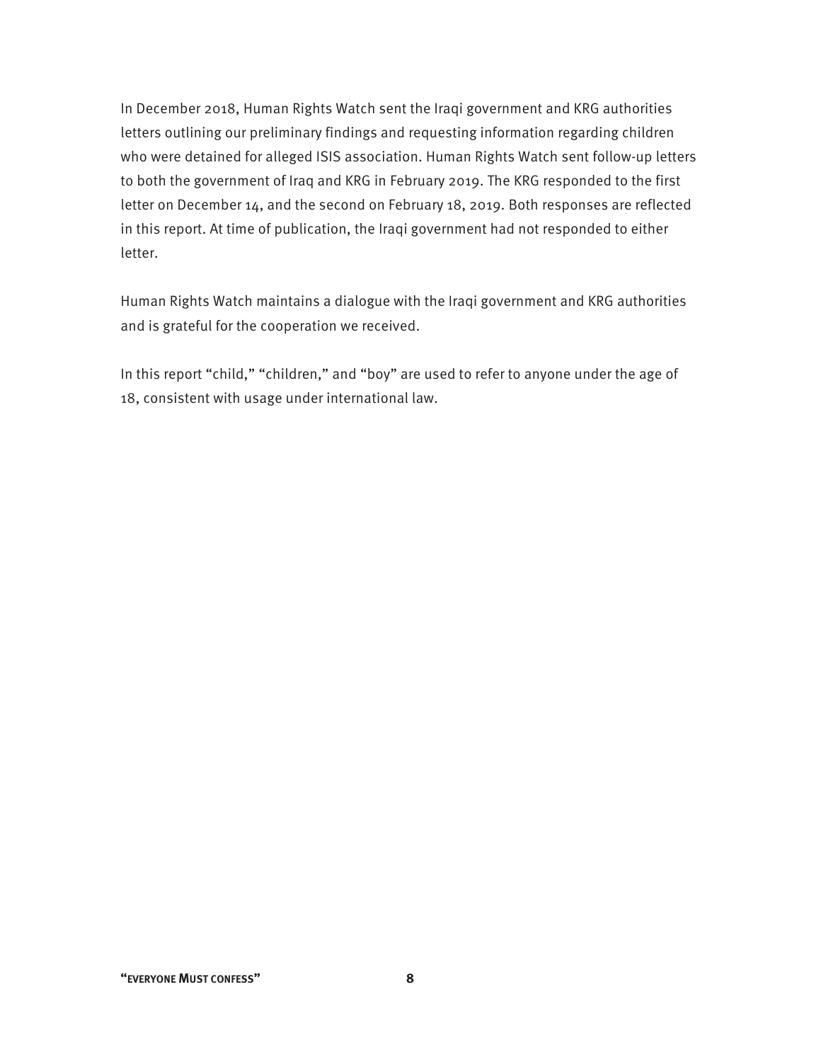In December 2018, Human Rights Watch sent the Iraqi government and KRG authorities letters outlining our preliminary findings and requesting information regarding children who were detained for alleged ISIS association. Human Rights Watch sent follow-up letters to both the government of Iraq and KRG in February 2019. The KRG responded to the first letter on December 14, and the second on February 18, 2019. Both responses are reflected in this report. At time of publication, the Iraqi government had not responded to either letter.

Human Rights Watch maintains a dialogue with the Iraqi government and KRG authorities and is grateful for the cooperation we received.

In this report "child," "children," and "boy" are used to refer to anyone under the age of 18, consistent with usage under international law.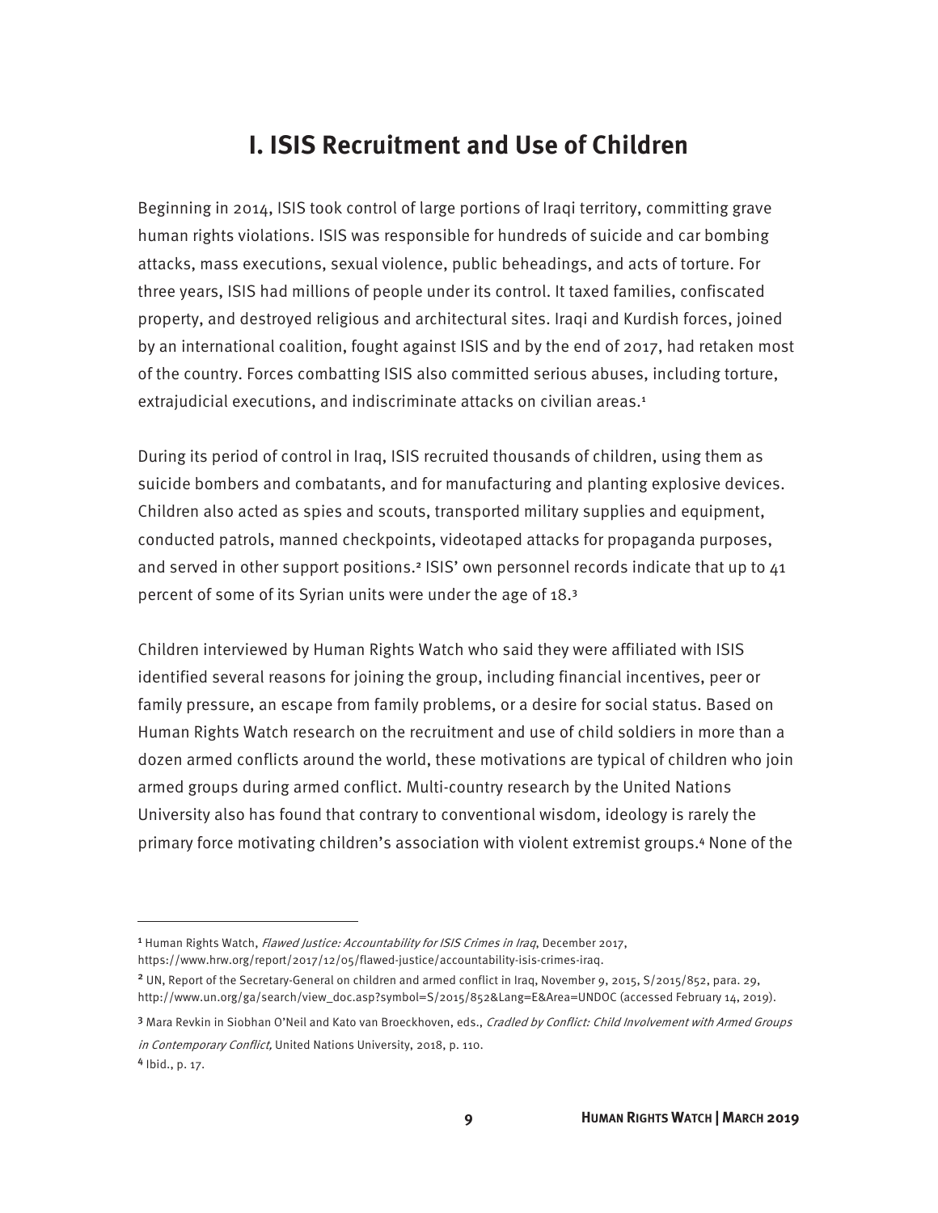# I. ISIS Recruitment and Use of Children

Beginning in 2014, ISIS took control of large portions of Iraqi territory, committing grave human rights violations. ISIS was responsible for hundreds of suicide and car bombing attacks, mass executions, sexual violence, public beheadings, and acts of torture. For three years, ISIS had millions of people under its control. It taxed families, confiscated property, and destroyed religious and architectural sites. Iraqi and Kurdish forces, joined by an international coalition, fought against ISIS and by the end of 2017, had retaken most of the country. Forces combatting ISIS also committed serious abuses, including torture, extrajudicial executions, and indiscriminate attacks on civilian areas.[1]

During its period of control in Iraq, ISIS recruited thousands of children, using them as suicide bombers and combatants, and for manufacturing and planting explosive devices. Children also acted as spies and scouts, transported military supplies and equipment, conducted patrols, manned checkpoints, videotaped attacks for propaganda purposes, and served in other support positions.[2] ISIS' own personnel records indicate that up to 41 percent of some of its Syrian units were under the age of 18.[3]

Children interviewed by Human Rights Watch who said they were affiliated with ISIS identified several reasons for joining the group, including financial incentives, peer or family pressure, an escape from family problems, or a desire for social status. Based on Human Rights Watch research on the recruitment and use of child soldiers in more than a dozen armed conflicts around the world, these motivations are typical of children who join armed groups during armed conflict. Multi-country research by the United Nations University also has found that contrary to conventional wisdom, ideology is rarely the primary force motivating children's association with violent extremist groups.[4] None of the

---

[1] Human Rights Watch, *Flawed Justice: Accountability for ISIS Crimes in Iraq*, December 2017, https://www.hrw.org/report/2017/12/05/flawed-justice/accountability-isis-crimes-iraq.

[2] UN, Report of the Secretary-General on children and armed conflict in Iraq, November 9, 2015, S/2015/852, para. 29, http://www.un.org/ga/search/view_doc.asp?symbol=S/2015/852&Lang=E&Area=UNDOC (accessed February 14, 2019).

[3] Mara Revkin in Siobhan O'Neil and Kato van Broeckhoven, eds., *Cradled by Conflict: Child Involvement with Armed Groups in Contemporary Conflict,* United Nations University, 2018, p. 110.

[4] Ibid., p. 17.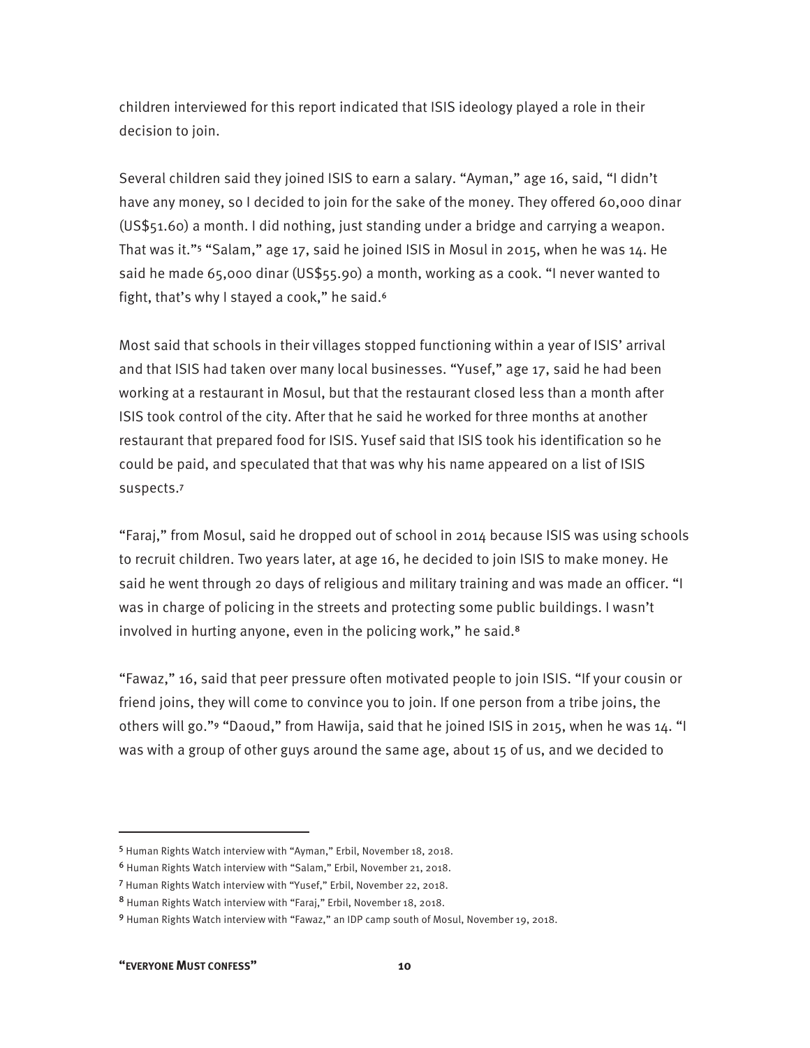children interviewed for this report indicated that ISIS ideology played a role in their decision to join.

Several children said they joined ISIS to earn a salary. "Ayman," age 16, said, "I didn't have any money, so I decided to join for the sake of the money. They offered 60,000 dinar (US$51.60) a month. I did nothing, just standing under a bridge and carrying a weapon. That was it."[5] "Salam," age 17, said he joined ISIS in Mosul in 2015, when he was 14. He said he made 65,000 dinar (US$55.90) a month, working as a cook. "I never wanted to fight, that's why I stayed a cook," he said.[6]

Most said that schools in their villages stopped functioning within a year of ISIS' arrival and that ISIS had taken over many local businesses. "Yusef," age 17, said he had been working at a restaurant in Mosul, but that the restaurant closed less than a month after ISIS took control of the city. After that he said he worked for three months at another restaurant that prepared food for ISIS. Yusef said that ISIS took his identification so he could be paid, and speculated that that was why his name appeared on a list of ISIS suspects.[7]

"Faraj," from Mosul, said he dropped out of school in 2014 because ISIS was using schools to recruit children. Two years later, at age 16, he decided to join ISIS to make money. He said he went through 20 days of religious and military training and was made an officer. "I was in charge of policing in the streets and protecting some public buildings. I wasn't involved in hurting anyone, even in the policing work," he said.[8]

"Fawaz," 16, said that peer pressure often motivated people to join ISIS. "If your cousin or friend joins, they will come to convince you to join. If one person from a tribe joins, the others will go."[9] "Daoud," from Hawija, said that he joined ISIS in 2015, when he was 14. "I was with a group of other guys around the same age, about 15 of us, and we decided to

---

[5] Human Rights Watch interview with "Ayman," Erbil, November 18, 2018.

[6] Human Rights Watch interview with "Salam," Erbil, November 21, 2018.

[7] Human Rights Watch interview with "Yusef," Erbil, November 22, 2018.

[8] Human Rights Watch interview with "Faraj," Erbil, November 18, 2018.

[9] Human Rights Watch interview with "Fawaz," an IDP camp south of Mosul, November 19, 2018.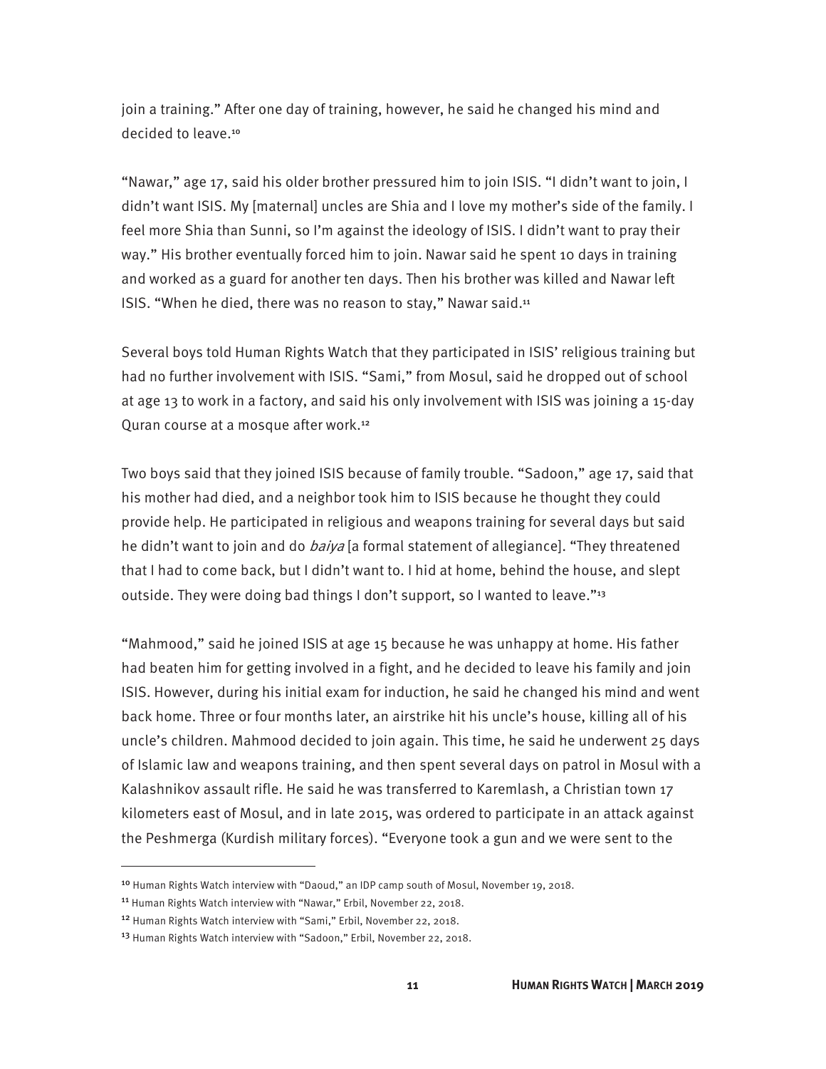join a training." After one day of training, however, he said he changed his mind and decided to leave.[10]

"Nawar," age 17, said his older brother pressured him to join ISIS. "I didn't want to join, I didn't want ISIS. My [maternal] uncles are Shia and I love my mother's side of the family. I feel more Shia than Sunni, so I'm against the ideology of ISIS. I didn't want to pray their way." His brother eventually forced him to join. Nawar said he spent 10 days in training and worked as a guard for another ten days. Then his brother was killed and Nawar left ISIS. "When he died, there was no reason to stay," Nawar said.[11]

Several boys told Human Rights Watch that they participated in ISIS' religious training but had no further involvement with ISIS. "Sami," from Mosul, said he dropped out of school at age 13 to work in a factory, and said his only involvement with ISIS was joining a 15-day Quran course at a mosque after work.[12]

Two boys said that they joined ISIS because of family trouble. "Sadoon," age 17, said that his mother had died, and a neighbor took him to ISIS because he thought they could provide help. He participated in religious and weapons training for several days but said he didn't want to join and do *baiya* [a formal statement of allegiance]. "They threatened that I had to come back, but I didn't want to. I hid at home, behind the house, and slept outside. They were doing bad things I don't support, so I wanted to leave."[13]

"Mahmood," said he joined ISIS at age 15 because he was unhappy at home. His father had beaten him for getting involved in a fight, and he decided to leave his family and join ISIS. However, during his initial exam for induction, he said he changed his mind and went back home. Three or four months later, an airstrike hit his uncle's house, killing all of his uncle's children. Mahmood decided to join again. This time, he said he underwent 25 days of Islamic law and weapons training, and then spent several days on patrol in Mosul with a Kalashnikov assault rifle. He said he was transferred to Karemlash, a Christian town 17 kilometers east of Mosul, and in late 2015, was ordered to participate in an attack against the Peshmerga (Kurdish military forces). "Everyone took a gun and we were sent to the

---

[10] Human Rights Watch interview with "Daoud," an IDP camp south of Mosul, November 19, 2018.

[11] Human Rights Watch interview with "Nawar," Erbil, November 22, 2018.

[12] Human Rights Watch interview with "Sami," Erbil, November 22, 2018.

[13] Human Rights Watch interview with "Sadoon," Erbil, November 22, 2018.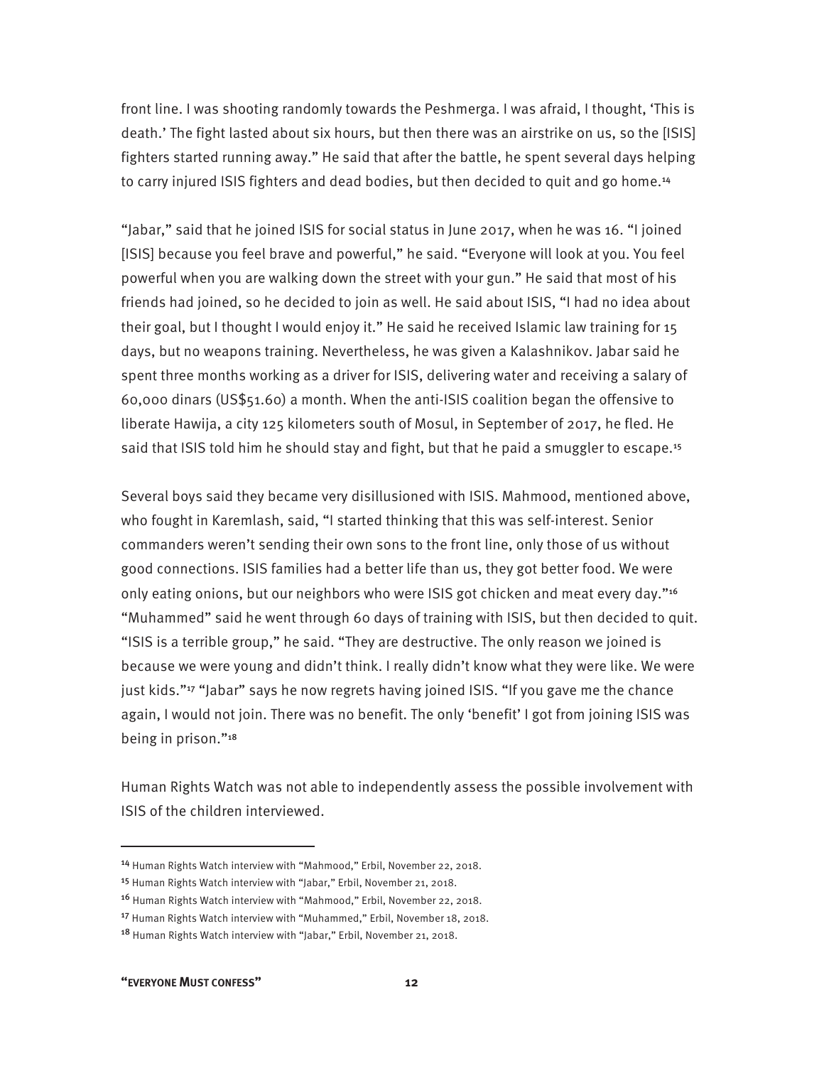front line. I was shooting randomly towards the Peshmerga. I was afraid, I thought, 'This is death.' The fight lasted about six hours, but then there was an airstrike on us, so the [ISIS] fighters started running away." He said that after the battle, he spent several days helping to carry injured ISIS fighters and dead bodies, but then decided to quit and go home.[14]

"Jabar," said that he joined ISIS for social status in June 2017, when he was 16. "I joined [ISIS] because you feel brave and powerful," he said. "Everyone will look at you. You feel powerful when you are walking down the street with your gun." He said that most of his friends had joined, so he decided to join as well. He said about ISIS, "I had no idea about their goal, but I thought I would enjoy it." He said he received Islamic law training for 15 days, but no weapons training. Nevertheless, he was given a Kalashnikov. Jabar said he spent three months working as a driver for ISIS, delivering water and receiving a salary of 60,000 dinars (US$51.60) a month. When the anti-ISIS coalition began the offensive to liberate Hawija, a city 125 kilometers south of Mosul, in September of 2017, he fled. He said that ISIS told him he should stay and fight, but that he paid a smuggler to escape.[15]

Several boys said they became very disillusioned with ISIS. Mahmood, mentioned above, who fought in Karemlash, said, "I started thinking that this was self-interest. Senior commanders weren't sending their own sons to the front line, only those of us without good connections. ISIS families had a better life than us, they got better food. We were only eating onions, but our neighbors who were ISIS got chicken and meat every day."[16] "Muhammed" said he went through 60 days of training with ISIS, but then decided to quit. "ISIS is a terrible group," he said. "They are destructive. The only reason we joined is because we were young and didn't think. I really didn't know what they were like. We were just kids."[17] "Jabar" says he now regrets having joined ISIS. "If you gave me the chance again, I would not join. There was no benefit. The only 'benefit' I got from joining ISIS was being in prison."[18]

Human Rights Watch was not able to independently assess the possible involvement with ISIS of the children interviewed.

---

[14] Human Rights Watch interview with "Mahmood," Erbil, November 22, 2018.

[15] Human Rights Watch interview with "Jabar," Erbil, November 21, 2018.

[16] Human Rights Watch interview with "Mahmood," Erbil, November 22, 2018.

[17] Human Rights Watch interview with "Muhammed," Erbil, November 18, 2018.

[18] Human Rights Watch interview with "Jabar," Erbil, November 21, 2018.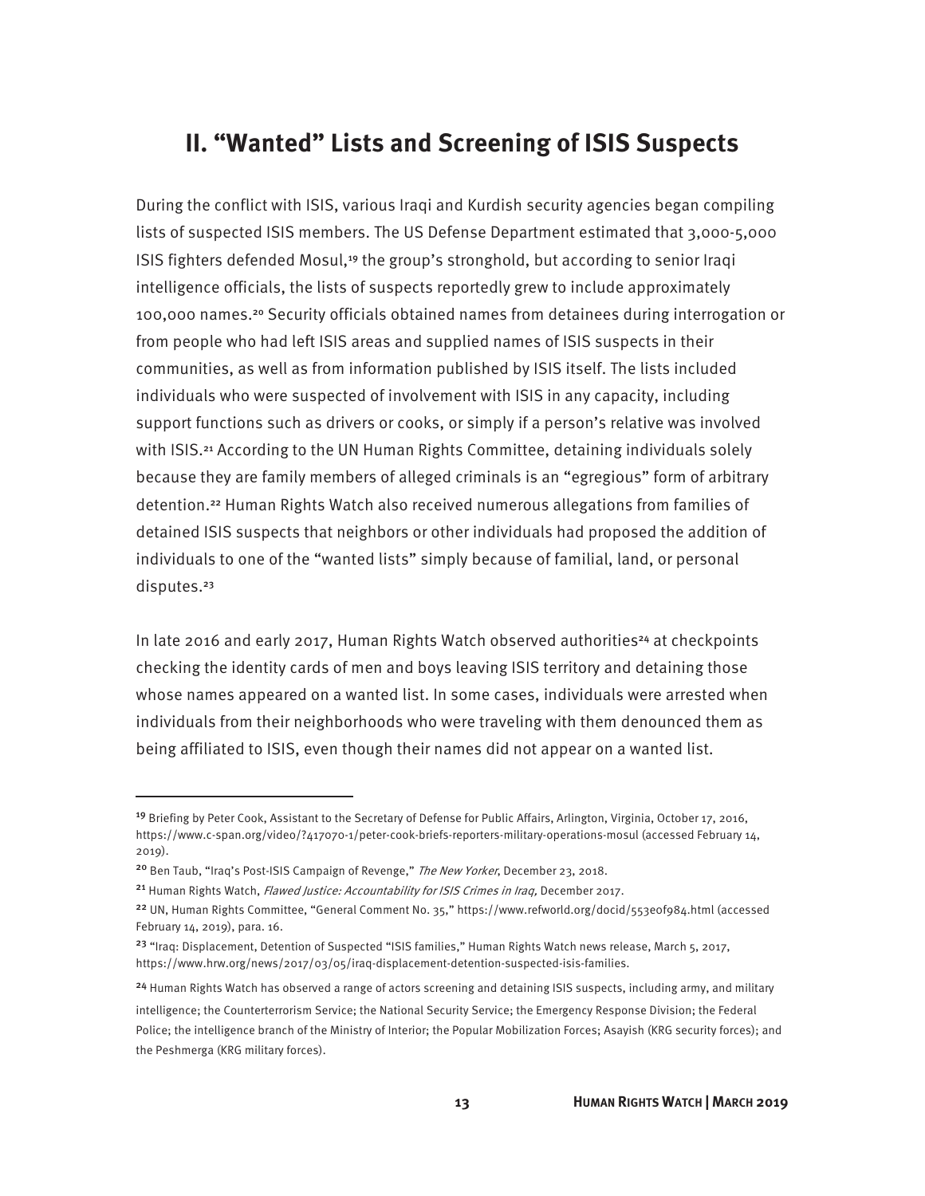## II. "Wanted" Lists and Screening of ISIS Suspects

During the conflict with ISIS, various Iraqi and Kurdish security agencies began compiling lists of suspected ISIS members. The US Defense Department estimated that 3,000-5,000 ISIS fighters defended Mosul,[19] the group's stronghold, but according to senior Iraqi intelligence officials, the lists of suspects reportedly grew to include approximately 100,000 names.[20] Security officials obtained names from detainees during interrogation or from people who had left ISIS areas and supplied names of ISIS suspects in their communities, as well as from information published by ISIS itself. The lists included individuals who were suspected of involvement with ISIS in any capacity, including support functions such as drivers or cooks, or simply if a person's relative was involved with ISIS.[21] According to the UN Human Rights Committee, detaining individuals solely because they are family members of alleged criminals is an "egregious" form of arbitrary detention.[22] Human Rights Watch also received numerous allegations from families of detained ISIS suspects that neighbors or other individuals had proposed the addition of individuals to one of the "wanted lists" simply because of familial, land, or personal disputes.[23]

In late 2016 and early 2017, Human Rights Watch observed authorities[24] at checkpoints checking the identity cards of men and boys leaving ISIS territory and detaining those whose names appeared on a wanted list. In some cases, individuals were arrested when individuals from their neighborhoods who were traveling with them denounced them as being affiliated to ISIS, even though their names did not appear on a wanted list.

---

[19] Briefing by Peter Cook, Assistant to the Secretary of Defense for Public Affairs, Arlington, Virginia, October 17, 2016, https://www.c-span.org/video/?417070-1/peter-cook-briefs-reporters-military-operations-mosul (accessed February 14, 2019).

[20] Ben Taub, "Iraq's Post-ISIS Campaign of Revenge," *The New Yorker*, December 23, 2018.

[21] Human Rights Watch, *Flawed Justice: Accountability for ISIS Crimes in Iraq,* December 2017.

[22] UN, Human Rights Committee, "General Comment No. 35," https://www.refworld.org/docid/553e0f984.html (accessed February 14, 2019), para. 16.

[23] "Iraq: Displacement, Detention of Suspected "ISIS families," Human Rights Watch news release, March 5, 2017, https://www.hrw.org/news/2017/03/05/iraq-displacement-detention-suspected-isis-families.

[24] Human Rights Watch has observed a range of actors screening and detaining ISIS suspects, including army, and military intelligence; the Counterterrorism Service; the National Security Service; the Emergency Response Division; the Federal Police; the intelligence branch of the Ministry of Interior; the Popular Mobilization Forces; Asayish (KRG security forces); and the Peshmerga (KRG military forces).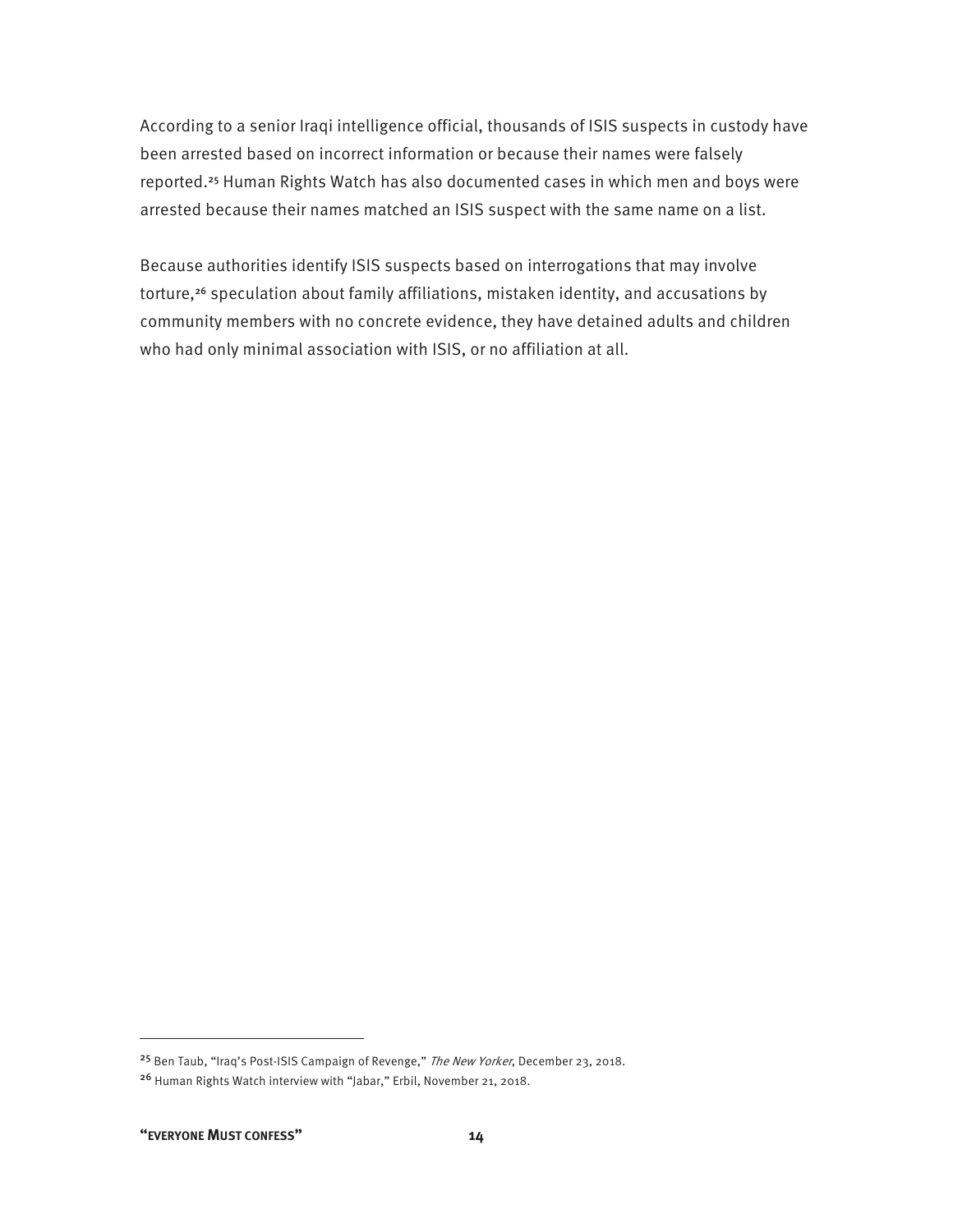According to a senior Iraqi intelligence official, thousands of ISIS suspects in custody have been arrested based on incorrect information or because their names were falsely reported.[25] Human Rights Watch has also documented cases in which men and boys were arrested because their names matched an ISIS suspect with the same name on a list.

Because authorities identify ISIS suspects based on interrogations that may involve torture,[26] speculation about family affiliations, mistaken identity, and accusations by community members with no concrete evidence, they have detained adults and children who had only minimal association with ISIS, or no affiliation at all.

---

[25] Ben Taub, "Iraq's Post-ISIS Campaign of Revenge," *The New Yorker*, December 23, 2018.

[26] Human Rights Watch interview with "Jabar," Erbil, November 21, 2018.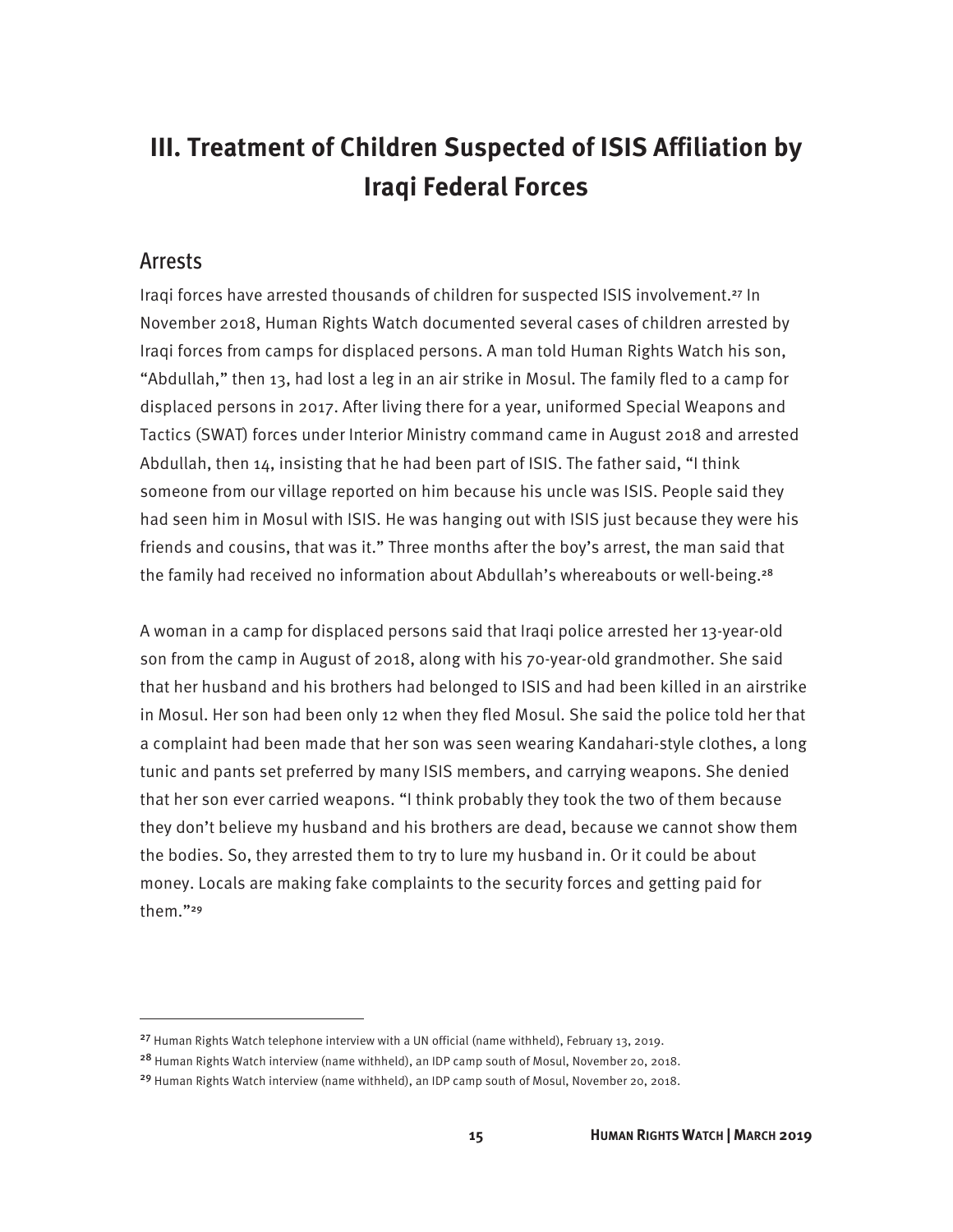# III. Treatment of Children Suspected of ISIS Affiliation by Iraqi Federal Forces

## Arrests

Iraqi forces have arrested thousands of children for suspected ISIS involvement.[27] In November 2018, Human Rights Watch documented several cases of children arrested by Iraqi forces from camps for displaced persons. A man told Human Rights Watch his son, "Abdullah," then 13, had lost a leg in an air strike in Mosul. The family fled to a camp for displaced persons in 2017. After living there for a year, uniformed Special Weapons and Tactics (SWAT) forces under Interior Ministry command came in August 2018 and arrested Abdullah, then 14, insisting that he had been part of ISIS. The father said, "I think someone from our village reported on him because his uncle was ISIS. People said they had seen him in Mosul with ISIS. He was hanging out with ISIS just because they were his friends and cousins, that was it." Three months after the boy's arrest, the man said that the family had received no information about Abdullah's whereabouts or well-being.[28]

A woman in a camp for displaced persons said that Iraqi police arrested her 13-year-old son from the camp in August of 2018, along with his 70-year-old grandmother. She said that her husband and his brothers had belonged to ISIS and had been killed in an airstrike in Mosul. Her son had been only 12 when they fled Mosul. She said the police told her that a complaint had been made that her son was seen wearing Kandahari-style clothes, a long tunic and pants set preferred by many ISIS members, and carrying weapons. She denied that her son ever carried weapons. "I think probably they took the two of them because they don't believe my husband and his brothers are dead, because we cannot show them the bodies. So, they arrested them to try to lure my husband in. Or it could be about money. Locals are making fake complaints to the security forces and getting paid for them."[29]

---

[27] Human Rights Watch telephone interview with a UN official (name withheld), February 13, 2019.

[28] Human Rights Watch interview (name withheld), an IDP camp south of Mosul, November 20, 2018.

[29] Human Rights Watch interview (name withheld), an IDP camp south of Mosul, November 20, 2018.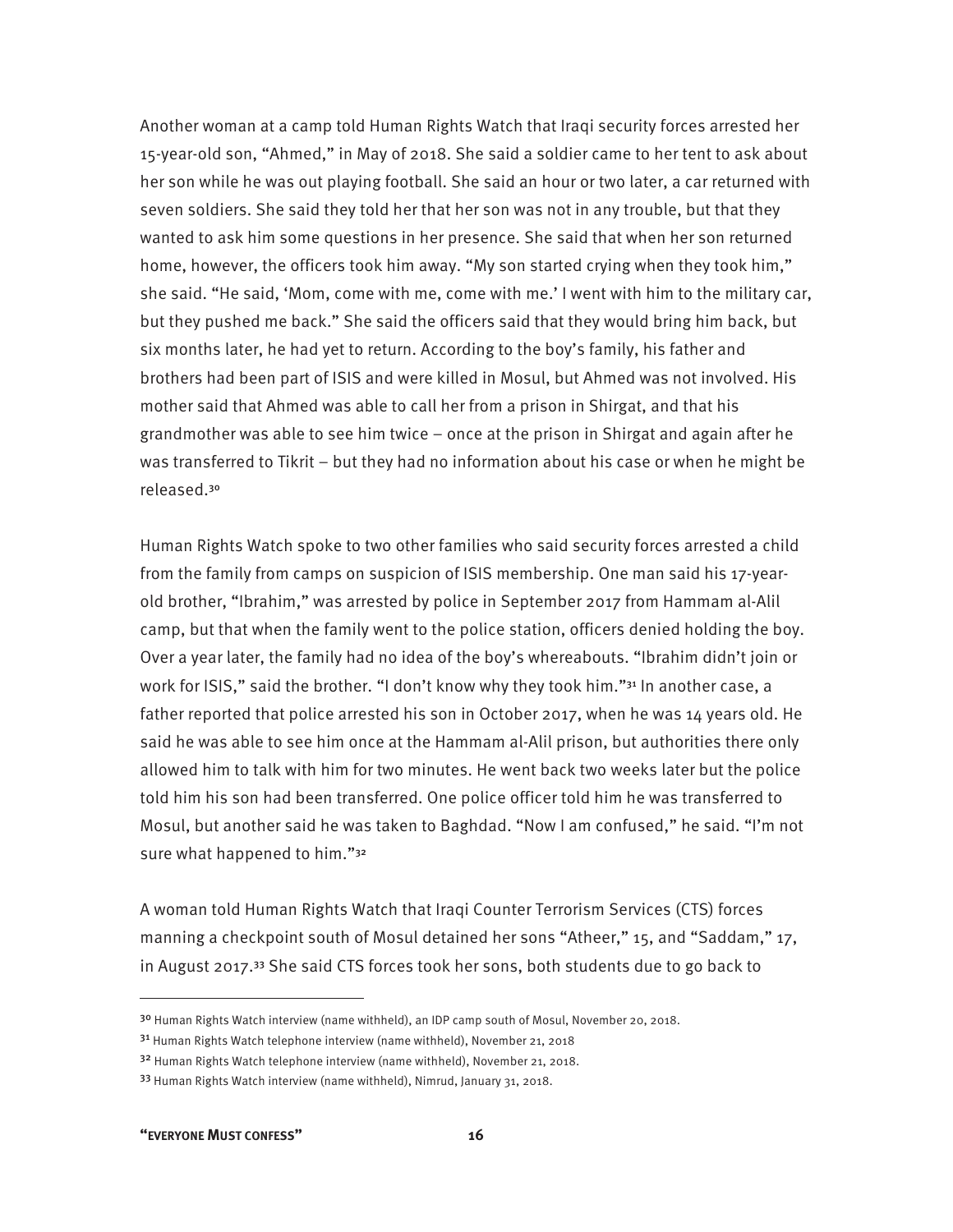Another woman at a camp told Human Rights Watch that Iraqi security forces arrested her 15-year-old son, "Ahmed," in May of 2018. She said a soldier came to her tent to ask about her son while he was out playing football. She said an hour or two later, a car returned with seven soldiers. She said they told her that her son was not in any trouble, but that they wanted to ask him some questions in her presence. She said that when her son returned home, however, the officers took him away. "My son started crying when they took him," she said. "He said, 'Mom, come with me, come with me.' I went with him to the military car, but they pushed me back." She said the officers said that they would bring him back, but six months later, he had yet to return. According to the boy's family, his father and brothers had been part of ISIS and were killed in Mosul, but Ahmed was not involved. His mother said that Ahmed was able to call her from a prison in Shirgat, and that his grandmother was able to see him twice – once at the prison in Shirgat and again after he was transferred to Tikrit – but they had no information about his case or when he might be released.[30]

Human Rights Watch spoke to two other families who said security forces arrested a child from the family from camps on suspicion of ISIS membership. One man said his 17-year-old brother, "Ibrahim," was arrested by police in September 2017 from Hammam al-Alil camp, but that when the family went to the police station, officers denied holding the boy. Over a year later, the family had no idea of the boy's whereabouts. "Ibrahim didn't join or work for ISIS," said the brother. "I don't know why they took him."[31] In another case, a father reported that police arrested his son in October 2017, when he was 14 years old. He said he was able to see him once at the Hammam al-Alil prison, but authorities there only allowed him to talk with him for two minutes. He went back two weeks later but the police told him his son had been transferred. One police officer told him he was transferred to Mosul, but another said he was taken to Baghdad. "Now I am confused," he said. "I'm not sure what happened to him."[32]

A woman told Human Rights Watch that Iraqi Counter Terrorism Services (CTS) forces manning a checkpoint south of Mosul detained her sons "Atheer," 15, and "Saddam," 17, in August 2017.[33] She said CTS forces took her sons, both students due to go back to

---

[30] Human Rights Watch interview (name withheld), an IDP camp south of Mosul, November 20, 2018.

[31] Human Rights Watch telephone interview (name withheld), November 21, 2018

[32] Human Rights Watch telephone interview (name withheld), November 21, 2018.

[33] Human Rights Watch interview (name withheld), Nimrud, January 31, 2018.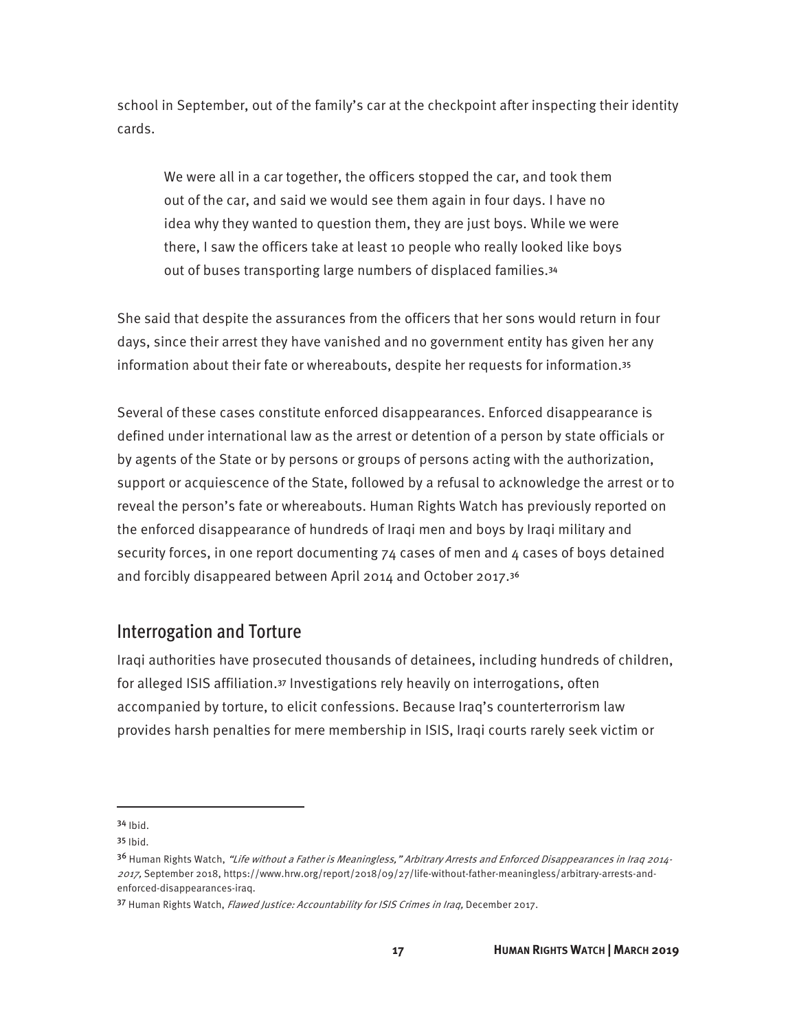school in September, out of the family's car at the checkpoint after inspecting their identity cards.

> We were all in a car together, the officers stopped the car, and took them out of the car, and said we would see them again in four days. I have no idea why they wanted to question them, they are just boys. While we were there, I saw the officers take at least 10 people who really looked like boys out of buses transporting large numbers of displaced families.[34]

She said that despite the assurances from the officers that her sons would return in four days, since their arrest they have vanished and no government entity has given her any information about their fate or whereabouts, despite her requests for information.[35]

Several of these cases constitute enforced disappearances. Enforced disappearance is defined under international law as the arrest or detention of a person by state officials or by agents of the State or by persons or groups of persons acting with the authorization, support or acquiescence of the State, followed by a refusal to acknowledge the arrest or to reveal the person's fate or whereabouts. Human Rights Watch has previously reported on the enforced disappearance of hundreds of Iraqi men and boys by Iraqi military and security forces, in one report documenting 74 cases of men and 4 cases of boys detained and forcibly disappeared between April 2014 and October 2017.[36]

## Interrogation and Torture

Iraqi authorities have prosecuted thousands of detainees, including hundreds of children, for alleged ISIS affiliation.[37] Investigations rely heavily on interrogations, often accompanied by torture, to elicit confessions. Because Iraq's counterterrorism law provides harsh penalties for mere membership in ISIS, Iraqi courts rarely seek victim or

---

[34] Ibid.

[35] Ibid.

[36] Human Rights Watch, *"Life without a Father is Meaningless," Arbitrary Arrests and Enforced Disappearances in Iraq 2014-2017,* September 2018, https://www.hrw.org/report/2018/09/27/life-without-father-meaningless/arbitrary-arrests-and-enforced-disappearances-iraq.

[37] Human Rights Watch, *Flawed Justice: Accountability for ISIS Crimes in Iraq,* December 2017.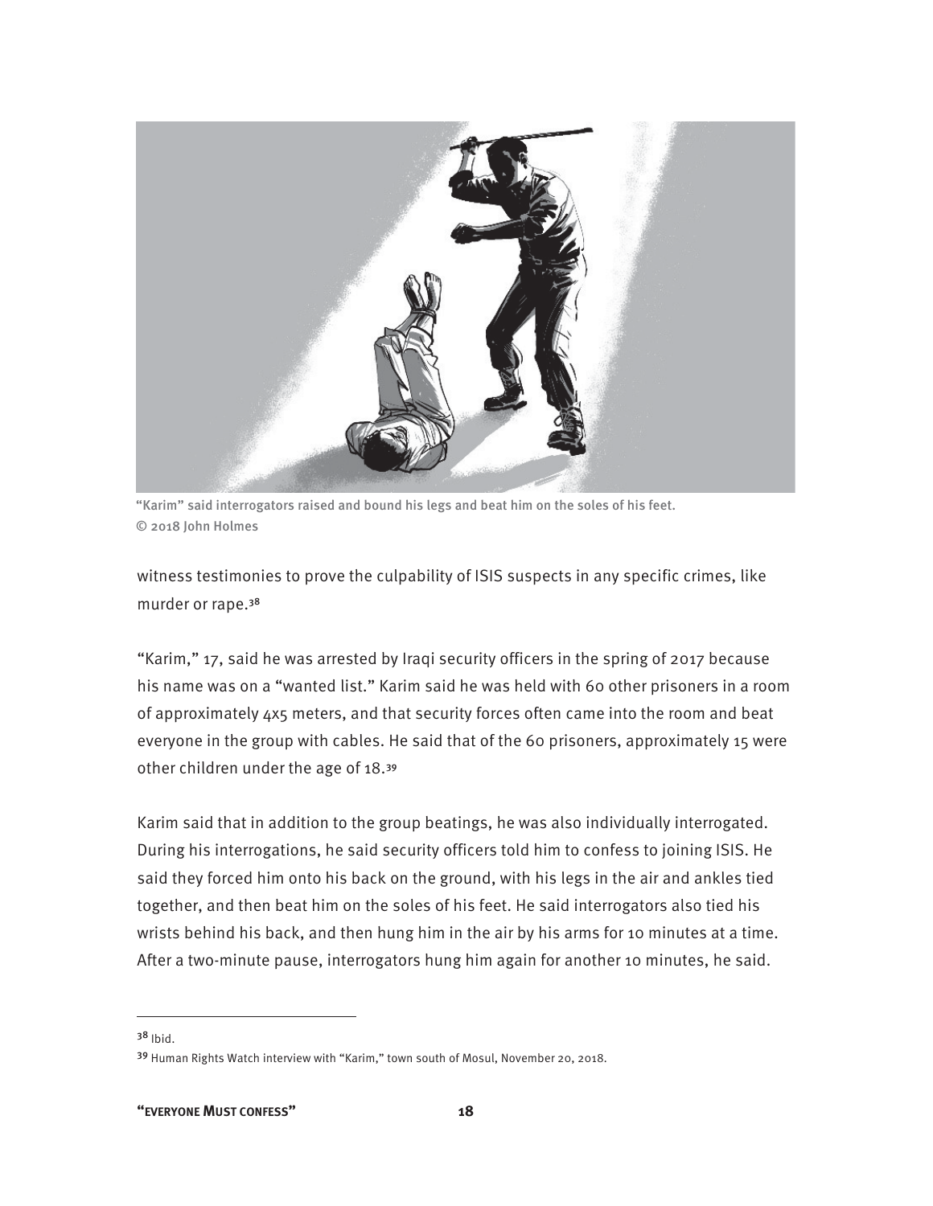"Karim" said interrogators raised and bound his legs and beat him on the soles of his feet.
© 2018 John Holmes

witness testimonies to prove the culpability of ISIS suspects in any specific crimes, like murder or rape.[38]

"Karim," 17, said he was arrested by Iraqi security officers in the spring of 2017 because his name was on a "wanted list." Karim said he was held with 60 other prisoners in a room of approximately 4x5 meters, and that security forces often came into the room and beat everyone in the group with cables. He said that of the 60 prisoners, approximately 15 were other children under the age of 18.[39]

Karim said that in addition to the group beatings, he was also individually interrogated. During his interrogations, he said security officers told him to confess to joining ISIS. He said they forced him onto his back on the ground, with his legs in the air and ankles tied together, and then beat him on the soles of his feet. He said interrogators also tied his wrists behind his back, and then hung him in the air by his arms for 10 minutes at a time. After a two-minute pause, interrogators hung him again for another 10 minutes, he said.

---

[38] Ibid.

[39] Human Rights Watch interview with "Karim," town south of Mosul, November 20, 2018.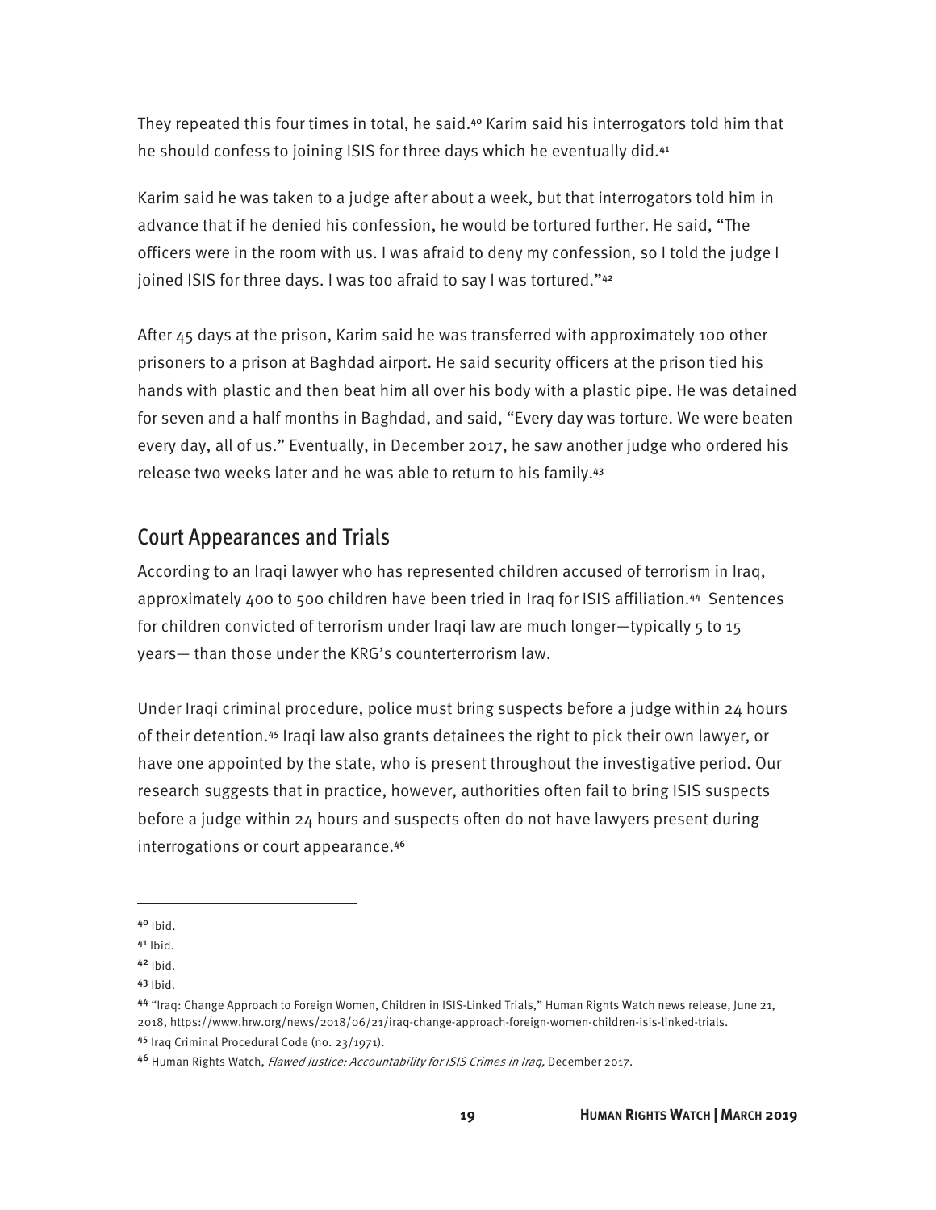They repeated this four times in total, he said.[40] Karim said his interrogators told him that he should confess to joining ISIS for three days which he eventually did.[41]

Karim said he was taken to a judge after about a week, but that interrogators told him in advance that if he denied his confession, he would be tortured further. He said, "The officers were in the room with us. I was afraid to deny my confession, so I told the judge I joined ISIS for three days. I was too afraid to say I was tortured."[42]

After 45 days at the prison, Karim said he was transferred with approximately 100 other prisoners to a prison at Baghdad airport. He said security officers at the prison tied his hands with plastic and then beat him all over his body with a plastic pipe. He was detained for seven and a half months in Baghdad, and said, "Every day was torture. We were beaten every day, all of us." Eventually, in December 2017, he saw another judge who ordered his release two weeks later and he was able to return to his family.[43]

## Court Appearances and Trials

According to an Iraqi lawyer who has represented children accused of terrorism in Iraq, approximately 400 to 500 children have been tried in Iraq for ISIS affiliation.[44] Sentences for children convicted of terrorism under Iraqi law are much longer—typically 5 to 15 years— than those under the KRG's counterterrorism law.

Under Iraqi criminal procedure, police must bring suspects before a judge within 24 hours of their detention.[45] Iraqi law also grants detainees the right to pick their own lawyer, or have one appointed by the state, who is present throughout the investigative period. Our research suggests that in practice, however, authorities often fail to bring ISIS suspects before a judge within 24 hours and suspects often do not have lawyers present during interrogations or court appearance.[46]

---

[40] Ibid.

[41] Ibid.

[42] Ibid.

[43] Ibid.

[44] "Iraq: Change Approach to Foreign Women, Children in ISIS-Linked Trials," Human Rights Watch news release, June 21, 2018, https://www.hrw.org/news/2018/06/21/iraq-change-approach-foreign-women-children-isis-linked-trials.

[45] Iraq Criminal Procedural Code (no. 23/1971).

[46] Human Rights Watch, *Flawed Justice: Accountability for ISIS Crimes in Iraq,* December 2017.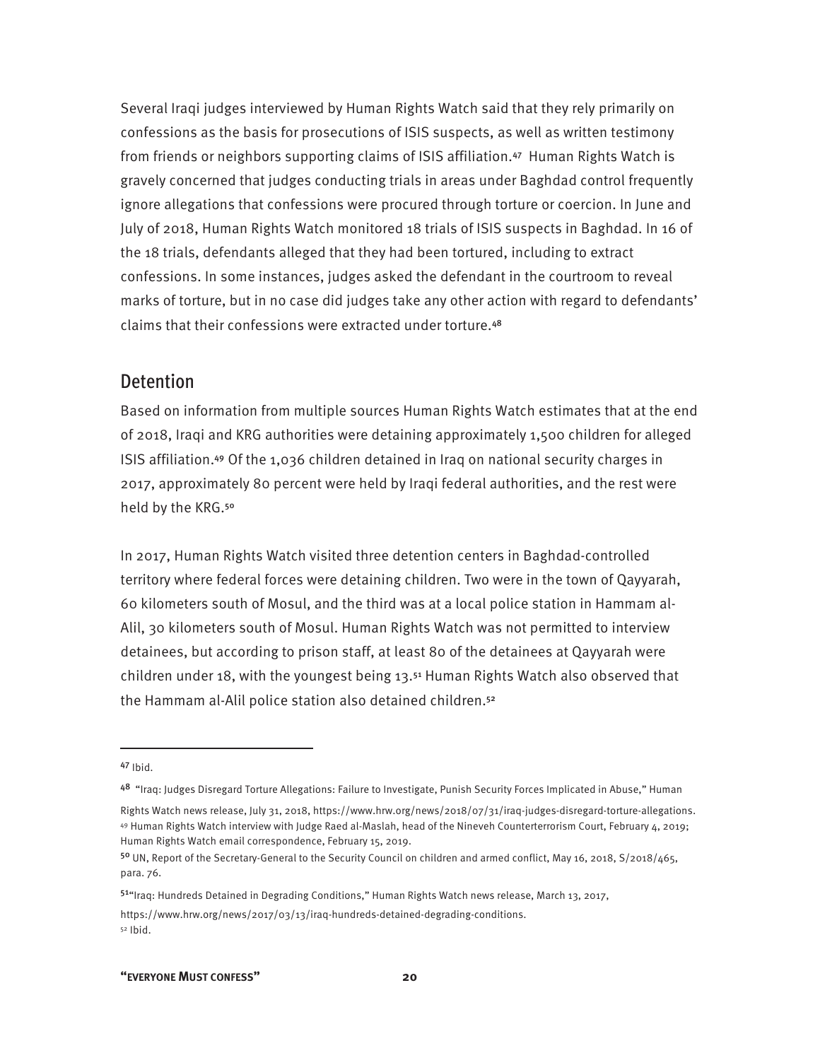Several Iraqi judges interviewed by Human Rights Watch said that they rely primarily on confessions as the basis for prosecutions of ISIS suspects, as well as written testimony from friends or neighbors supporting claims of ISIS affiliation.[47] Human Rights Watch is gravely concerned that judges conducting trials in areas under Baghdad control frequently ignore allegations that confessions were procured through torture or coercion. In June and July of 2018, Human Rights Watch monitored 18 trials of ISIS suspects in Baghdad. In 16 of the 18 trials, defendants alleged that they had been tortured, including to extract confessions. In some instances, judges asked the defendant in the courtroom to reveal marks of torture, but in no case did judges take any other action with regard to defendants' claims that their confessions were extracted under torture.[48]

## Detention

Based on information from multiple sources Human Rights Watch estimates that at the end of 2018, Iraqi and KRG authorities were detaining approximately 1,500 children for alleged ISIS affiliation.[49] Of the 1,036 children detained in Iraq on national security charges in 2017, approximately 80 percent were held by Iraqi federal authorities, and the rest were held by the KRG.[50]

In 2017, Human Rights Watch visited three detention centers in Baghdad-controlled territory where federal forces were detaining children. Two were in the town of Qayyarah, 60 kilometers south of Mosul, and the third was at a local police station in Hammam al-Alil, 30 kilometers south of Mosul. Human Rights Watch was not permitted to interview detainees, but according to prison staff, at least 80 of the detainees at Qayyarah were children under 18, with the youngest being 13.[51] Human Rights Watch also observed that the Hammam al-Alil police station also detained children.[52]

---

[47] Ibid.

[48] "Iraq: Judges Disregard Torture Allegations: Failure to Investigate, Punish Security Forces Implicated in Abuse," Human Rights Watch news release, July 31, 2018, https://www.hrw.org/news/2018/07/31/iraq-judges-disregard-torture-allegations.

[49] Human Rights Watch interview with Judge Raed al-Maslah, head of the Nineveh Counterterrorism Court, February 4, 2019; Human Rights Watch email correspondence, February 15, 2019.

[50] UN, Report of the Secretary-General to the Security Council on children and armed conflict, May 16, 2018, S/2018/465, para. 76.

[51] "Iraq: Hundreds Detained in Degrading Conditions," Human Rights Watch news release, March 13, 2017, https://www.hrw.org/news/2017/03/13/iraq-hundreds-detained-degrading-conditions.

[52] Ibid.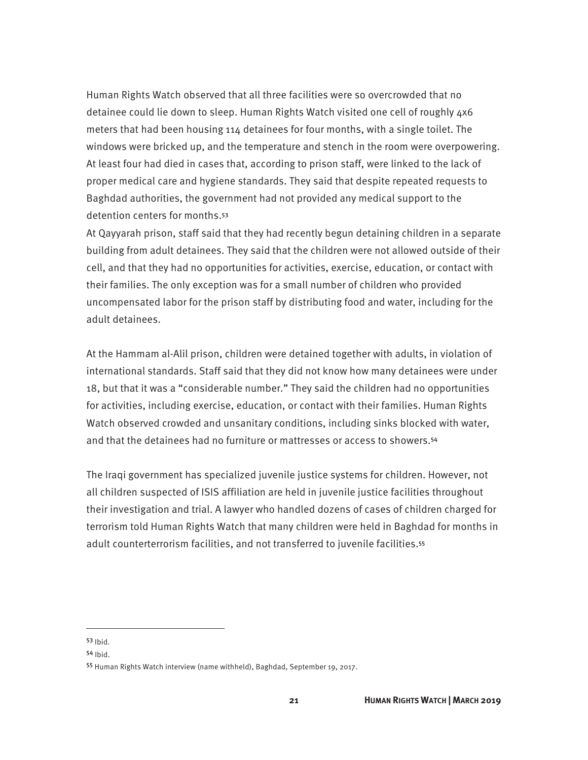Human Rights Watch observed that all three facilities were so overcrowded that no detainee could lie down to sleep. Human Rights Watch visited one cell of roughly 4x6 meters that had been housing 114 detainees for four months, with a single toilet. The windows were bricked up, and the temperature and stench in the room were overpowering. At least four had died in cases that, according to prison staff, were linked to the lack of proper medical care and hygiene standards. They said that despite repeated requests to Baghdad authorities, the government had not provided any medical support to the detention centers for months.[53]

At Qayyarah prison, staff said that they had recently begun detaining children in a separate building from adult detainees. They said that the children were not allowed outside of their cell, and that they had no opportunities for activities, exercise, education, or contact with their families. The only exception was for a small number of children who provided uncompensated labor for the prison staff by distributing food and water, including for the adult detainees.

At the Hammam al-Alil prison, children were detained together with adults, in violation of international standards. Staff said that they did not know how many detainees were under 18, but that it was a "considerable number." They said the children had no opportunities for activities, including exercise, education, or contact with their families. Human Rights Watch observed crowded and unsanitary conditions, including sinks blocked with water, and that the detainees had no furniture or mattresses or access to showers.[54]

The Iraqi government has specialized juvenile justice systems for children. However, not all children suspected of ISIS affiliation are held in juvenile justice facilities throughout their investigation and trial. A lawyer who handled dozens of cases of children charged for terrorism told Human Rights Watch that many children were held in Baghdad for months in adult counterterrorism facilities, and not transferred to juvenile facilities.[55]

---

[53] Ibid.

[54] Ibid.

[55] Human Rights Watch interview (name withheld), Baghdad, September 19, 2017.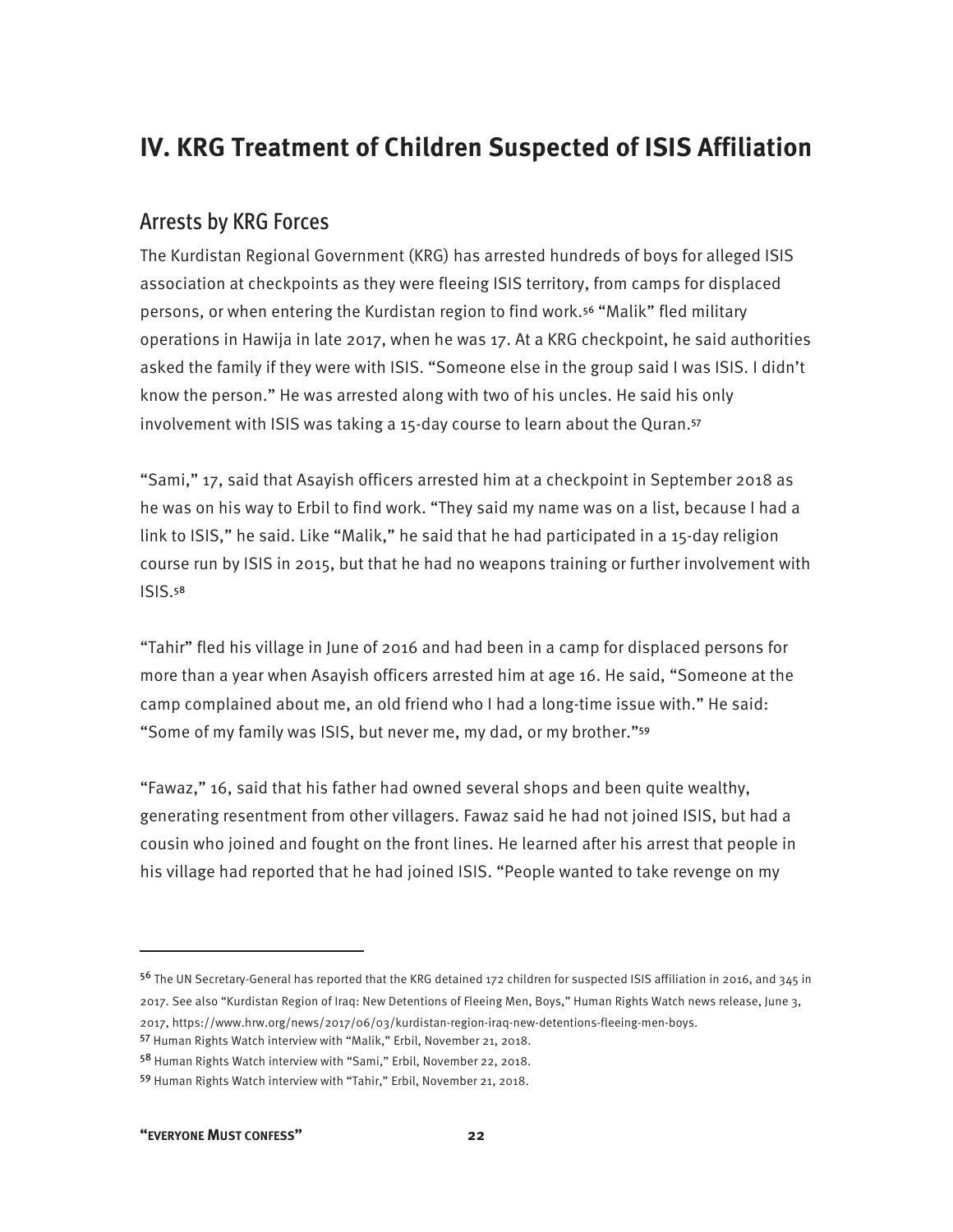# IV. KRG Treatment of Children Suspected of ISIS Affiliation

## Arrests by KRG Forces

The Kurdistan Regional Government (KRG) has arrested hundreds of boys for alleged ISIS association at checkpoints as they were fleeing ISIS territory, from camps for displaced persons, or when entering the Kurdistan region to find work.[56] "Malik" fled military operations in Hawija in late 2017, when he was 17. At a KRG checkpoint, he said authorities asked the family if they were with ISIS. "Someone else in the group said I was ISIS. I didn't know the person." He was arrested along with two of his uncles. He said his only involvement with ISIS was taking a 15-day course to learn about the Quran.[57]

"Sami," 17, said that Asayish officers arrested him at a checkpoint in September 2018 as he was on his way to Erbil to find work. "They said my name was on a list, because I had a link to ISIS," he said. Like "Malik," he said that he had participated in a 15-day religion course run by ISIS in 2015, but that he had no weapons training or further involvement with ISIS.[58]

"Tahir" fled his village in June of 2016 and had been in a camp for displaced persons for more than a year when Asayish officers arrested him at age 16. He said, "Someone at the camp complained about me, an old friend who I had a long-time issue with." He said: "Some of my family was ISIS, but never me, my dad, or my brother."[59]

"Fawaz," 16, said that his father had owned several shops and been quite wealthy, generating resentment from other villagers. Fawaz said he had not joined ISIS, but had a cousin who joined and fought on the front lines. He learned after his arrest that people in his village had reported that he had joined ISIS. "People wanted to take revenge on my

---

[56] The UN Secretary-General has reported that the KRG detained 172 children for suspected ISIS affiliation in 2016, and 345 in 2017. See also "Kurdistan Region of Iraq: New Detentions of Fleeing Men, Boys," Human Rights Watch news release, June 3, 2017, https://www.hrw.org/news/2017/06/03/kurdistan-region-iraq-new-detentions-fleeing-men-boys.

[57] Human Rights Watch interview with "Malik," Erbil, November 21, 2018.

[58] Human Rights Watch interview with "Sami," Erbil, November 22, 2018.

[59] Human Rights Watch interview with "Tahir," Erbil, November 21, 2018.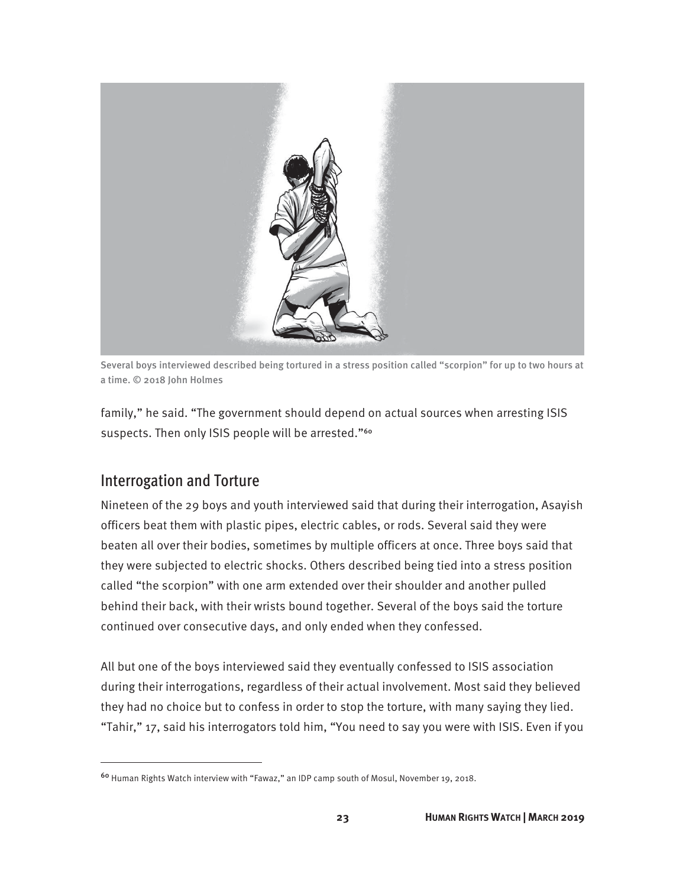Several boys interviewed described being tortured in a stress position called "scorpion" for up to two hours at a time. © 2018 John Holmes

family," he said. "The government should depend on actual sources when arresting ISIS suspects. Then only ISIS people will be arrested."[60]

## Interrogation and Torture

Nineteen of the 29 boys and youth interviewed said that during their interrogation, Asayish officers beat them with plastic pipes, electric cables, or rods. Several said they were beaten all over their bodies, sometimes by multiple officers at once. Three boys said that they were subjected to electric shocks. Others described being tied into a stress position called "the scorpion" with one arm extended over their shoulder and another pulled behind their back, with their wrists bound together. Several of the boys said the torture continued over consecutive days, and only ended when they confessed.

All but one of the boys interviewed said they eventually confessed to ISIS association during their interrogations, regardless of their actual involvement. Most said they believed they had no choice but to confess in order to stop the torture, with many saying they lied. "Tahir," 17, said his interrogators told him, "You need to say you were with ISIS. Even if you

[60] Human Rights Watch interview with "Fawaz," an IDP camp south of Mosul, November 19, 2018.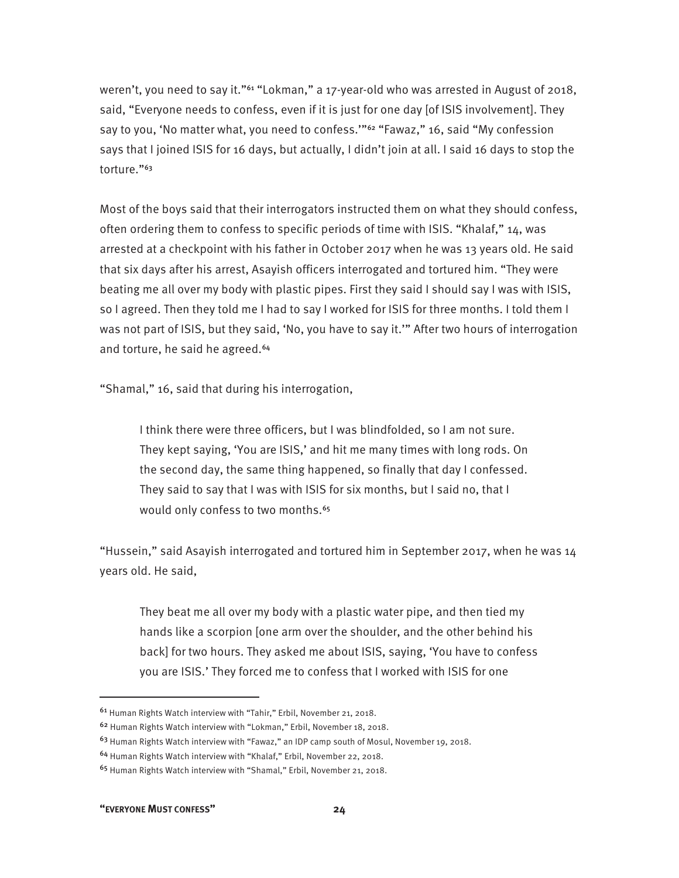weren't, you need to say it."[61] "Lokman," a 17-year-old who was arrested in August of 2018, said, "Everyone needs to confess, even if it is just for one day [of ISIS involvement]. They say to you, 'No matter what, you need to confess.'"[62] "Fawaz," 16, said "My confession says that I joined ISIS for 16 days, but actually, I didn't join at all. I said 16 days to stop the torture."[63]

Most of the boys said that their interrogators instructed them on what they should confess, often ordering them to confess to specific periods of time with ISIS. "Khalaf," 14, was arrested at a checkpoint with his father in October 2017 when he was 13 years old. He said that six days after his arrest, Asayish officers interrogated and tortured him. "They were beating me all over my body with plastic pipes. First they said I should say I was with ISIS, so I agreed. Then they told me I had to say I worked for ISIS for three months. I told them I was not part of ISIS, but they said, 'No, you have to say it.'" After two hours of interrogation and torture, he said he agreed.[64]

"Shamal," 16, said that during his interrogation,

> I think there were three officers, but I was blindfolded, so I am not sure. They kept saying, 'You are ISIS,' and hit me many times with long rods. On the second day, the same thing happened, so finally that day I confessed. They said to say that I was with ISIS for six months, but I said no, that I would only confess to two months.[65]

"Hussein," said Asayish interrogated and tortured him in September 2017, when he was 14 years old. He said,

> They beat me all over my body with a plastic water pipe, and then tied my hands like a scorpion [one arm over the shoulder, and the other behind his back] for two hours. They asked me about ISIS, saying, 'You have to confess you are ISIS.' They forced me to confess that I worked with ISIS for one

---

[61] Human Rights Watch interview with "Tahir," Erbil, November 21, 2018.

[62] Human Rights Watch interview with "Lokman," Erbil, November 18, 2018.

[63] Human Rights Watch interview with "Fawaz," an IDP camp south of Mosul, November 19, 2018.

[64] Human Rights Watch interview with "Khalaf," Erbil, November 22, 2018.

[65] Human Rights Watch interview with "Shamal," Erbil, November 21, 2018.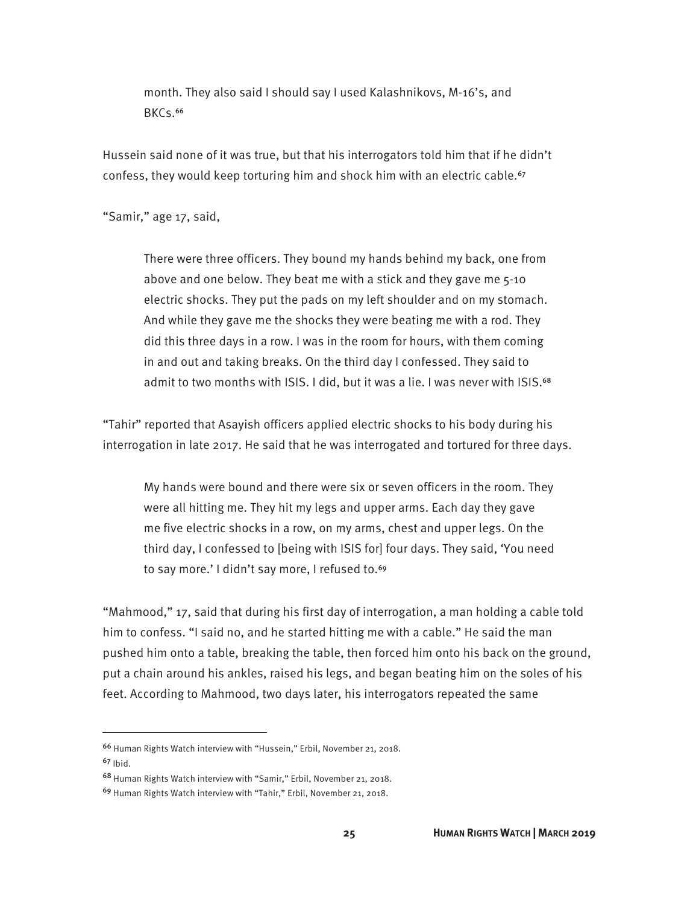> month. They also said I should say I used Kalashnikovs, M-16's, and BKCs.[66]

Hussein said none of it was true, but that his interrogators told him that if he didn't confess, they would keep torturing him and shock him with an electric cable.[67]

"Samir," age 17, said,

> There were three officers. They bound my hands behind my back, one from above and one below. They beat me with a stick and they gave me 5-10 electric shocks. They put the pads on my left shoulder and on my stomach. And while they gave me the shocks they were beating me with a rod. They did this three days in a row. I was in the room for hours, with them coming in and out and taking breaks. On the third day I confessed. They said to admit to two months with ISIS. I did, but it was a lie. I was never with ISIS.[68]

"Tahir" reported that Asayish officers applied electric shocks to his body during his interrogation in late 2017. He said that he was interrogated and tortured for three days.

> My hands were bound and there were six or seven officers in the room. They were all hitting me. They hit my legs and upper arms. Each day they gave me five electric shocks in a row, on my arms, chest and upper legs. On the third day, I confessed to [being with ISIS for] four days. They said, 'You need to say more.' I didn't say more, I refused to.[69]

"Mahmood," 17, said that during his first day of interrogation, a man holding a cable told him to confess. "I said no, and he started hitting me with a cable." He said the man pushed him onto a table, breaking the table, then forced him onto his back on the ground, put a chain around his ankles, raised his legs, and began beating him on the soles of his feet. According to Mahmood, two days later, his interrogators repeated the same

---

[66] Human Rights Watch interview with "Hussein," Erbil, November 21, 2018.

[67] Ibid.

[68] Human Rights Watch interview with "Samir," Erbil, November 21, 2018.

[69] Human Rights Watch interview with "Tahir," Erbil, November 21, 2018.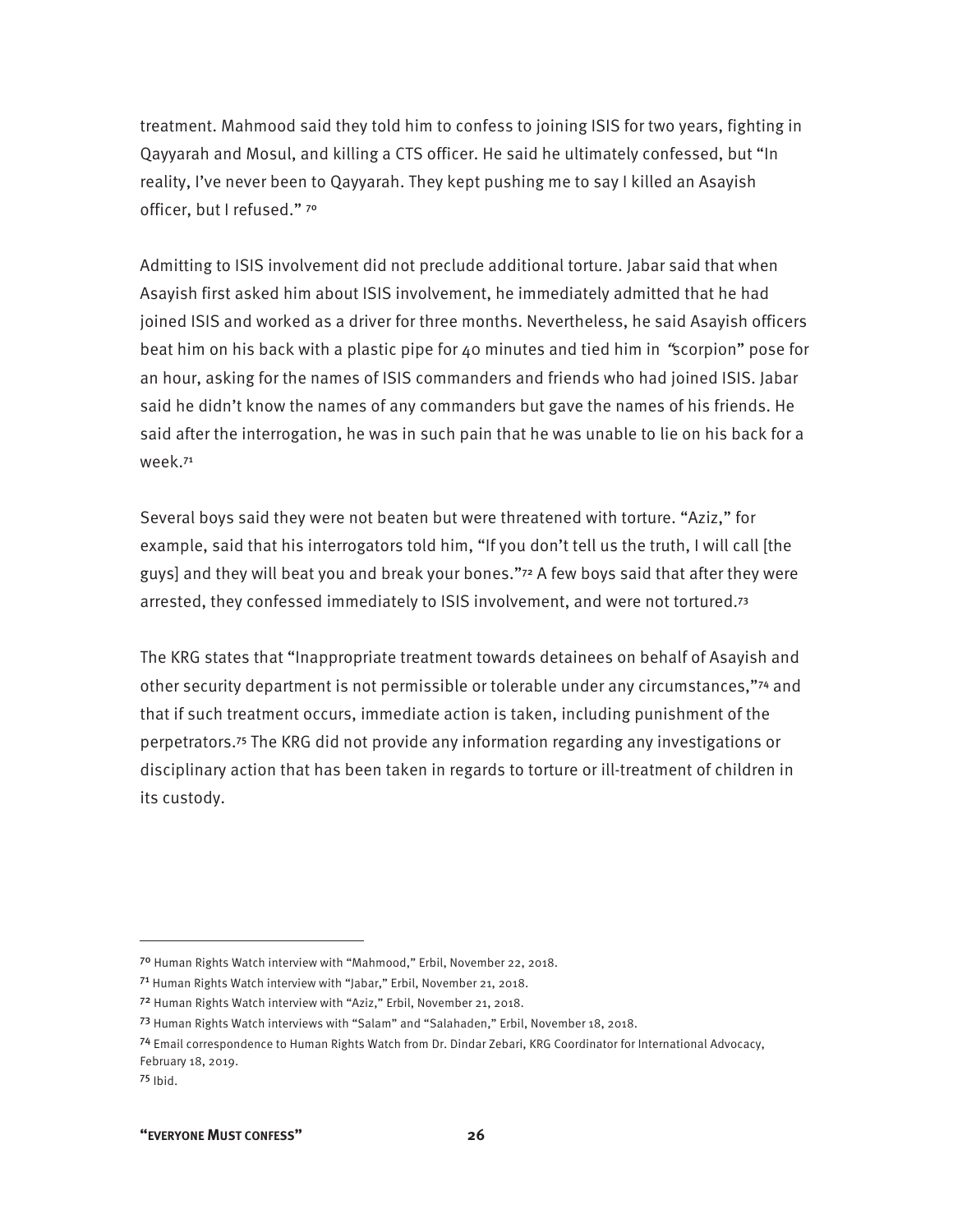treatment. Mahmood said they told him to confess to joining ISIS for two years, fighting in Qayyarah and Mosul, and killing a CTS officer. He said he ultimately confessed, but "In reality, I've never been to Qayyarah. They kept pushing me to say I killed an Asayish officer, but I refused." [70]

Admitting to ISIS involvement did not preclude additional torture. Jabar said that when Asayish first asked him about ISIS involvement, he immediately admitted that he had joined ISIS and worked as a driver for three months. Nevertheless, he said Asayish officers beat him on his back with a plastic pipe for 40 minutes and tied him in "scorpion" pose for an hour, asking for the names of ISIS commanders and friends who had joined ISIS. Jabar said he didn't know the names of any commanders but gave the names of his friends. He said after the interrogation, he was in such pain that he was unable to lie on his back for a week.[71]

Several boys said they were not beaten but were threatened with torture. "Aziz," for example, said that his interrogators told him, "If you don't tell us the truth, I will call [the guys] and they will beat you and break your bones."[72] A few boys said that after they were arrested, they confessed immediately to ISIS involvement, and were not tortured.[73]

The KRG states that "Inappropriate treatment towards detainees on behalf of Asayish and other security department is not permissible or tolerable under any circumstances,"[74] and that if such treatment occurs, immediate action is taken, including punishment of the perpetrators.[75] The KRG did not provide any information regarding any investigations or disciplinary action that has been taken in regards to torture or ill-treatment of children in its custody.

---

[70] Human Rights Watch interview with "Mahmood," Erbil, November 22, 2018.

[71] Human Rights Watch interview with "Jabar," Erbil, November 21, 2018.

[72] Human Rights Watch interview with "Aziz," Erbil, November 21, 2018.

[73] Human Rights Watch interviews with "Salam" and "Salahaden," Erbil, November 18, 2018.

[74] Email correspondence to Human Rights Watch from Dr. Dindar Zebari, KRG Coordinator for International Advocacy, February 18, 2019.

[75] Ibid.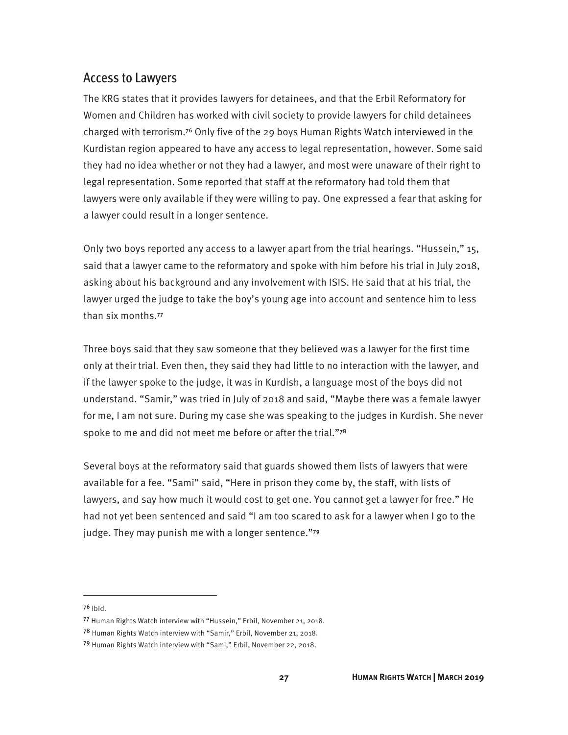## Access to Lawyers

The KRG states that it provides lawyers for detainees, and that the Erbil Reformatory for Women and Children has worked with civil society to provide lawyers for child detainees charged with terrorism.[76] Only five of the 29 boys Human Rights Watch interviewed in the Kurdistan region appeared to have any access to legal representation, however. Some said they had no idea whether or not they had a lawyer, and most were unaware of their right to legal representation. Some reported that staff at the reformatory had told them that lawyers were only available if they were willing to pay. One expressed a fear that asking for a lawyer could result in a longer sentence.

Only two boys reported any access to a lawyer apart from the trial hearings. "Hussein," 15, said that a lawyer came to the reformatory and spoke with him before his trial in July 2018, asking about his background and any involvement with ISIS. He said that at his trial, the lawyer urged the judge to take the boy's young age into account and sentence him to less than six months.[77]

Three boys said that they saw someone that they believed was a lawyer for the first time only at their trial. Even then, they said they had little to no interaction with the lawyer, and if the lawyer spoke to the judge, it was in Kurdish, a language most of the boys did not understand. "Samir," was tried in July of 2018 and said, "Maybe there was a female lawyer for me, I am not sure. During my case she was speaking to the judges in Kurdish. She never spoke to me and did not meet me before or after the trial."[78]

Several boys at the reformatory said that guards showed them lists of lawyers that were available for a fee. "Sami" said, "Here in prison they come by, the staff, with lists of lawyers, and say how much it would cost to get one. You cannot get a lawyer for free." He had not yet been sentenced and said "I am too scared to ask for a lawyer when I go to the judge. They may punish me with a longer sentence."[79]

---

[76] Ibid.

[77] Human Rights Watch interview with "Hussein," Erbil, November 21, 2018.

[78] Human Rights Watch interview with "Samir," Erbil, November 21, 2018.

[79] Human Rights Watch interview with "Sami," Erbil, November 22, 2018.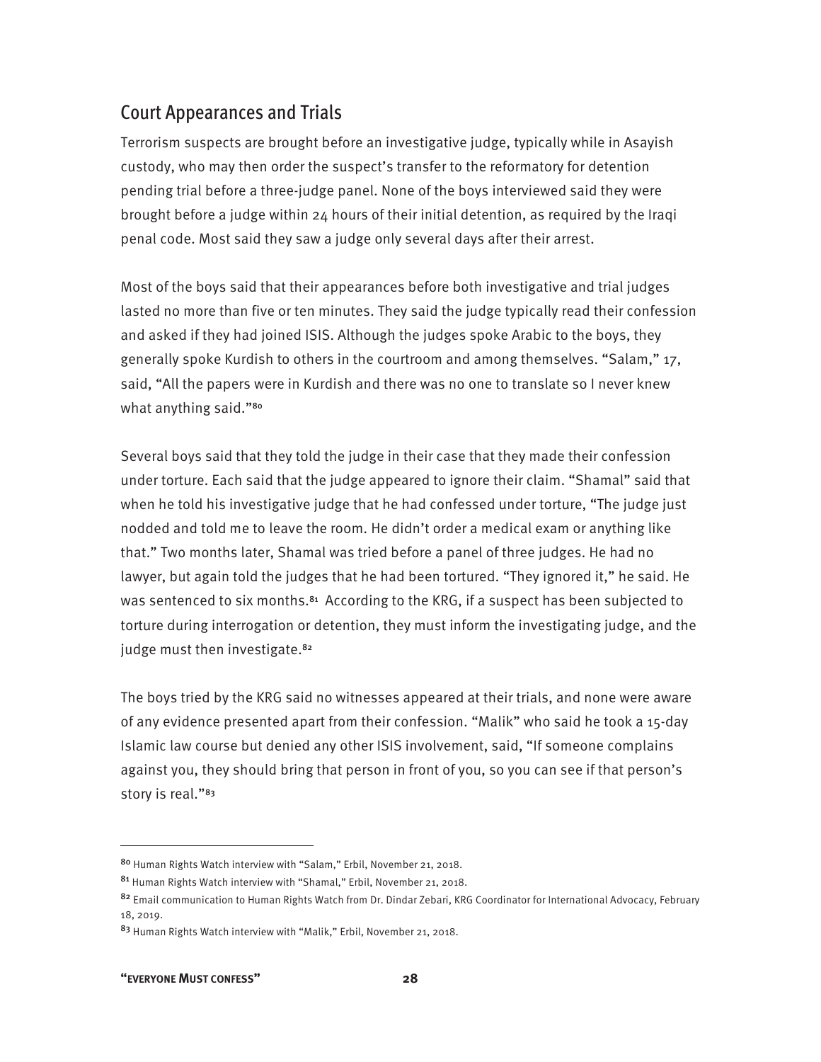## Court Appearances and Trials

Terrorism suspects are brought before an investigative judge, typically while in Asayish custody, who may then order the suspect's transfer to the reformatory for detention pending trial before a three-judge panel. None of the boys interviewed said they were brought before a judge within 24 hours of their initial detention, as required by the Iraqi penal code. Most said they saw a judge only several days after their arrest.

Most of the boys said that their appearances before both investigative and trial judges lasted no more than five or ten minutes. They said the judge typically read their confession and asked if they had joined ISIS. Although the judges spoke Arabic to the boys, they generally spoke Kurdish to others in the courtroom and among themselves. "Salam," 17, said, "All the papers were in Kurdish and there was no one to translate so I never knew what anything said."[80]

Several boys said that they told the judge in their case that they made their confession under torture. Each said that the judge appeared to ignore their claim. "Shamal" said that when he told his investigative judge that he had confessed under torture, "The judge just nodded and told me to leave the room. He didn't order a medical exam or anything like that." Two months later, Shamal was tried before a panel of three judges. He had no lawyer, but again told the judges that he had been tortured. "They ignored it," he said. He was sentenced to six months.[81] According to the KRG, if a suspect has been subjected to torture during interrogation or detention, they must inform the investigating judge, and the judge must then investigate.[82]

The boys tried by the KRG said no witnesses appeared at their trials, and none were aware of any evidence presented apart from their confession. "Malik" who said he took a 15-day Islamic law course but denied any other ISIS involvement, said, "If someone complains against you, they should bring that person in front of you, so you can see if that person's story is real."[83]

---

[80] Human Rights Watch interview with "Salam," Erbil, November 21, 2018.

[81] Human Rights Watch interview with "Shamal," Erbil, November 21, 2018.

[82] Email communication to Human Rights Watch from Dr. Dindar Zebari, KRG Coordinator for International Advocacy, February 18, 2019.

[83] Human Rights Watch interview with "Malik," Erbil, November 21, 2018.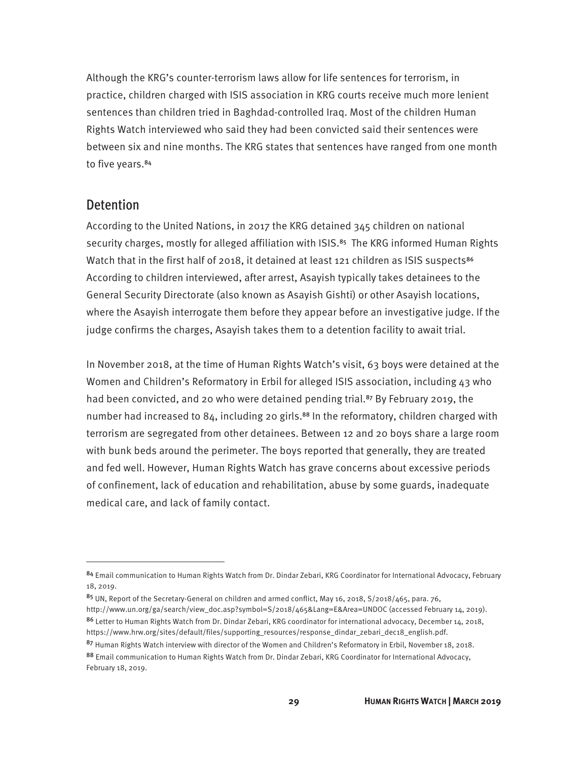Although the KRG's counter-terrorism laws allow for life sentences for terrorism, in practice, children charged with ISIS association in KRG courts receive much more lenient sentences than children tried in Baghdad-controlled Iraq. Most of the children Human Rights Watch interviewed who said they had been convicted said their sentences were between six and nine months. The KRG states that sentences have ranged from one month to five years.[84]

## Detention

According to the United Nations, in 2017 the KRG detained 345 children on national security charges, mostly for alleged affiliation with ISIS.[85] The KRG informed Human Rights Watch that in the first half of 2018, it detained at least 121 children as ISIS suspects[86] According to children interviewed, after arrest, Asayish typically takes detainees to the General Security Directorate (also known as Asayish Gishti) or other Asayish locations, where the Asayish interrogate them before they appear before an investigative judge. If the judge confirms the charges, Asayish takes them to a detention facility to await trial.

In November 2018, at the time of Human Rights Watch's visit, 63 boys were detained at the Women and Children's Reformatory in Erbil for alleged ISIS association, including 43 who had been convicted, and 20 who were detained pending trial.[87] By February 2019, the number had increased to 84, including 20 girls.[88] In the reformatory, children charged with terrorism are segregated from other detainees. Between 12 and 20 boys share a large room with bunk beds around the perimeter. The boys reported that generally, they are treated and fed well. However, Human Rights Watch has grave concerns about excessive periods of confinement, lack of education and rehabilitation, abuse by some guards, inadequate medical care, and lack of family contact.

---

[84] Email communication to Human Rights Watch from Dr. Dindar Zebari, KRG Coordinator for International Advocacy, February 18, 2019.

[85] UN, Report of the Secretary-General on children and armed conflict, May 16, 2018, S/2018/465, para. 76, http://www.un.org/ga/search/view_doc.asp?symbol=S/2018/465&Lang=E&Area=UNDOC (accessed February 14, 2019).

[86] Letter to Human Rights Watch from Dr. Dindar Zebari, KRG coordinator for international advocacy, December 14, 2018, https://www.hrw.org/sites/default/files/supporting_resources/response_dindar_zebari_dec18_english.pdf.

[87] Human Rights Watch interview with director of the Women and Children's Reformatory in Erbil, November 18, 2018.

[88] Email communication to Human Rights Watch from Dr. Dindar Zebari, KRG Coordinator for International Advocacy, February 18, 2019.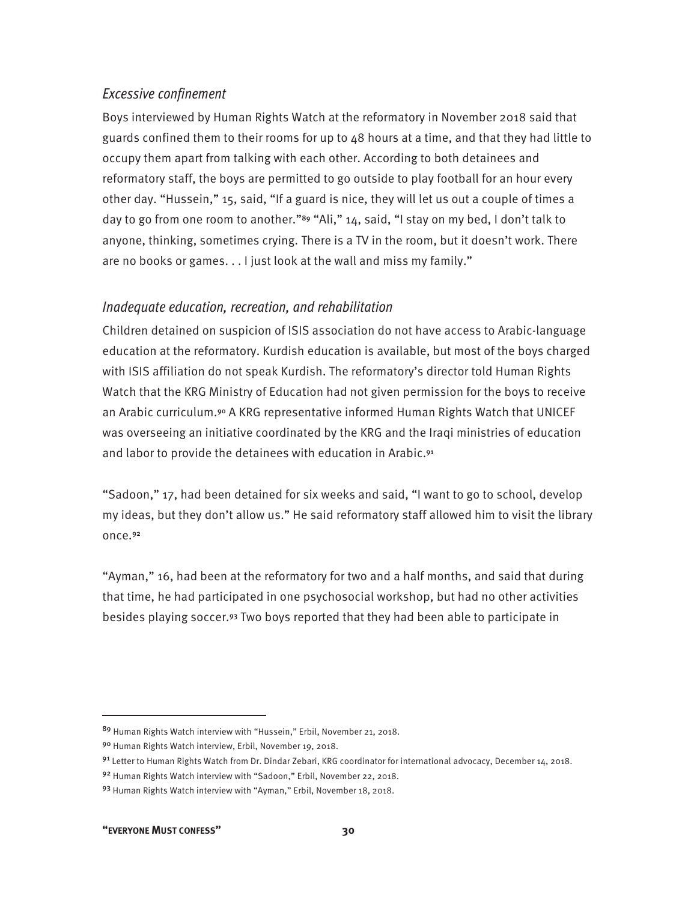### *Excessive confinement*

Boys interviewed by Human Rights Watch at the reformatory in November 2018 said that guards confined them to their rooms for up to 48 hours at a time, and that they had little to occupy them apart from talking with each other. According to both detainees and reformatory staff, the boys are permitted to go outside to play football for an hour every other day. "Hussein," 15, said, "If a guard is nice, they will let us out a couple of times a day to go from one room to another."[89] "Ali," 14, said, "I stay on my bed, I don't talk to anyone, thinking, sometimes crying. There is a TV in the room, but it doesn't work. There are no books or games. . . I just look at the wall and miss my family."

### *Inadequate education, recreation, and rehabilitation*

Children detained on suspicion of ISIS association do not have access to Arabic-language education at the reformatory. Kurdish education is available, but most of the boys charged with ISIS affiliation do not speak Kurdish. The reformatory's director told Human Rights Watch that the KRG Ministry of Education had not given permission for the boys to receive an Arabic curriculum.[90] A KRG representative informed Human Rights Watch that UNICEF was overseeing an initiative coordinated by the KRG and the Iraqi ministries of education and labor to provide the detainees with education in Arabic.[91]

"Sadoon," 17, had been detained for six weeks and said, "I want to go to school, develop my ideas, but they don't allow us." He said reformatory staff allowed him to visit the library once.[92]

"Ayman," 16, had been at the reformatory for two and a half months, and said that during that time, he had participated in one psychosocial workshop, but had no other activities besides playing soccer.[93] Two boys reported that they had been able to participate in

---

[89] Human Rights Watch interview with "Hussein," Erbil, November 21, 2018.

[90] Human Rights Watch interview, Erbil, November 19, 2018.

[91] Letter to Human Rights Watch from Dr. Dindar Zebari, KRG coordinator for international advocacy, December 14, 2018.

[92] Human Rights Watch interview with "Sadoon," Erbil, November 22, 2018.

[93] Human Rights Watch interview with "Ayman," Erbil, November 18, 2018.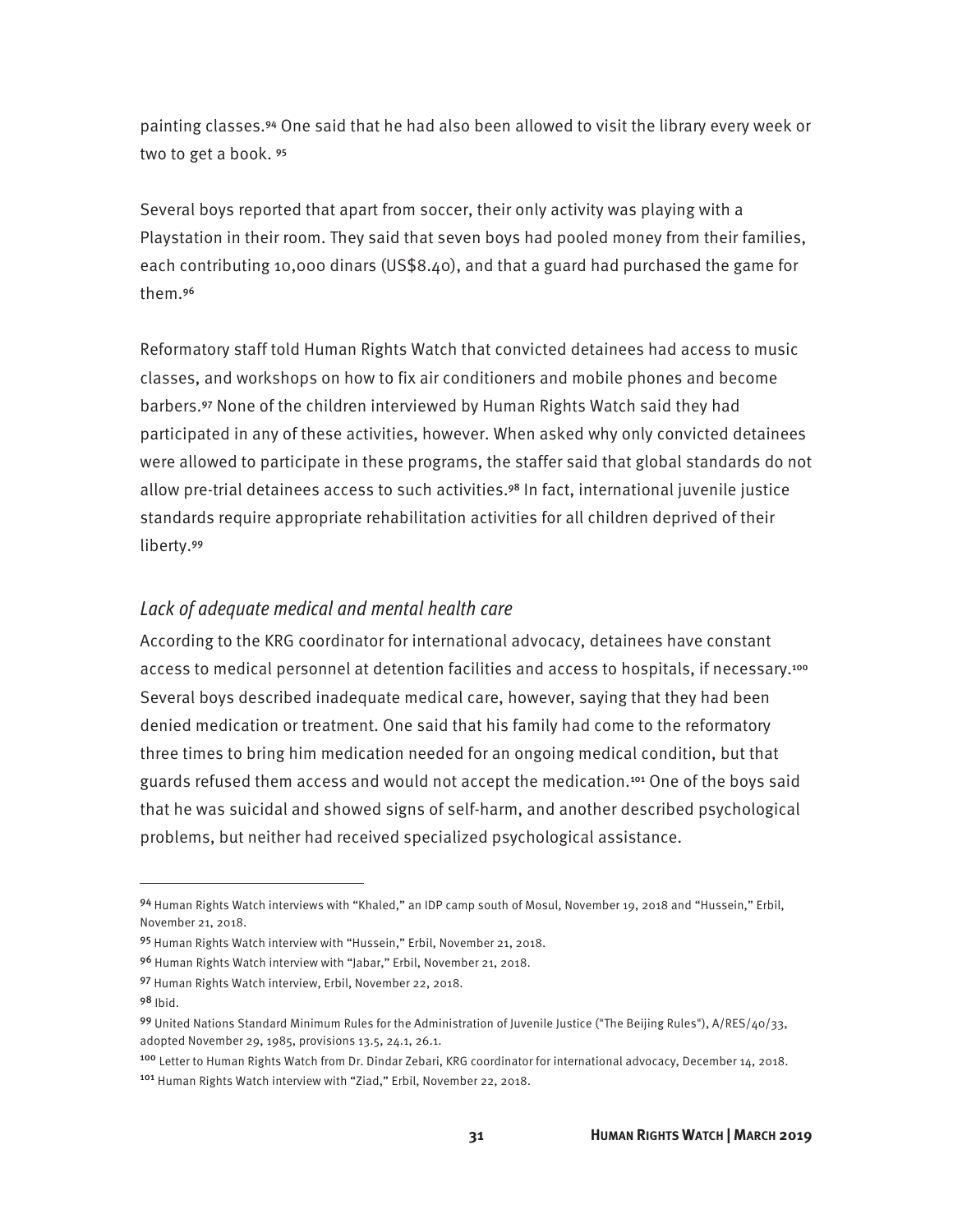painting classes.[94] One said that he had also been allowed to visit the library every week or two to get a book. [95]

Several boys reported that apart from soccer, their only activity was playing with a Playstation in their room. They said that seven boys had pooled money from their families, each contributing 10,000 dinars (US$8.40), and that a guard had purchased the game for them.[96]

Reformatory staff told Human Rights Watch that convicted detainees had access to music classes, and workshops on how to fix air conditioners and mobile phones and become barbers.[97] None of the children interviewed by Human Rights Watch said they had participated in any of these activities, however. When asked why only convicted detainees were allowed to participate in these programs, the staffer said that global standards do not allow pre-trial detainees access to such activities.[98] In fact, international juvenile justice standards require appropriate rehabilitation activities for all children deprived of their liberty.[99]

### *Lack of adequate medical and mental health care*

According to the KRG coordinator for international advocacy, detainees have constant access to medical personnel at detention facilities and access to hospitals, if necessary.[100] Several boys described inadequate medical care, however, saying that they had been denied medication or treatment. One said that his family had come to the reformatory three times to bring him medication needed for an ongoing medical condition, but that guards refused them access and would not accept the medication.[101] One of the boys said that he was suicidal and showed signs of self-harm, and another described psychological problems, but neither had received specialized psychological assistance.

---

[94] Human Rights Watch interviews with "Khaled," an IDP camp south of Mosul, November 19, 2018 and "Hussein," Erbil, November 21, 2018.

[95] Human Rights Watch interview with "Hussein," Erbil, November 21, 2018.

[96] Human Rights Watch interview with "Jabar," Erbil, November 21, 2018.

[97] Human Rights Watch interview, Erbil, November 22, 2018.

[98] Ibid.

[99] United Nations Standard Minimum Rules for the Administration of Juvenile Justice ("The Beijing Rules"), A/RES/40/33, adopted November 29, 1985, provisions 13.5, 24.1, 26.1.

[100] Letter to Human Rights Watch from Dr. Dindar Zebari, KRG coordinator for international advocacy, December 14, 2018.

[101] Human Rights Watch interview with "Ziad," Erbil, November 22, 2018.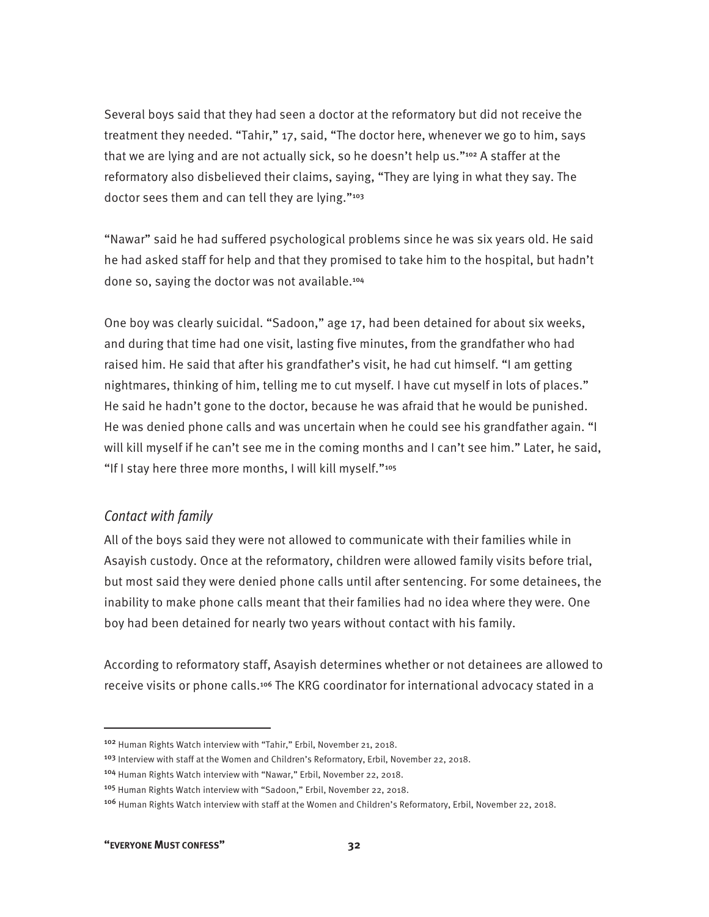Several boys said that they had seen a doctor at the reformatory but did not receive the treatment they needed. "Tahir," 17, said, "The doctor here, whenever we go to him, says that we are lying and are not actually sick, so he doesn't help us."[102] A staffer at the reformatory also disbelieved their claims, saying, "They are lying in what they say. The doctor sees them and can tell they are lying."[103]

"Nawar" said he had suffered psychological problems since he was six years old. He said he had asked staff for help and that they promised to take him to the hospital, but hadn't done so, saying the doctor was not available.[104]

One boy was clearly suicidal. "Sadoon," age 17, had been detained for about six weeks, and during that time had one visit, lasting five minutes, from the grandfather who had raised him. He said that after his grandfather's visit, he had cut himself. "I am getting nightmares, thinking of him, telling me to cut myself. I have cut myself in lots of places." He said he hadn't gone to the doctor, because he was afraid that he would be punished. He was denied phone calls and was uncertain when he could see his grandfather again. "I will kill myself if he can't see me in the coming months and I can't see him." Later, he said, "If I stay here three more months, I will kill myself."[105]

### *Contact with family*

All of the boys said they were not allowed to communicate with their families while in Asayish custody. Once at the reformatory, children were allowed family visits before trial, but most said they were denied phone calls until after sentencing. For some detainees, the inability to make phone calls meant that their families had no idea where they were. One boy had been detained for nearly two years without contact with his family.

According to reformatory staff, Asayish determines whether or not detainees are allowed to receive visits or phone calls.[106] The KRG coordinator for international advocacy stated in a

---

[102] Human Rights Watch interview with "Tahir," Erbil, November 21, 2018.

[103] Interview with staff at the Women and Children's Reformatory, Erbil, November 22, 2018.

[104] Human Rights Watch interview with "Nawar," Erbil, November 22, 2018.

[105] Human Rights Watch interview with "Sadoon," Erbil, November 22, 2018.

[106] Human Rights Watch interview with staff at the Women and Children's Reformatory, Erbil, November 22, 2018.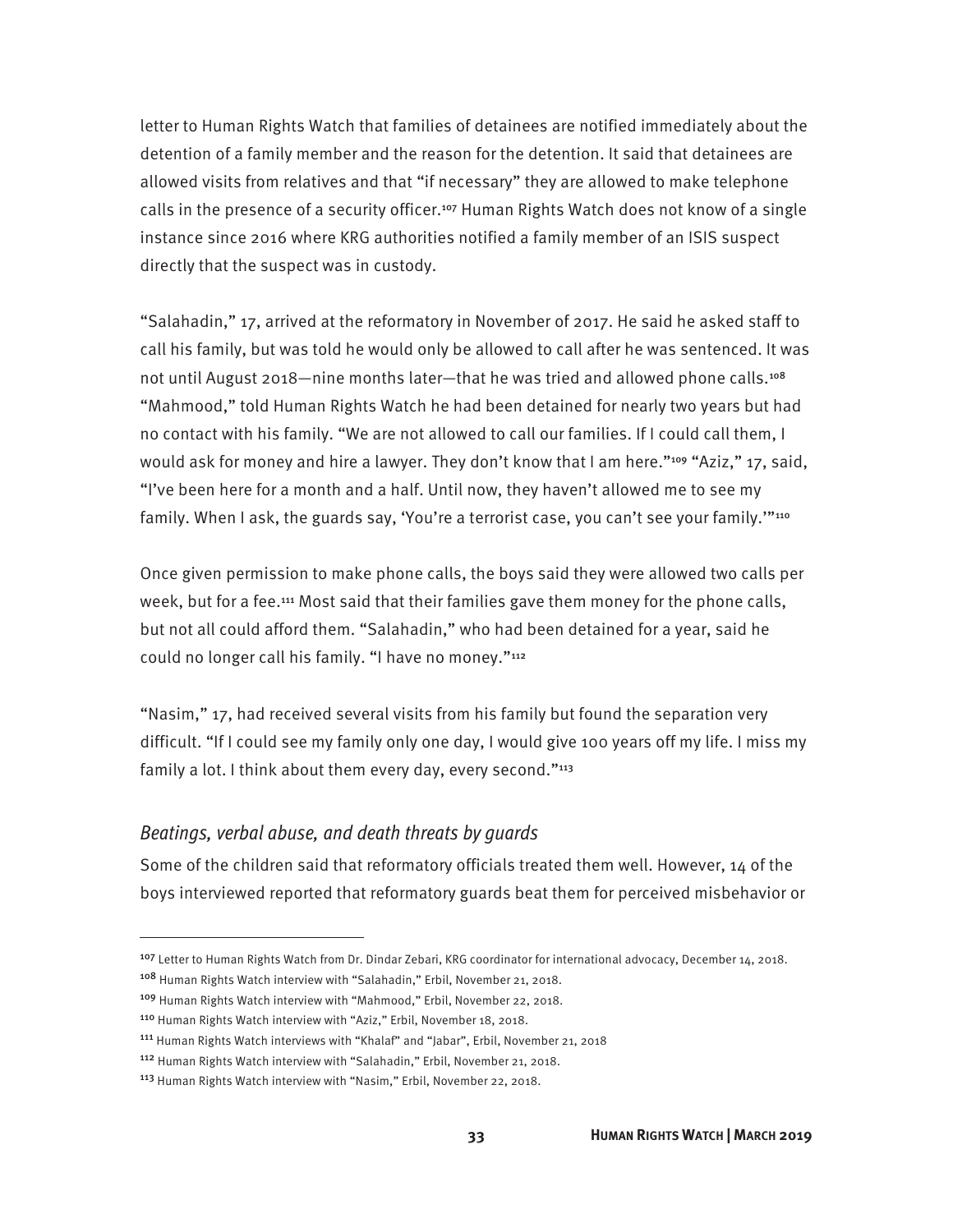letter to Human Rights Watch that families of detainees are notified immediately about the detention of a family member and the reason for the detention. It said that detainees are allowed visits from relatives and that "if necessary" they are allowed to make telephone calls in the presence of a security officer.[107] Human Rights Watch does not know of a single instance since 2016 where KRG authorities notified a family member of an ISIS suspect directly that the suspect was in custody.

"Salahadin," 17, arrived at the reformatory in November of 2017. He said he asked staff to call his family, but was told he would only be allowed to call after he was sentenced. It was not until August 2018—nine months later—that he was tried and allowed phone calls.[108] "Mahmood," told Human Rights Watch he had been detained for nearly two years but had no contact with his family. "We are not allowed to call our families. If I could call them, I would ask for money and hire a lawyer. They don't know that I am here."[109] "Aziz," 17, said, "I've been here for a month and a half. Until now, they haven't allowed me to see my family. When I ask, the guards say, 'You're a terrorist case, you can't see your family.'"[110]

Once given permission to make phone calls, the boys said they were allowed two calls per week, but for a fee.[111] Most said that their families gave them money for the phone calls, but not all could afford them. "Salahadin," who had been detained for a year, said he could no longer call his family. "I have no money."[112]

"Nasim," 17, had received several visits from his family but found the separation very difficult. "If I could see my family only one day, I would give 100 years off my life. I miss my family a lot. I think about them every day, every second."[113]

### *Beatings, verbal abuse, and death threats by guards*

Some of the children said that reformatory officials treated them well. However, 14 of the boys interviewed reported that reformatory guards beat them for perceived misbehavior or

---

[107] Letter to Human Rights Watch from Dr. Dindar Zebari, KRG coordinator for international advocacy, December 14, 2018.

[108] Human Rights Watch interview with "Salahadin," Erbil, November 21, 2018.

[109] Human Rights Watch interview with "Mahmood," Erbil, November 22, 2018.

[110] Human Rights Watch interview with "Aziz," Erbil, November 18, 2018.

[111] Human Rights Watch interviews with "Khalaf" and "Jabar", Erbil, November 21, 2018

[112] Human Rights Watch interview with "Salahadin," Erbil, November 21, 2018.

[113] Human Rights Watch interview with "Nasim," Erbil, November 22, 2018.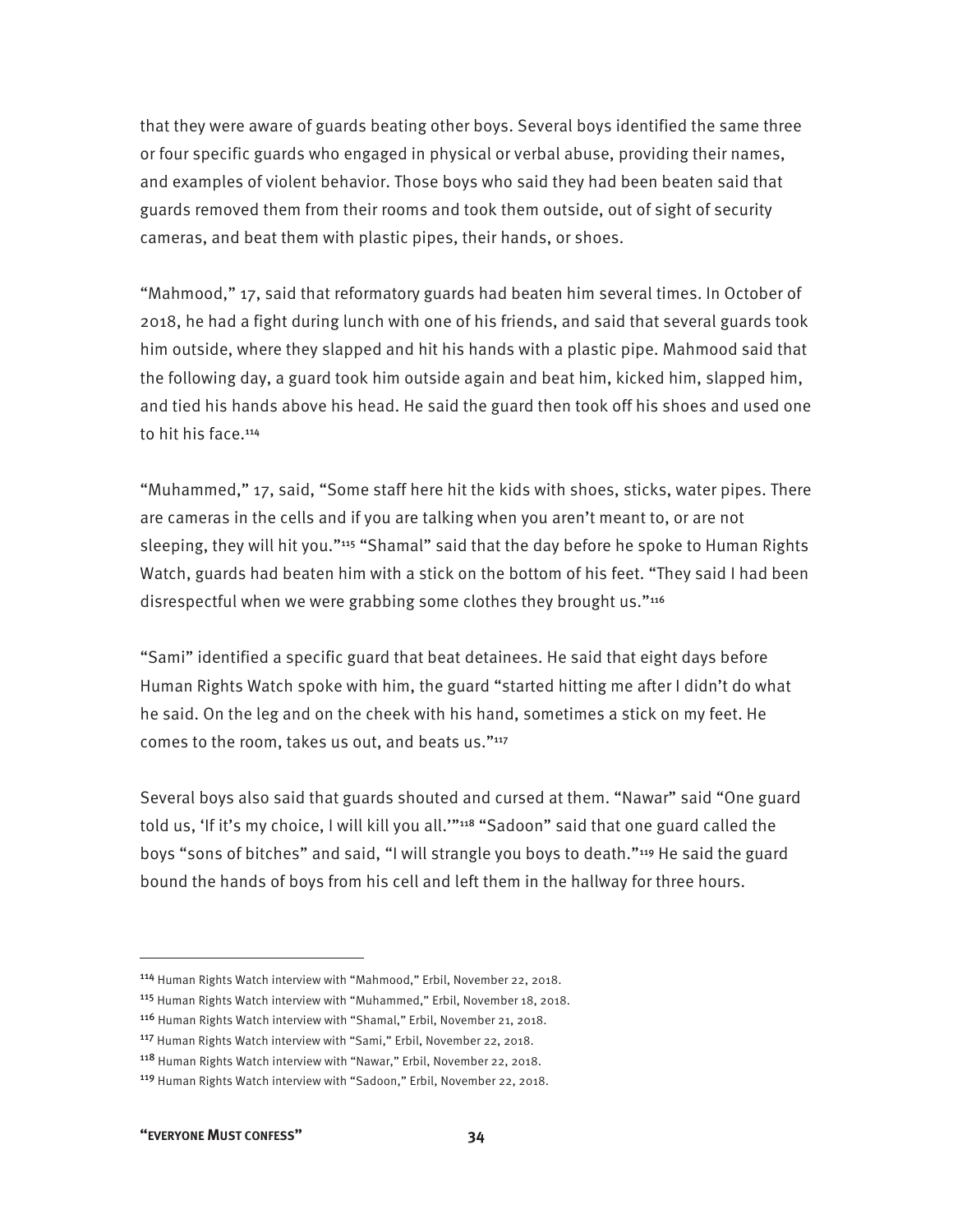that they were aware of guards beating other boys. Several boys identified the same three or four specific guards who engaged in physical or verbal abuse, providing their names, and examples of violent behavior. Those boys who said they had been beaten said that guards removed them from their rooms and took them outside, out of sight of security cameras, and beat them with plastic pipes, their hands, or shoes.

"Mahmood," 17, said that reformatory guards had beaten him several times. In October of 2018, he had a fight during lunch with one of his friends, and said that several guards took him outside, where they slapped and hit his hands with a plastic pipe. Mahmood said that the following day, a guard took him outside again and beat him, kicked him, slapped him, and tied his hands above his head. He said the guard then took off his shoes and used one to hit his face.[114]

"Muhammed," 17, said, "Some staff here hit the kids with shoes, sticks, water pipes. There are cameras in the cells and if you are talking when you aren't meant to, or are not sleeping, they will hit you."[115] "Shamal" said that the day before he spoke to Human Rights Watch, guards had beaten him with a stick on the bottom of his feet. "They said I had been disrespectful when we were grabbing some clothes they brought us."[116]

"Sami" identified a specific guard that beat detainees. He said that eight days before Human Rights Watch spoke with him, the guard "started hitting me after I didn't do what he said. On the leg and on the cheek with his hand, sometimes a stick on my feet. He comes to the room, takes us out, and beats us."[117]

Several boys also said that guards shouted and cursed at them. "Nawar" said "One guard told us, 'If it's my choice, I will kill you all.'"[118] "Sadoon" said that one guard called the boys "sons of bitches" and said, "I will strangle you boys to death."[119] He said the guard bound the hands of boys from his cell and left them in the hallway for three hours.

---

[114] Human Rights Watch interview with "Mahmood," Erbil, November 22, 2018.

[115] Human Rights Watch interview with "Muhammed," Erbil, November 18, 2018.

[116] Human Rights Watch interview with "Shamal," Erbil, November 21, 2018.

[117] Human Rights Watch interview with "Sami," Erbil, November 22, 2018.

[118] Human Rights Watch interview with "Nawar," Erbil, November 22, 2018.

[119] Human Rights Watch interview with "Sadoon," Erbil, November 22, 2018.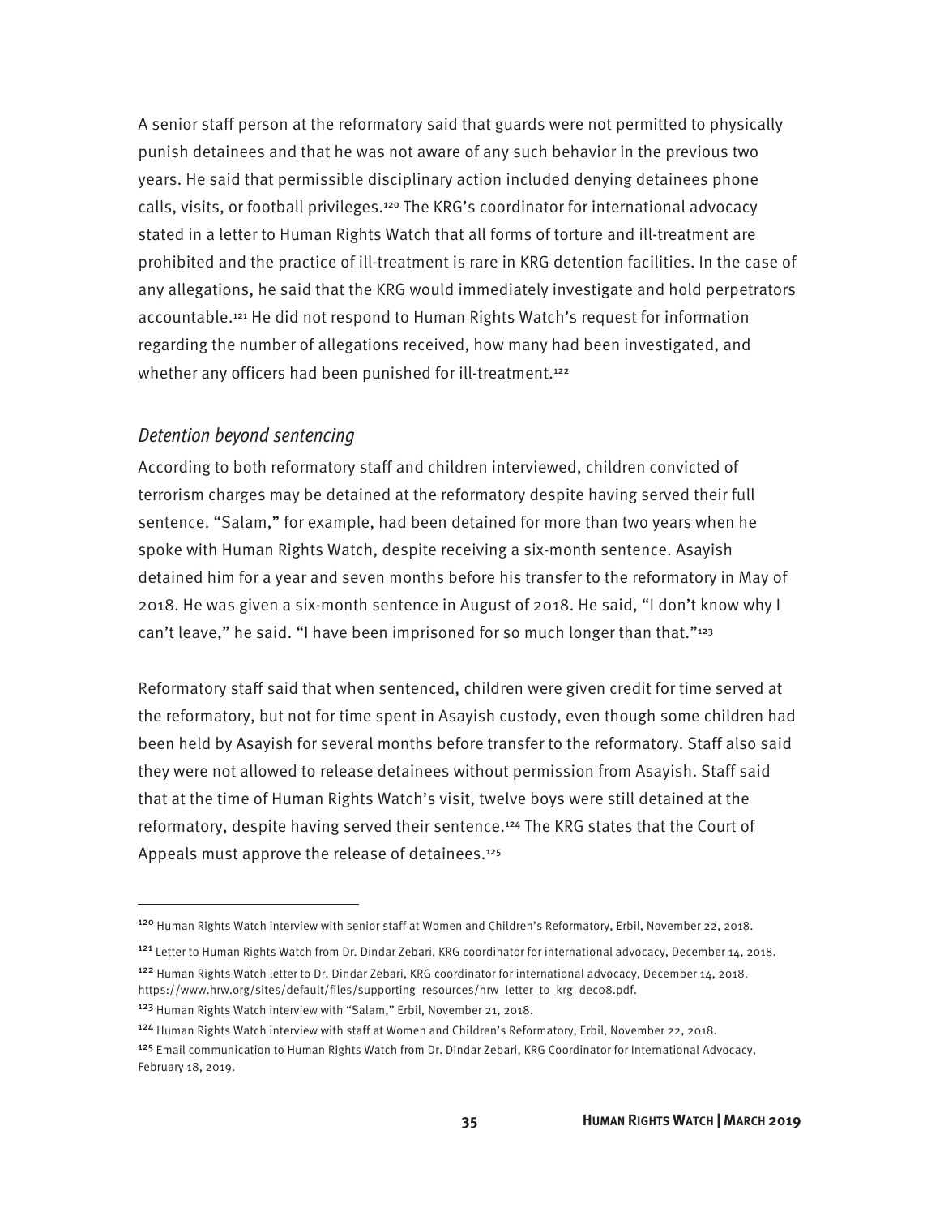A senior staff person at the reformatory said that guards were not permitted to physically punish detainees and that he was not aware of any such behavior in the previous two years. He said that permissible disciplinary action included denying detainees phone calls, visits, or football privileges.[120] The KRG's coordinator for international advocacy stated in a letter to Human Rights Watch that all forms of torture and ill-treatment are prohibited and the practice of ill-treatment is rare in KRG detention facilities. In the case of any allegations, he said that the KRG would immediately investigate and hold perpetrators accountable.[121] He did not respond to Human Rights Watch's request for information regarding the number of allegations received, how many had been investigated, and whether any officers had been punished for ill-treatment.[122]

### *Detention beyond sentencing*

According to both reformatory staff and children interviewed, children convicted of terrorism charges may be detained at the reformatory despite having served their full sentence. "Salam," for example, had been detained for more than two years when he spoke with Human Rights Watch, despite receiving a six-month sentence. Asayish detained him for a year and seven months before his transfer to the reformatory in May of 2018. He was given a six-month sentence in August of 2018. He said, "I don't know why I can't leave," he said. "I have been imprisoned for so much longer than that."[123]

Reformatory staff said that when sentenced, children were given credit for time served at the reformatory, but not for time spent in Asayish custody, even though some children had been held by Asayish for several months before transfer to the reformatory. Staff also said they were not allowed to release detainees without permission from Asayish. Staff said that at the time of Human Rights Watch's visit, twelve boys were still detained at the reformatory, despite having served their sentence.[124] The KRG states that the Court of Appeals must approve the release of detainees.[125]

---

[120] Human Rights Watch interview with senior staff at Women and Children's Reformatory, Erbil, November 22, 2018.

[121] Letter to Human Rights Watch from Dr. Dindar Zebari, KRG coordinator for international advocacy, December 14, 2018.

[122] Human Rights Watch letter to Dr. Dindar Zebari, KRG coordinator for international advocacy, December 14, 2018. https://www.hrw.org/sites/default/files/supporting_resources/hrw_letter_to_krg_dec08.pdf.

[123] Human Rights Watch interview with "Salam," Erbil, November 21, 2018.

[124] Human Rights Watch interview with staff at Women and Children's Reformatory, Erbil, November 22, 2018.

[125] Email communication to Human Rights Watch from Dr. Dindar Zebari, KRG Coordinator for International Advocacy, February 18, 2019.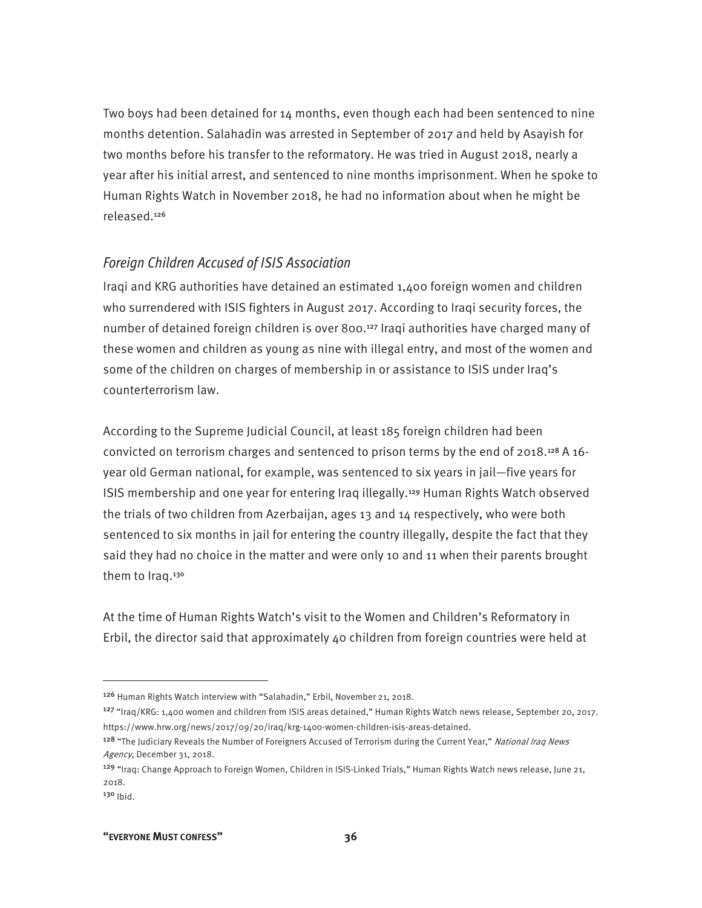Two boys had been detained for 14 months, even though each had been sentenced to nine months detention. Salahadin was arrested in September of 2017 and held by Asayish for two months before his transfer to the reformatory. He was tried in August 2018, nearly a year after his initial arrest, and sentenced to nine months imprisonment. When he spoke to Human Rights Watch in November 2018, he had no information about when he might be released.[126]

### *Foreign Children Accused of ISIS Association*

Iraqi and KRG authorities have detained an estimated 1,400 foreign women and children who surrendered with ISIS fighters in August 2017. According to Iraqi security forces, the number of detained foreign children is over 800.[127] Iraqi authorities have charged many of these women and children as young as nine with illegal entry, and most of the women and some of the children on charges of membership in or assistance to ISIS under Iraq's counterterrorism law.

According to the Supreme Judicial Council, at least 185 foreign children had been convicted on terrorism charges and sentenced to prison terms by the end of 2018.[128] A 16-year old German national, for example, was sentenced to six years in jail—five years for ISIS membership and one year for entering Iraq illegally.[129] Human Rights Watch observed the trials of two children from Azerbaijan, ages 13 and 14 respectively, who were both sentenced to six months in jail for entering the country illegally, despite the fact that they said they had no choice in the matter and were only 10 and 11 when their parents brought them to Iraq.[130]

At the time of Human Rights Watch's visit to the Women and Children's Reformatory in Erbil, the director said that approximately 40 children from foreign countries were held at

---

[126] Human Rights Watch interview with "Salahadin," Erbil, November 21, 2018.

[127] "Iraq/KRG: 1,400 women and children from ISIS areas detained," Human Rights Watch news release, September 20, 2017. https://www.hrw.org/news/2017/09/20/iraq/krg-1400-women-children-isis-areas-detained.

[128] "The Judiciary Reveals the Number of Foreigners Accused of Terrorism during the Current Year," *National Iraq News Agency*, December 31, 2018.

[129] "Iraq: Change Approach to Foreign Women, Children in ISIS-Linked Trials," Human Rights Watch news release, June 21, 2018.

[130] Ibid.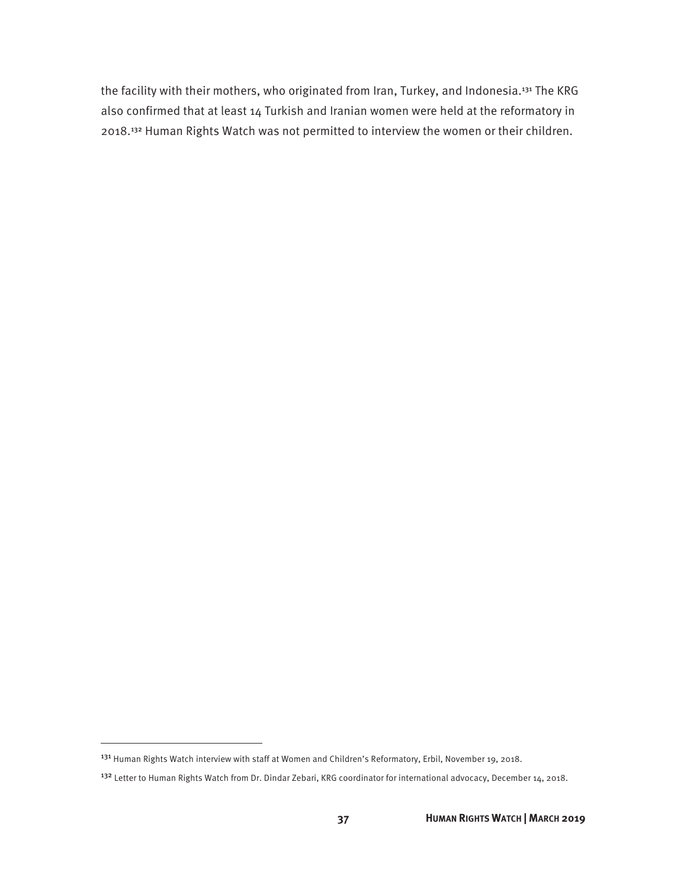the facility with their mothers, who originated from Iran, Turkey, and Indonesia.[131] The KRG also confirmed that at least 14 Turkish and Iranian women were held at the reformatory in 2018.[132] Human Rights Watch was not permitted to interview the women or their children.

[131] Human Rights Watch interview with staff at Women and Children's Reformatory, Erbil, November 19, 2018.

[132] Letter to Human Rights Watch from Dr. Dindar Zebari, KRG coordinator for international advocacy, December 14, 2018.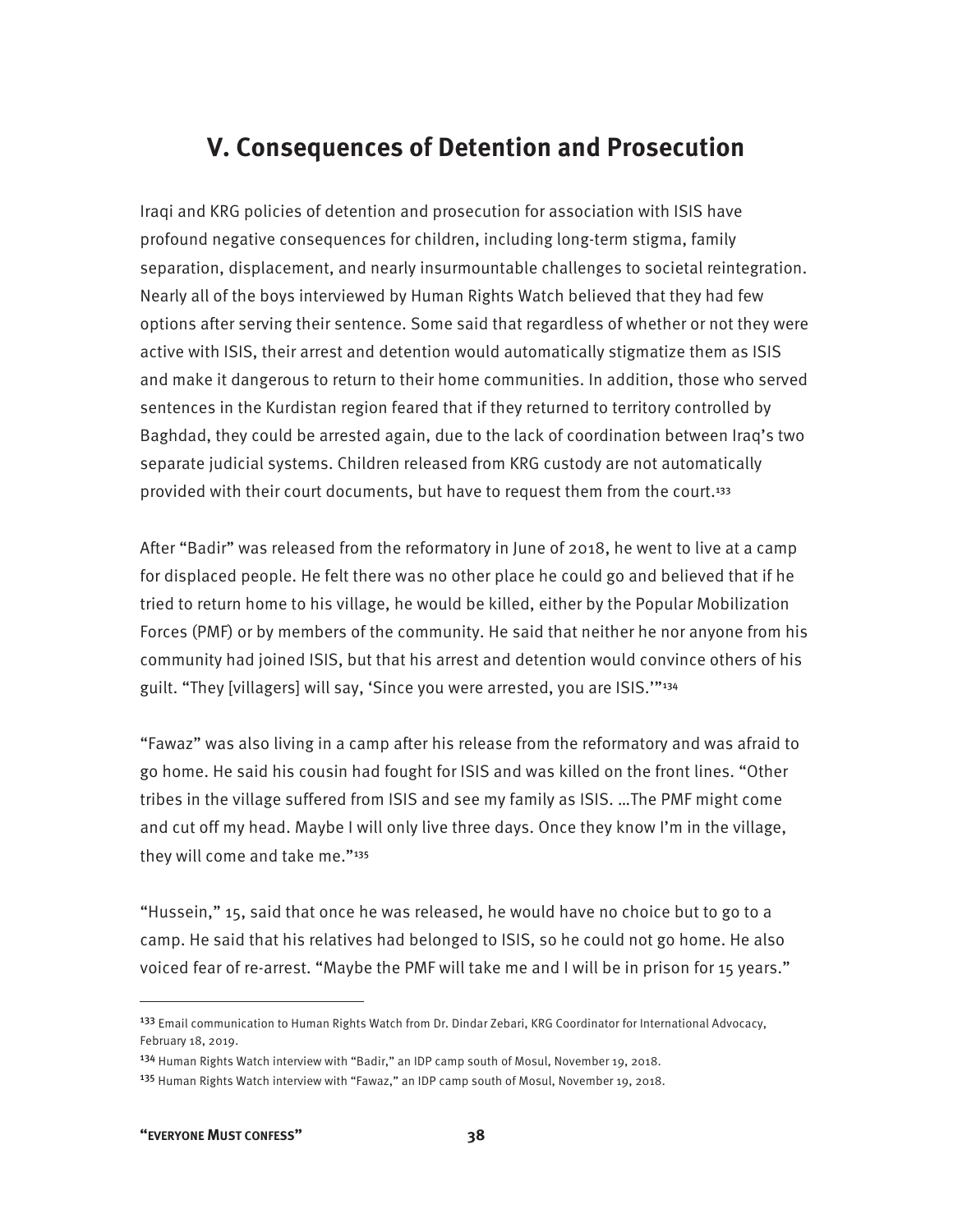## V. Consequences of Detention and Prosecution

Iraqi and KRG policies of detention and prosecution for association with ISIS have profound negative consequences for children, including long-term stigma, family separation, displacement, and nearly insurmountable challenges to societal reintegration. Nearly all of the boys interviewed by Human Rights Watch believed that they had few options after serving their sentence. Some said that regardless of whether or not they were active with ISIS, their arrest and detention would automatically stigmatize them as ISIS and make it dangerous to return to their home communities. In addition, those who served sentences in the Kurdistan region feared that if they returned to territory controlled by Baghdad, they could be arrested again, due to the lack of coordination between Iraq's two separate judicial systems. Children released from KRG custody are not automatically provided with their court documents, but have to request them from the court.[133]

After "Badir" was released from the reformatory in June of 2018, he went to live at a camp for displaced people. He felt there was no other place he could go and believed that if he tried to return home to his village, he would be killed, either by the Popular Mobilization Forces (PMF) or by members of the community. He said that neither he nor anyone from his community had joined ISIS, but that his arrest and detention would convince others of his guilt. "They [villagers] will say, 'Since you were arrested, you are ISIS.'"[134]

"Fawaz" was also living in a camp after his release from the reformatory and was afraid to go home. He said his cousin had fought for ISIS and was killed on the front lines. "Other tribes in the village suffered from ISIS and see my family as ISIS. …The PMF might come and cut off my head. Maybe I will only live three days. Once they know I'm in the village, they will come and take me."[135]

"Hussein," 15, said that once he was released, he would have no choice but to go to a camp. He said that his relatives had belonged to ISIS, so he could not go home. He also voiced fear of re-arrest. "Maybe the PMF will take me and I will be in prison for 15 years."

---

[133] Email communication to Human Rights Watch from Dr. Dindar Zebari, KRG Coordinator for International Advocacy, February 18, 2019.

[134] Human Rights Watch interview with "Badir," an IDP camp south of Mosul, November 19, 2018.

[135] Human Rights Watch interview with "Fawaz," an IDP camp south of Mosul, November 19, 2018.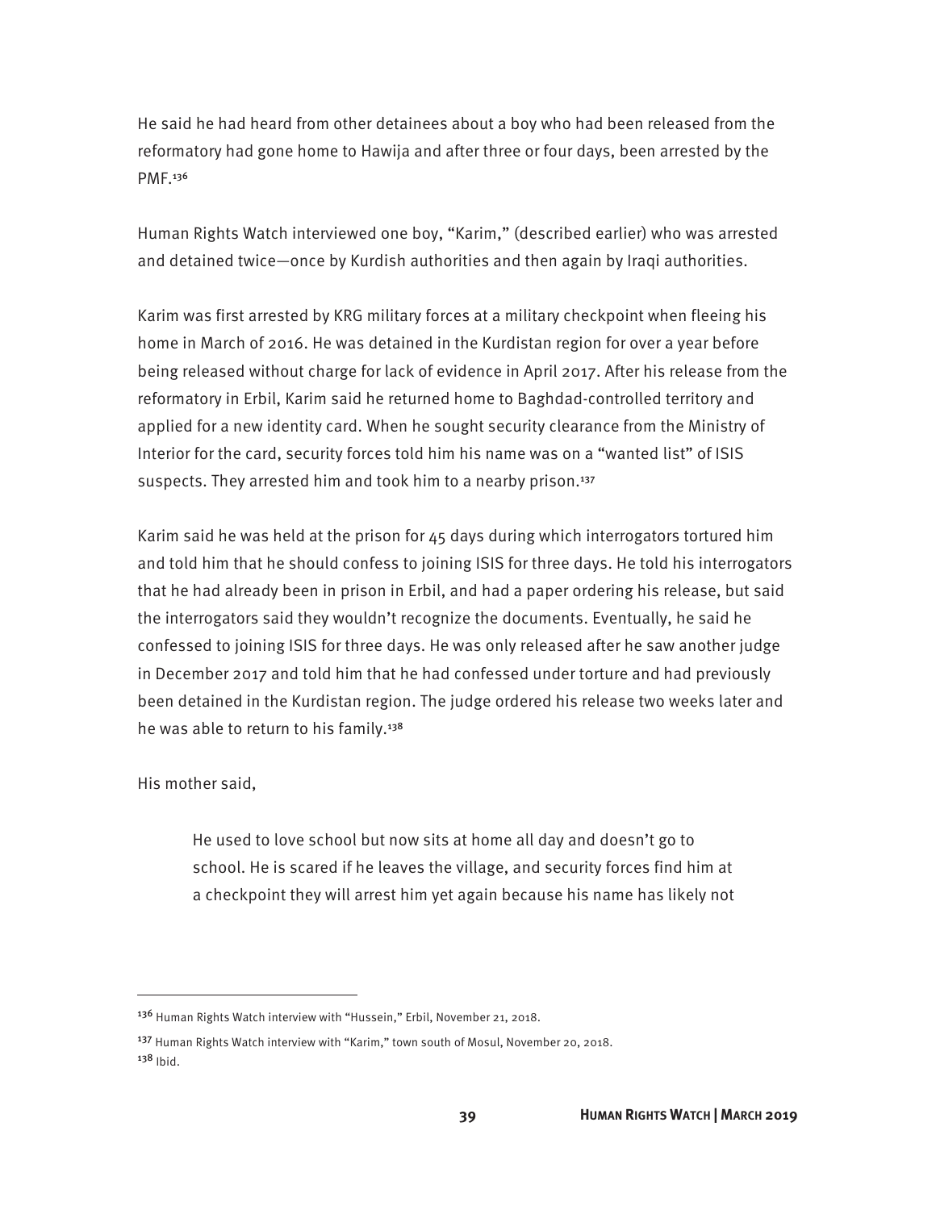He said he had heard from other detainees about a boy who had been released from the reformatory had gone home to Hawija and after three or four days, been arrested by the PMF.[136]

Human Rights Watch interviewed one boy, "Karim," (described earlier) who was arrested and detained twice—once by Kurdish authorities and then again by Iraqi authorities.

Karim was first arrested by KRG military forces at a military checkpoint when fleeing his home in March of 2016. He was detained in the Kurdistan region for over a year before being released without charge for lack of evidence in April 2017. After his release from the reformatory in Erbil, Karim said he returned home to Baghdad-controlled territory and applied for a new identity card. When he sought security clearance from the Ministry of Interior for the card, security forces told him his name was on a "wanted list" of ISIS suspects. They arrested him and took him to a nearby prison.[137]

Karim said he was held at the prison for 45 days during which interrogators tortured him and told him that he should confess to joining ISIS for three days. He told his interrogators that he had already been in prison in Erbil, and had a paper ordering his release, but said the interrogators said they wouldn't recognize the documents. Eventually, he said he confessed to joining ISIS for three days. He was only released after he saw another judge in December 2017 and told him that he had confessed under torture and had previously been detained in the Kurdistan region. The judge ordered his release two weeks later and he was able to return to his family.[138]

His mother said,

> He used to love school but now sits at home all day and doesn't go to school. He is scared if he leaves the village, and security forces find him at a checkpoint they will arrest him yet again because his name has likely not

---

[136] Human Rights Watch interview with "Hussein," Erbil, November 21, 2018.

[137] Human Rights Watch interview with "Karim," town south of Mosul, November 20, 2018.

[138] Ibid.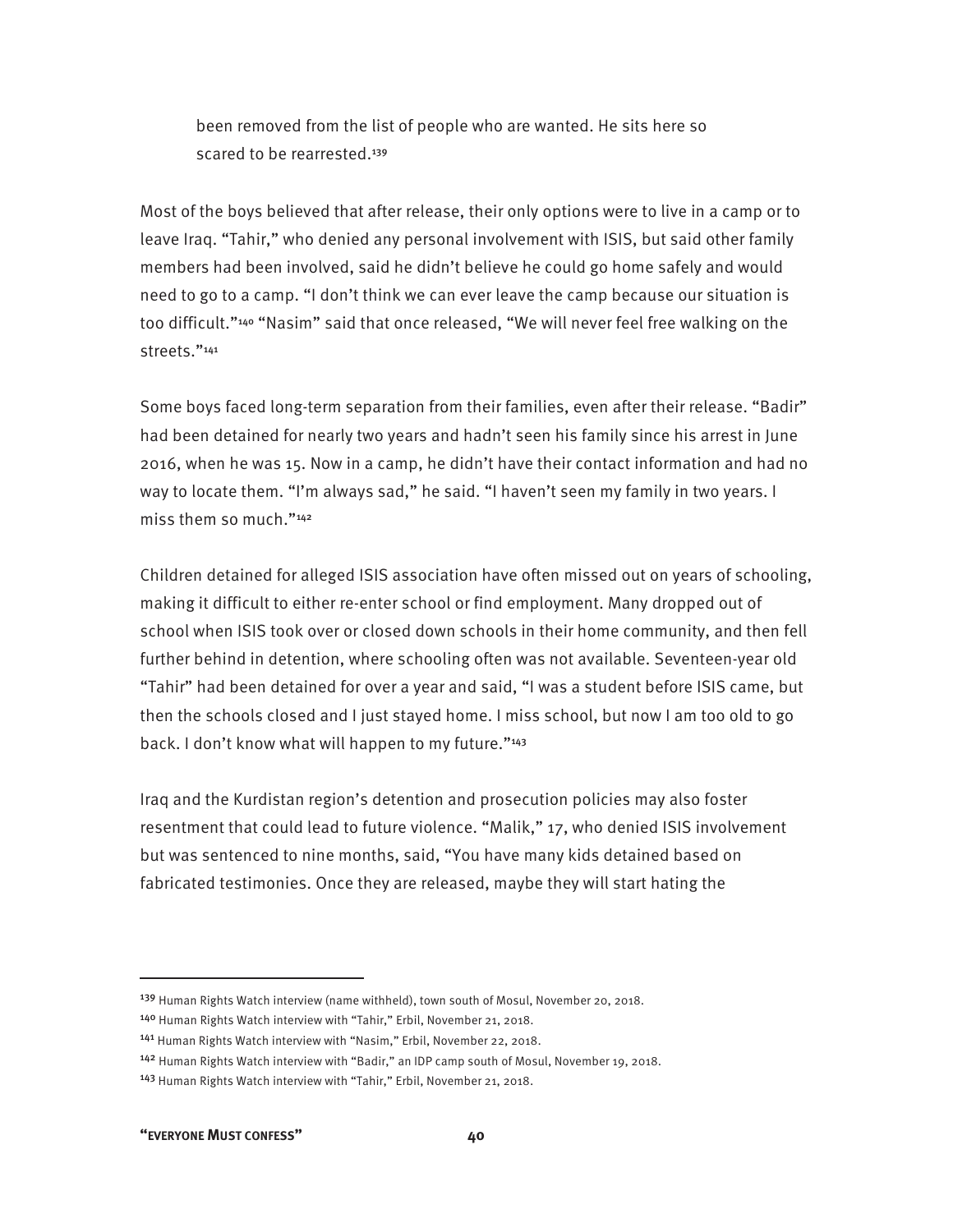been removed from the list of people who are wanted. He sits here so scared to be rearrested.[139]

Most of the boys believed that after release, their only options were to live in a camp or to leave Iraq. "Tahir," who denied any personal involvement with ISIS, but said other family members had been involved, said he didn't believe he could go home safely and would need to go to a camp. "I don't think we can ever leave the camp because our situation is too difficult."[140] "Nasim" said that once released, "We will never feel free walking on the streets."[141]

Some boys faced long-term separation from their families, even after their release. "Badir" had been detained for nearly two years and hadn't seen his family since his arrest in June 2016, when he was 15. Now in a camp, he didn't have their contact information and had no way to locate them. "I'm always sad," he said. "I haven't seen my family in two years. I miss them so much."[142]

Children detained for alleged ISIS association have often missed out on years of schooling, making it difficult to either re-enter school or find employment. Many dropped out of school when ISIS took over or closed down schools in their home community, and then fell further behind in detention, where schooling often was not available. Seventeen-year old "Tahir" had been detained for over a year and said, "I was a student before ISIS came, but then the schools closed and I just stayed home. I miss school, but now I am too old to go back. I don't know what will happen to my future."[143]

Iraq and the Kurdistan region's detention and prosecution policies may also foster resentment that could lead to future violence. "Malik," 17, who denied ISIS involvement but was sentenced to nine months, said, "You have many kids detained based on fabricated testimonies. Once they are released, maybe they will start hating the

---

[139] Human Rights Watch interview (name withheld), town south of Mosul, November 20, 2018.

[140] Human Rights Watch interview with "Tahir," Erbil, November 21, 2018.

[141] Human Rights Watch interview with "Nasim," Erbil, November 22, 2018.

[142] Human Rights Watch interview with "Badir," an IDP camp south of Mosul, November 19, 2018.

[143] Human Rights Watch interview with "Tahir," Erbil, November 21, 2018.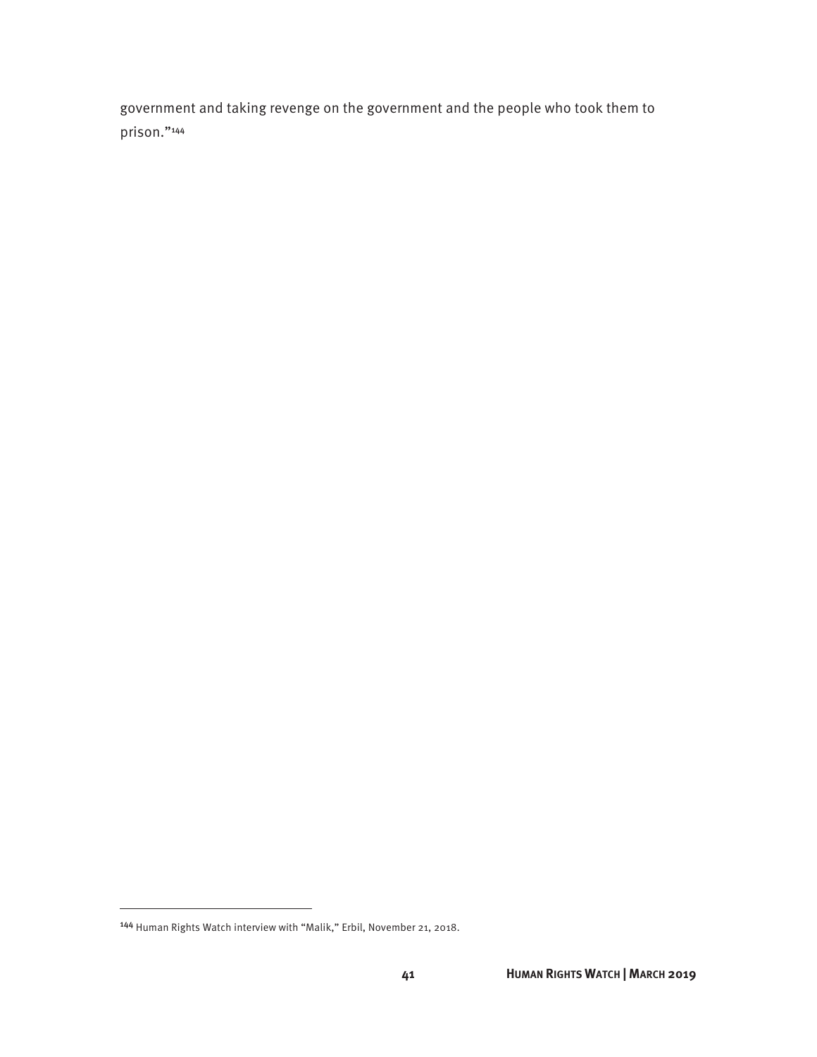government and taking revenge on the government and the people who took them to prison."[144]

---

[144] Human Rights Watch interview with "Malik," Erbil, November 21, 2018.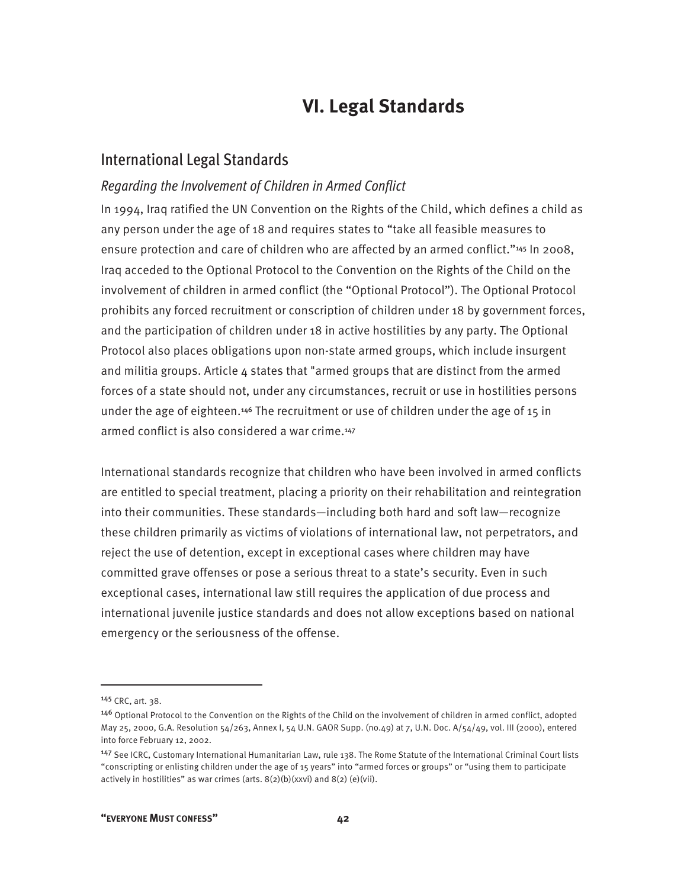# VI. Legal Standards

## International Legal Standards

### *Regarding the Involvement of Children in Armed Conflict*

In 1994, Iraq ratified the UN Convention on the Rights of the Child, which defines a child as any person under the age of 18 and requires states to "take all feasible measures to ensure protection and care of children who are affected by an armed conflict."[145] In 2008, Iraq acceded to the Optional Protocol to the Convention on the Rights of the Child on the involvement of children in armed conflict (the "Optional Protocol"). The Optional Protocol prohibits any forced recruitment or conscription of children under 18 by government forces, and the participation of children under 18 in active hostilities by any party. The Optional Protocol also places obligations upon non-state armed groups, which include insurgent and militia groups. Article 4 states that "armed groups that are distinct from the armed forces of a state should not, under any circumstances, recruit or use in hostilities persons under the age of eighteen.[146] The recruitment or use of children under the age of 15 in armed conflict is also considered a war crime.[147]

International standards recognize that children who have been involved in armed conflicts are entitled to special treatment, placing a priority on their rehabilitation and reintegration into their communities. These standards—including both hard and soft law—recognize these children primarily as victims of violations of international law, not perpetrators, and reject the use of detention, except in exceptional cases where children may have committed grave offenses or pose a serious threat to a state's security. Even in such exceptional cases, international law still requires the application of due process and international juvenile justice standards and does not allow exceptions based on national emergency or the seriousness of the offense.

---

[145] CRC, art. 38.

[146] Optional Protocol to the Convention on the Rights of the Child on the involvement of children in armed conflict, adopted May 25, 2000, G.A. Resolution 54/263, Annex I, 54 U.N. GAOR Supp. (no.49) at 7, U.N. Doc. A/54/49, vol. III (2000), entered into force February 12, 2002.

[147] See ICRC, Customary International Humanitarian Law, rule 138. The Rome Statute of the International Criminal Court lists "conscripting or enlisting children under the age of 15 years" into "armed forces or groups" or "using them to participate actively in hostilities" as war crimes (arts. 8(2)(b)(xxvi) and 8(2) (e)(vii).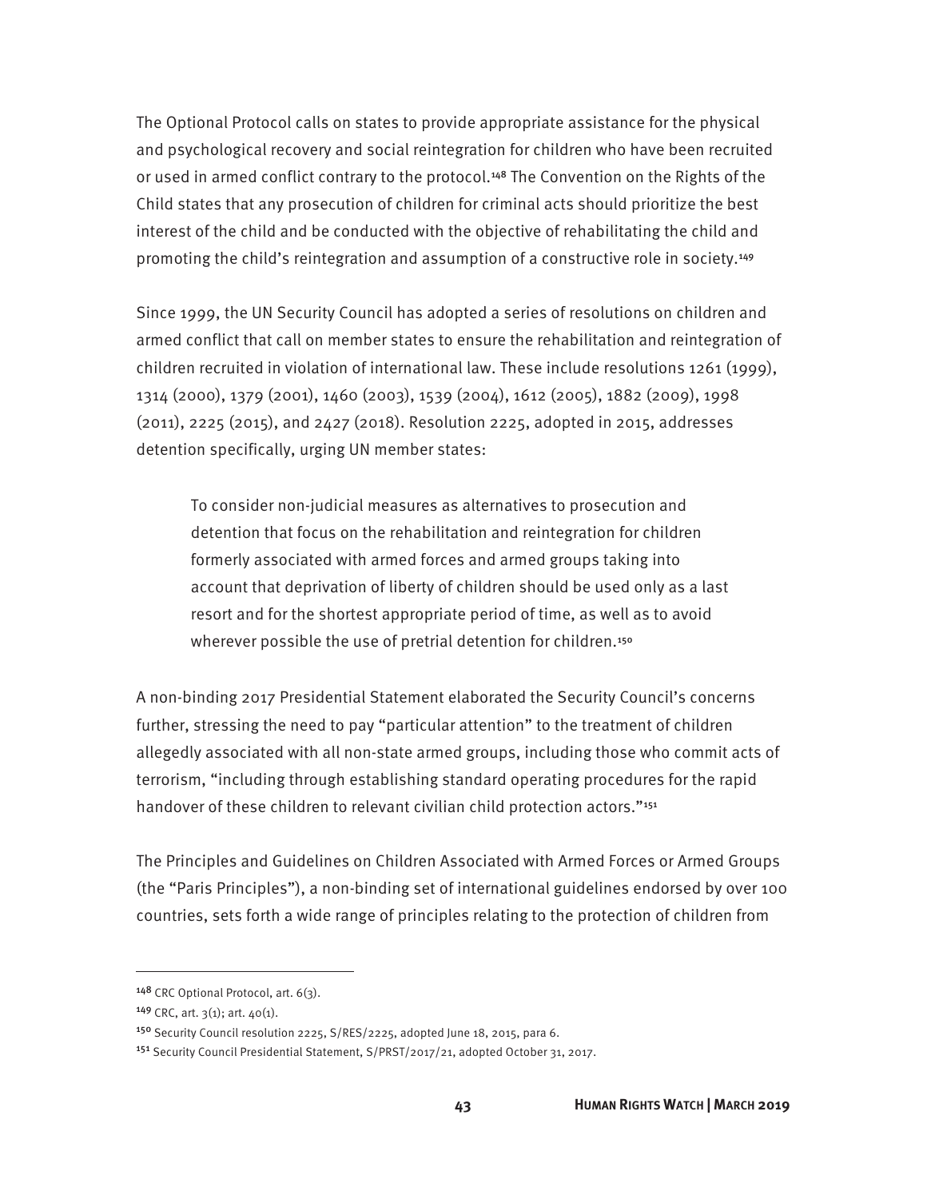The Optional Protocol calls on states to provide appropriate assistance for the physical and psychological recovery and social reintegration for children who have been recruited or used in armed conflict contrary to the protocol.[148] The Convention on the Rights of the Child states that any prosecution of children for criminal acts should prioritize the best interest of the child and be conducted with the objective of rehabilitating the child and promoting the child's reintegration and assumption of a constructive role in society.[149]

Since 1999, the UN Security Council has adopted a series of resolutions on children and armed conflict that call on member states to ensure the rehabilitation and reintegration of children recruited in violation of international law. These include resolutions 1261 (1999), 1314 (2000), 1379 (2001), 1460 (2003), 1539 (2004), 1612 (2005), 1882 (2009), 1998 (2011), 2225 (2015), and 2427 (2018). Resolution 2225, adopted in 2015, addresses detention specifically, urging UN member states:

> To consider non-judicial measures as alternatives to prosecution and detention that focus on the rehabilitation and reintegration for children formerly associated with armed forces and armed groups taking into account that deprivation of liberty of children should be used only as a last resort and for the shortest appropriate period of time, as well as to avoid wherever possible the use of pretrial detention for children.[150]

A non-binding 2017 Presidential Statement elaborated the Security Council's concerns further, stressing the need to pay "particular attention" to the treatment of children allegedly associated with all non-state armed groups, including those who commit acts of terrorism, "including through establishing standard operating procedures for the rapid handover of these children to relevant civilian child protection actors."[151]

The Principles and Guidelines on Children Associated with Armed Forces or Armed Groups (the "Paris Principles"), a non-binding set of international guidelines endorsed by over 100 countries, sets forth a wide range of principles relating to the protection of children from

---

[148] CRC Optional Protocol, art. 6(3).

[149] CRC, art. 3(1); art. 40(1).

[150] Security Council resolution 2225, S/RES/2225, adopted June 18, 2015, para 6.

[151] Security Council Presidential Statement, S/PRST/2017/21, adopted October 31, 2017.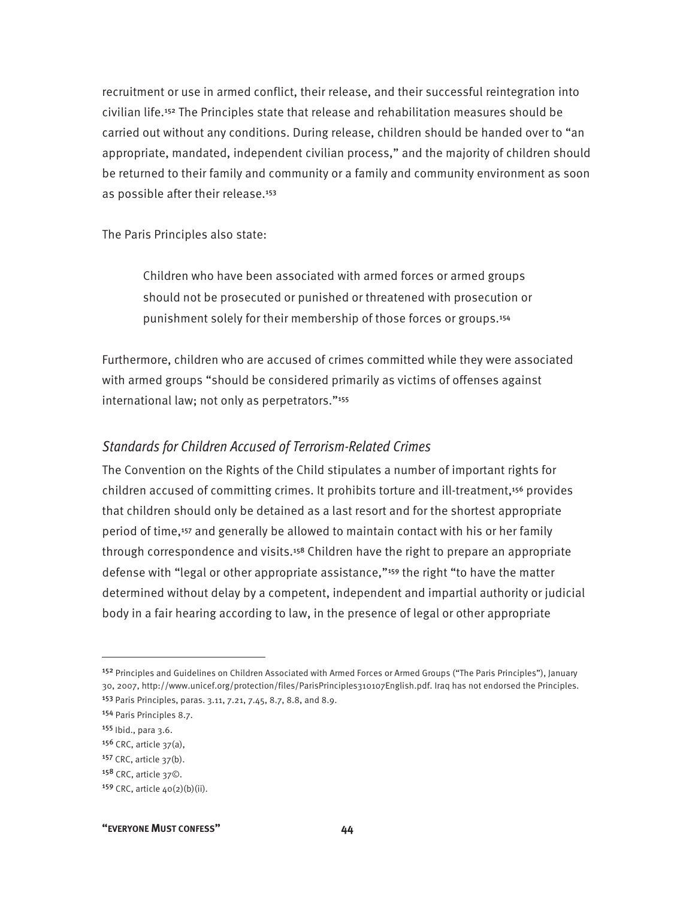recruitment or use in armed conflict, their release, and their successful reintegration into civilian life.[152] The Principles state that release and rehabilitation measures should be carried out without any conditions. During release, children should be handed over to "an appropriate, mandated, independent civilian process," and the majority of children should be returned to their family and community or a family and community environment as soon as possible after their release.[153]

The Paris Principles also state:

> Children who have been associated with armed forces or armed groups should not be prosecuted or punished or threatened with prosecution or punishment solely for their membership of those forces or groups.[154]

Furthermore, children who are accused of crimes committed while they were associated with armed groups "should be considered primarily as victims of offenses against international law; not only as perpetrators."[155]

### *Standards for Children Accused of Terrorism-Related Crimes*

The Convention on the Rights of the Child stipulates a number of important rights for children accused of committing crimes. It prohibits torture and ill-treatment,[156] provides that children should only be detained as a last resort and for the shortest appropriate period of time,[157] and generally be allowed to maintain contact with his or her family through correspondence and visits.[158] Children have the right to prepare an appropriate defense with "legal or other appropriate assistance,"[159] the right "to have the matter determined without delay by a competent, independent and impartial authority or judicial body in a fair hearing according to law, in the presence of legal or other appropriate

---

[152] Principles and Guidelines on Children Associated with Armed Forces or Armed Groups ("The Paris Principles"), January 30, 2007, http://www.unicef.org/protection/files/ParisPrinciples310107English.pdf. Iraq has not endorsed the Principles.

[153] Paris Principles, paras. 3.11, 7.21, 7.45, 8.7, 8.8, and 8.9.

[154] Paris Principles 8.7.

[155] Ibid., para 3.6.

[156] CRC, article 37(a),

[157] CRC, article 37(b).

[158] CRC, article 37©.

[159] CRC, article 40(2)(b)(ii).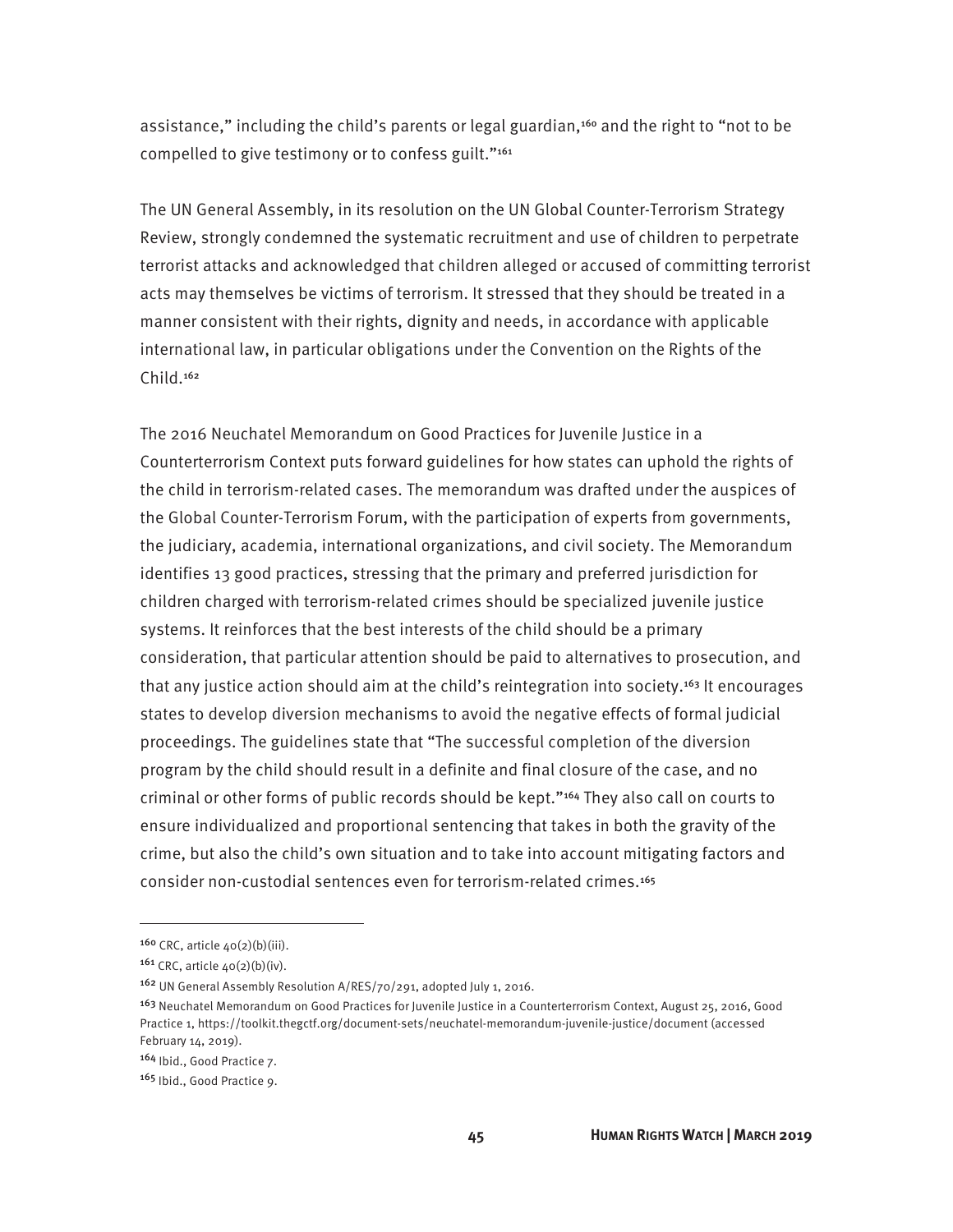assistance," including the child's parents or legal guardian,[160] and the right to "not to be compelled to give testimony or to confess guilt."[161]

The UN General Assembly, in its resolution on the UN Global Counter-Terrorism Strategy Review, strongly condemned the systematic recruitment and use of children to perpetrate terrorist attacks and acknowledged that children alleged or accused of committing terrorist acts may themselves be victims of terrorism. It stressed that they should be treated in a manner consistent with their rights, dignity and needs, in accordance with applicable international law, in particular obligations under the Convention on the Rights of the Child.[162]

The 2016 Neuchatel Memorandum on Good Practices for Juvenile Justice in a Counterterrorism Context puts forward guidelines for how states can uphold the rights of the child in terrorism-related cases. The memorandum was drafted under the auspices of the Global Counter-Terrorism Forum, with the participation of experts from governments, the judiciary, academia, international organizations, and civil society. The Memorandum identifies 13 good practices, stressing that the primary and preferred jurisdiction for children charged with terrorism-related crimes should be specialized juvenile justice systems. It reinforces that the best interests of the child should be a primary consideration, that particular attention should be paid to alternatives to prosecution, and that any justice action should aim at the child's reintegration into society.[163] It encourages states to develop diversion mechanisms to avoid the negative effects of formal judicial proceedings. The guidelines state that "The successful completion of the diversion program by the child should result in a definite and final closure of the case, and no criminal or other forms of public records should be kept."[164] They also call on courts to ensure individualized and proportional sentencing that takes in both the gravity of the crime, but also the child's own situation and to take into account mitigating factors and consider non-custodial sentences even for terrorism-related crimes.[165]

---

[160] CRC, article 40(2)(b)(iii).

[161] CRC, article 40(2)(b)(iv).

[162] UN General Assembly Resolution A/RES/70/291, adopted July 1, 2016.

[163] Neuchatel Memorandum on Good Practices for Juvenile Justice in a Counterterrorism Context, August 25, 2016, Good Practice 1, https://toolkit.thegctf.org/document-sets/neuchatel-memorandum-juvenile-justice/document (accessed February 14, 2019).

[164] Ibid., Good Practice 7.

[165] Ibid., Good Practice 9.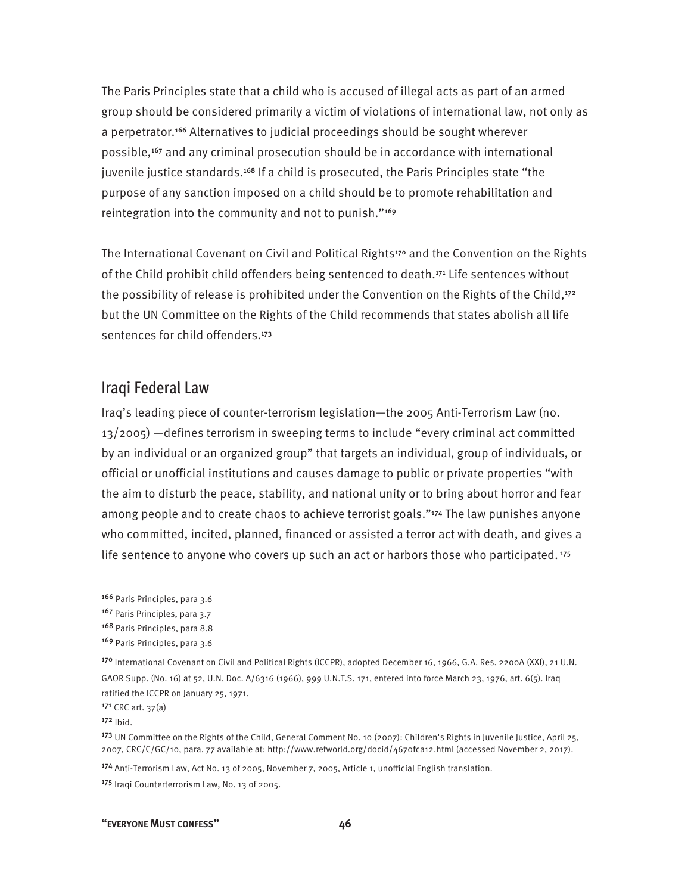The Paris Principles state that a child who is accused of illegal acts as part of an armed group should be considered primarily a victim of violations of international law, not only as a perpetrator.[166] Alternatives to judicial proceedings should be sought wherever possible,[167] and any criminal prosecution should be in accordance with international juvenile justice standards.[168] If a child is prosecuted, the Paris Principles state "the purpose of any sanction imposed on a child should be to promote rehabilitation and reintegration into the community and not to punish."[169]

The International Covenant on Civil and Political Rights[170] and the Convention on the Rights of the Child prohibit child offenders being sentenced to death.[171] Life sentences without the possibility of release is prohibited under the Convention on the Rights of the Child,[172] but the UN Committee on the Rights of the Child recommends that states abolish all life sentences for child offenders.[173]

## Iraqi Federal Law

Iraq's leading piece of counter-terrorism legislation—the 2005 Anti-Terrorism Law (no. 13/2005) —defines terrorism in sweeping terms to include "every criminal act committed by an individual or an organized group" that targets an individual, group of individuals, or official or unofficial institutions and causes damage to public or private properties "with the aim to disturb the peace, stability, and national unity or to bring about horror and fear among people and to create chaos to achieve terrorist goals."[174] The law punishes anyone who committed, incited, planned, financed or assisted a terror act with death, and gives a life sentence to anyone who covers up such an act or harbors those who participated.[175]

---

[166] Paris Principles, para 3.6

[167] Paris Principles, para 3.7

[168] Paris Principles, para 8.8

[169] Paris Principles, para 3.6

[170] International Covenant on Civil and Political Rights (ICCPR), adopted December 16, 1966, G.A. Res. 2200A (XXI), 21 U.N. GAOR Supp. (No. 16) at 52, U.N. Doc. A/6316 (1966), 999 U.N.T.S. 171, entered into force March 23, 1976, art. 6(5). Iraq ratified the ICCPR on January 25, 1971.

[171] CRC art. 37(a)

[172] Ibid.

[173] UN Committee on the Rights of the Child, General Comment No. 10 (2007): Children's Rights in Juvenile Justice, April 25, 2007, CRC/C/GC/10, para. 77 available at: http://www.refworld.org/docid/4670fca12.html (accessed November 2, 2017).

[174] Anti-Terrorism Law, Act No. 13 of 2005, November 7, 2005, Article 1, unofficial English translation.

[175] Iraqi Counterterrorism Law, No. 13 of 2005.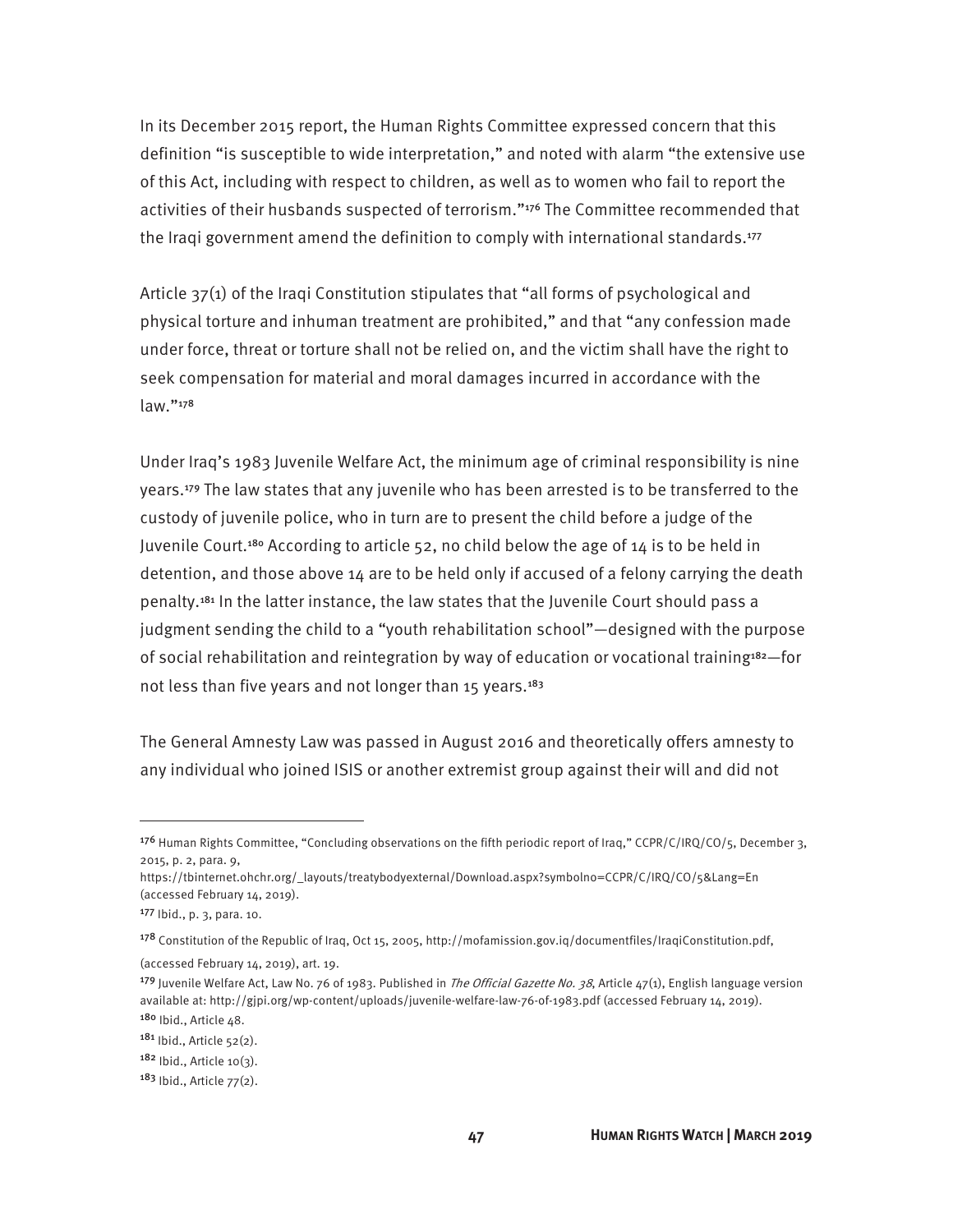In its December 2015 report, the Human Rights Committee expressed concern that this definition "is susceptible to wide interpretation," and noted with alarm "the extensive use of this Act, including with respect to children, as well as to women who fail to report the activities of their husbands suspected of terrorism."[176] The Committee recommended that the Iraqi government amend the definition to comply with international standards.[177]

Article 37(1) of the Iraqi Constitution stipulates that "all forms of psychological and physical torture and inhuman treatment are prohibited," and that "any confession made under force, threat or torture shall not be relied on, and the victim shall have the right to seek compensation for material and moral damages incurred in accordance with the law."[178]

Under Iraq's 1983 Juvenile Welfare Act, the minimum age of criminal responsibility is nine years.[179] The law states that any juvenile who has been arrested is to be transferred to the custody of juvenile police, who in turn are to present the child before a judge of the Juvenile Court.[180] According to article 52, no child below the age of 14 is to be held in detention, and those above 14 are to be held only if accused of a felony carrying the death penalty.[181] In the latter instance, the law states that the Juvenile Court should pass a judgment sending the child to a "youth rehabilitation school"—designed with the purpose of social rehabilitation and reintegration by way of education or vocational training[182]—for not less than five years and not longer than 15 years.[183]

The General Amnesty Law was passed in August 2016 and theoretically offers amnesty to any individual who joined ISIS or another extremist group against their will and did not

---

[176] Human Rights Committee, "Concluding observations on the fifth periodic report of Iraq," CCPR/C/IRQ/CO/5, December 3, 2015, p. 2, para. 9, https://tbinternet.ohchr.org/_layouts/treatybodyexternal/Download.aspx?symbolno=CCPR/C/IRQ/CO/5&Lang=En (accessed February 14, 2019).

[177] Ibid., p. 3, para. 10.

[178] Constitution of the Republic of Iraq, Oct 15, 2005, http://mofamission.gov.iq/documentfiles/IraqiConstitution.pdf, (accessed February 14, 2019), art. 19.

[179] Juvenile Welfare Act, Law No. 76 of 1983. Published in *The Official Gazette No. 38*, Article 47(1), English language version available at: http://gjpi.org/wp-content/uploads/juvenile-welfare-law-76-of-1983.pdf (accessed February 14, 2019).

[180] Ibid., Article 48.

[181] Ibid., Article 52(2).

[182] Ibid., Article 10(3).

[183] Ibid., Article 77(2).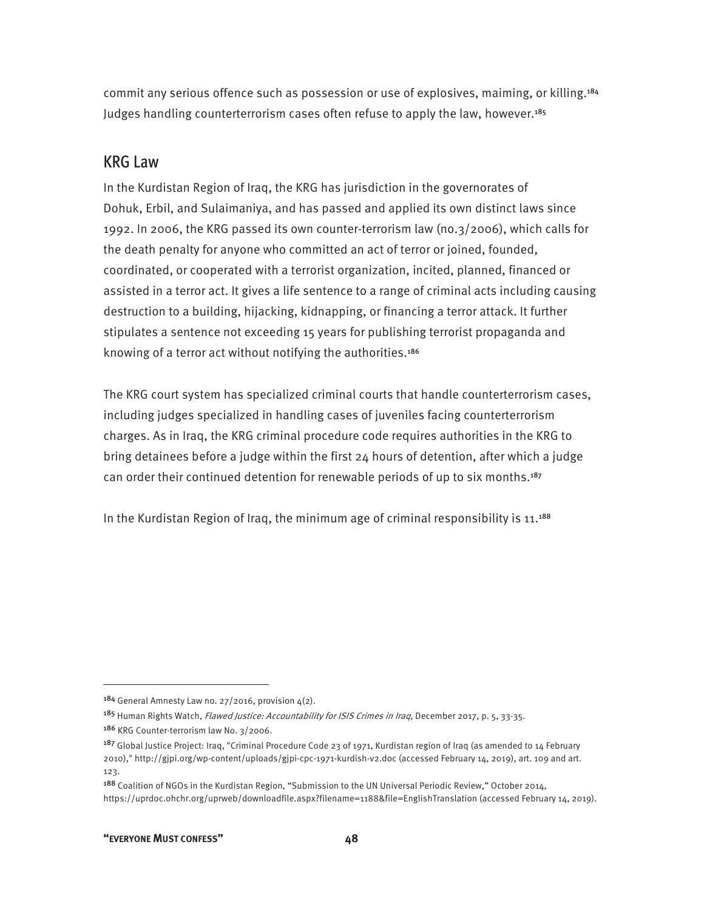commit any serious offence such as possession or use of explosives, maiming, or killing.[184] Judges handling counterterrorism cases often refuse to apply the law, however.[185]

## KRG Law

In the Kurdistan Region of Iraq, the KRG has jurisdiction in the governorates of Dohuk, Erbil, and Sulaimaniya, and has passed and applied its own distinct laws since 1992. In 2006, the KRG passed its own counter-terrorism law (no.3/2006), which calls for the death penalty for anyone who committed an act of terror or joined, founded, coordinated, or cooperated with a terrorist organization, incited, planned, financed or assisted in a terror act. It gives a life sentence to a range of criminal acts including causing destruction to a building, hijacking, kidnapping, or financing a terror attack. It further stipulates a sentence not exceeding 15 years for publishing terrorist propaganda and knowing of a terror act without notifying the authorities.[186]

The KRG court system has specialized criminal courts that handle counterterrorism cases, including judges specialized in handling cases of juveniles facing counterterrorism charges. As in Iraq, the KRG criminal procedure code requires authorities in the KRG to bring detainees before a judge within the first 24 hours of detention, after which a judge can order their continued detention for renewable periods of up to six months.[187]

In the Kurdistan Region of Iraq, the minimum age of criminal responsibility is 11.[188]

---

[184] General Amnesty Law no. 27/2016, provision 4(2).

[185] Human Rights Watch, *Flawed Justice: Accountability for ISIS Crimes in Iraq*, December 2017, p. 5, 33-35.

[186] KRG Counter-terrorism law No. 3/2006.

[187] Global Justice Project: Iraq, "Criminal Procedure Code 23 of 1971, Kurdistan region of Iraq (as amended to 14 February 2010)," http://gjpi.org/wp-content/uploads/gjpi-cpc-1971-kurdish-v2.doc (accessed February 14, 2019), art. 109 and art. 123.

[188] Coalition of NGOs in the Kurdistan Region, "Submission to the UN Universal Periodic Review," October 2014, https://uprdoc.ohchr.org/uprweb/downloadfile.aspx?filename=1188&file=EnglishTranslation (accessed February 14, 2019).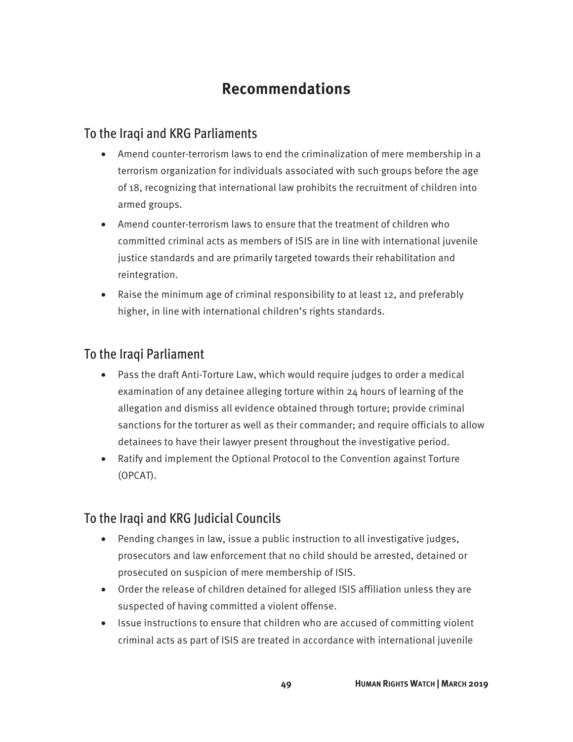# Recommendations

## To the Iraqi and KRG Parliaments

- Amend counter-terrorism laws to end the criminalization of mere membership in a terrorism organization for individuals associated with such groups before the age of 18, recognizing that international law prohibits the recruitment of children into armed groups.
- Amend counter-terrorism laws to ensure that the treatment of children who committed criminal acts as members of ISIS are in line with international juvenile justice standards and are primarily targeted towards their rehabilitation and reintegration.
- Raise the minimum age of criminal responsibility to at least 12, and preferably higher, in line with international children's rights standards.

## To the Iraqi Parliament

- Pass the draft Anti-Torture Law, which would require judges to order a medical examination of any detainee alleging torture within 24 hours of learning of the allegation and dismiss all evidence obtained through torture; provide criminal sanctions for the torturer as well as their commander; and require officials to allow detainees to have their lawyer present throughout the investigative period.
- Ratify and implement the Optional Protocol to the Convention against Torture (OPCAT).

## To the Iraqi and KRG Judicial Councils

- Pending changes in law, issue a public instruction to all investigative judges, prosecutors and law enforcement that no child should be arrested, detained or prosecuted on suspicion of mere membership of ISIS.
- Order the release of children detained for alleged ISIS affiliation unless they are suspected of having committed a violent offense.
- Issue instructions to ensure that children who are accused of committing violent criminal acts as part of ISIS are treated in accordance with international juvenile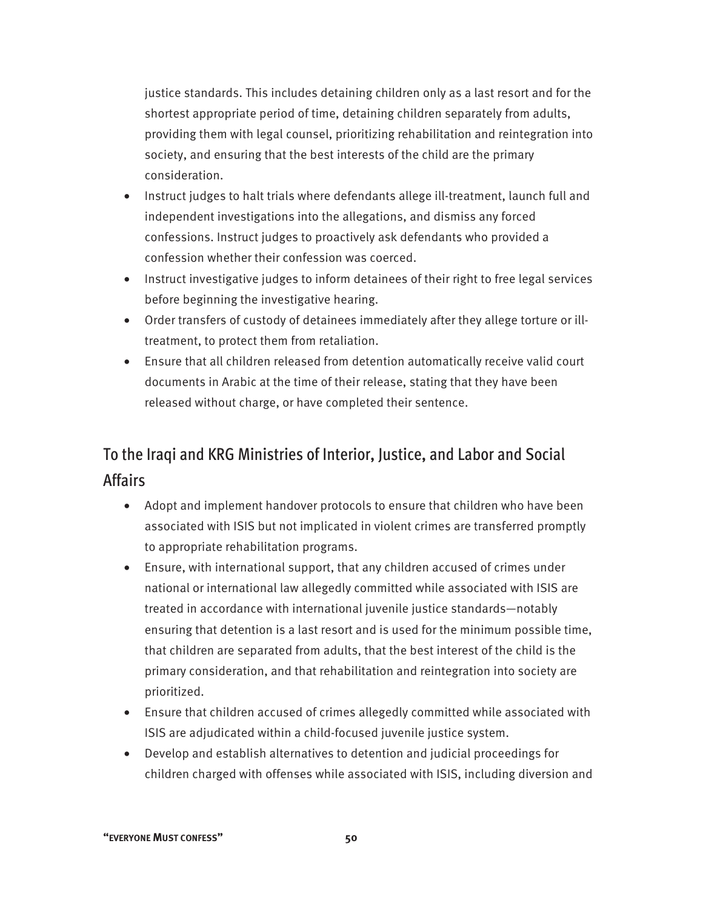justice standards. This includes detaining children only as a last resort and for the shortest appropriate period of time, detaining children separately from adults, providing them with legal counsel, prioritizing rehabilitation and reintegration into society, and ensuring that the best interests of the child are the primary consideration.

- Instruct judges to halt trials where defendants allege ill-treatment, launch full and independent investigations into the allegations, and dismiss any forced confessions. Instruct judges to proactively ask defendants who provided a confession whether their confession was coerced.
- Instruct investigative judges to inform detainees of their right to free legal services before beginning the investigative hearing.
- Order transfers of custody of detainees immediately after they allege torture or ill-treatment, to protect them from retaliation.
- Ensure that all children released from detention automatically receive valid court documents in Arabic at the time of their release, stating that they have been released without charge, or have completed their sentence.

## To the Iraqi and KRG Ministries of Interior, Justice, and Labor and Social Affairs

- Adopt and implement handover protocols to ensure that children who have been associated with ISIS but not implicated in violent crimes are transferred promptly to appropriate rehabilitation programs.
- Ensure, with international support, that any children accused of crimes under national or international law allegedly committed while associated with ISIS are treated in accordance with international juvenile justice standards—notably ensuring that detention is a last resort and is used for the minimum possible time, that children are separated from adults, that the best interest of the child is the primary consideration, and that rehabilitation and reintegration into society are prioritized.
- Ensure that children accused of crimes allegedly committed while associated with ISIS are adjudicated within a child-focused juvenile justice system.
- Develop and establish alternatives to detention and judicial proceedings for children charged with offenses while associated with ISIS, including diversion and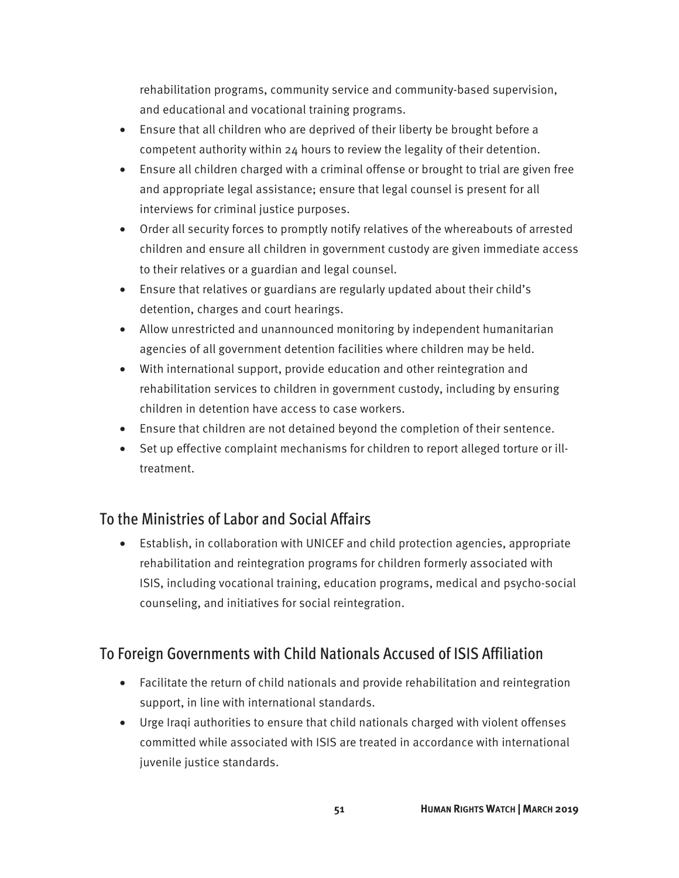rehabilitation programs, community service and community-based supervision, and educational and vocational training programs.

- Ensure that all children who are deprived of their liberty be brought before a competent authority within 24 hours to review the legality of their detention.
- Ensure all children charged with a criminal offense or brought to trial are given free and appropriate legal assistance; ensure that legal counsel is present for all interviews for criminal justice purposes.
- Order all security forces to promptly notify relatives of the whereabouts of arrested children and ensure all children in government custody are given immediate access to their relatives or a guardian and legal counsel.
- Ensure that relatives or guardians are regularly updated about their child's detention, charges and court hearings.
- Allow unrestricted and unannounced monitoring by independent humanitarian agencies of all government detention facilities where children may be held.
- With international support, provide education and other reintegration and rehabilitation services to children in government custody, including by ensuring children in detention have access to case workers.
- Ensure that children are not detained beyond the completion of their sentence.
- Set up effective complaint mechanisms for children to report alleged torture or ill-treatment.

## To the Ministries of Labor and Social Affairs

- Establish, in collaboration with UNICEF and child protection agencies, appropriate rehabilitation and reintegration programs for children formerly associated with ISIS, including vocational training, education programs, medical and psycho-social counseling, and initiatives for social reintegration.

## To Foreign Governments with Child Nationals Accused of ISIS Affiliation

- Facilitate the return of child nationals and provide rehabilitation and reintegration support, in line with international standards.
- Urge Iraqi authorities to ensure that child nationals charged with violent offenses committed while associated with ISIS are treated in accordance with international juvenile justice standards.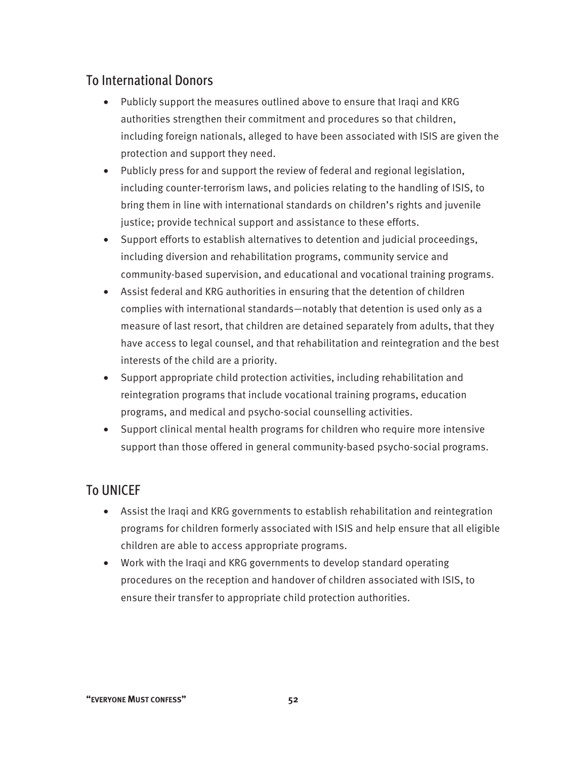## To International Donors

- Publicly support the measures outlined above to ensure that Iraqi and KRG authorities strengthen their commitment and procedures so that children, including foreign nationals, alleged to have been associated with ISIS are given the protection and support they need.
- Publicly press for and support the review of federal and regional legislation, including counter-terrorism laws, and policies relating to the handling of ISIS, to bring them in line with international standards on children's rights and juvenile justice; provide technical support and assistance to these efforts.
- Support efforts to establish alternatives to detention and judicial proceedings, including diversion and rehabilitation programs, community service and community-based supervision, and educational and vocational training programs.
- Assist federal and KRG authorities in ensuring that the detention of children complies with international standards—notably that detention is used only as a measure of last resort, that children are detained separately from adults, that they have access to legal counsel, and that rehabilitation and reintegration and the best interests of the child are a priority.
- Support appropriate child protection activities, including rehabilitation and reintegration programs that include vocational training programs, education programs, and medical and psycho-social counselling activities.
- Support clinical mental health programs for children who require more intensive support than those offered in general community-based psycho-social programs.

## To UNICEF

- Assist the Iraqi and KRG governments to establish rehabilitation and reintegration programs for children formerly associated with ISIS and help ensure that all eligible children are able to access appropriate programs.
- Work with the Iraqi and KRG governments to develop standard operating procedures on the reception and handover of children associated with ISIS, to ensure their transfer to appropriate child protection authorities.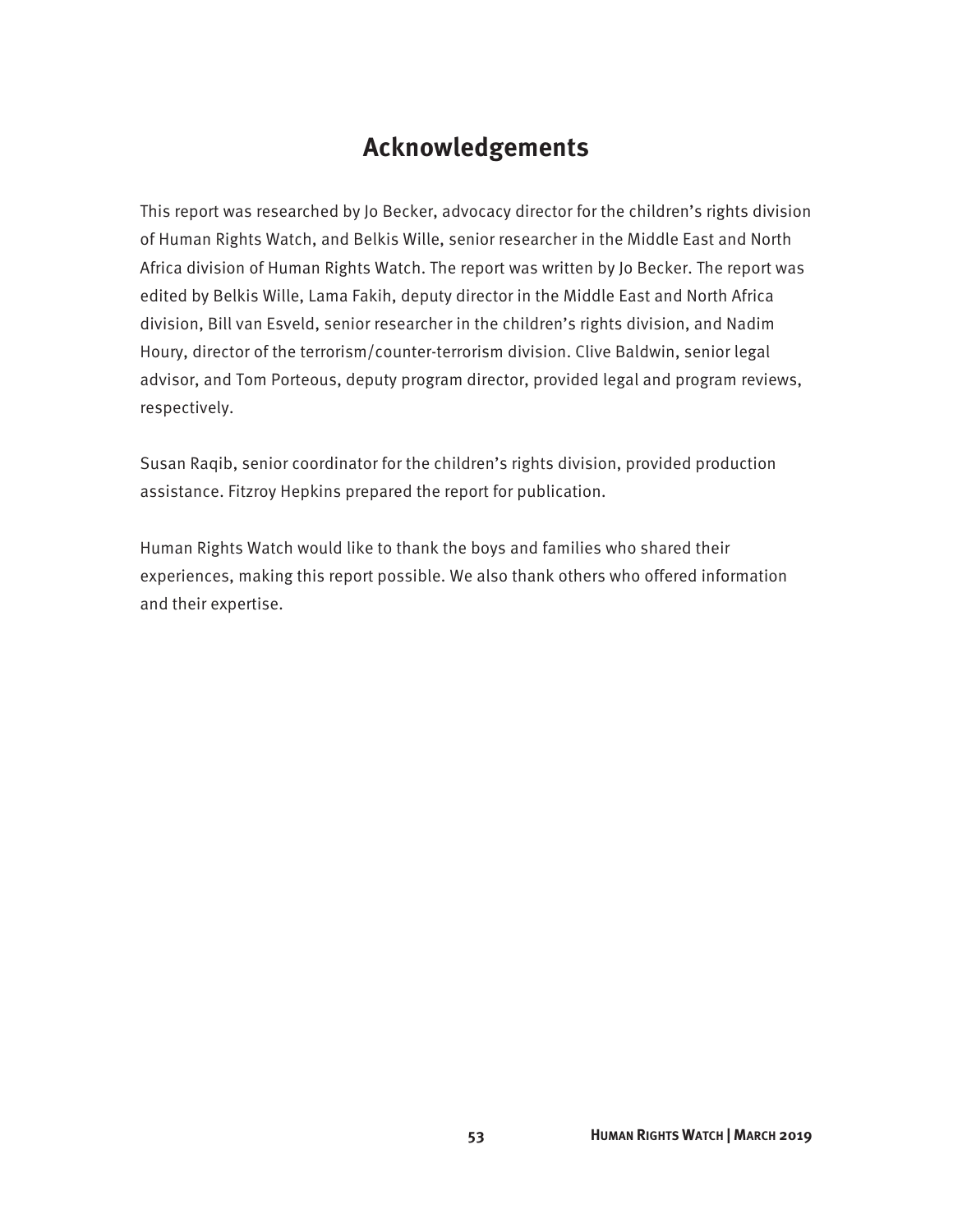# Acknowledgements

This report was researched by Jo Becker, advocacy director for the children's rights division of Human Rights Watch, and Belkis Wille, senior researcher in the Middle East and North Africa division of Human Rights Watch. The report was written by Jo Becker. The report was edited by Belkis Wille, Lama Fakih, deputy director in the Middle East and North Africa division, Bill van Esveld, senior researcher in the children's rights division, and Nadim Houry, director of the terrorism/counter-terrorism division. Clive Baldwin, senior legal advisor, and Tom Porteous, deputy program director, provided legal and program reviews, respectively.

Susan Raqib, senior coordinator for the children's rights division, provided production assistance. Fitzroy Hepkins prepared the report for publication.

Human Rights Watch would like to thank the boys and families who shared their experiences, making this report possible. We also thank others who offered information and their expertise.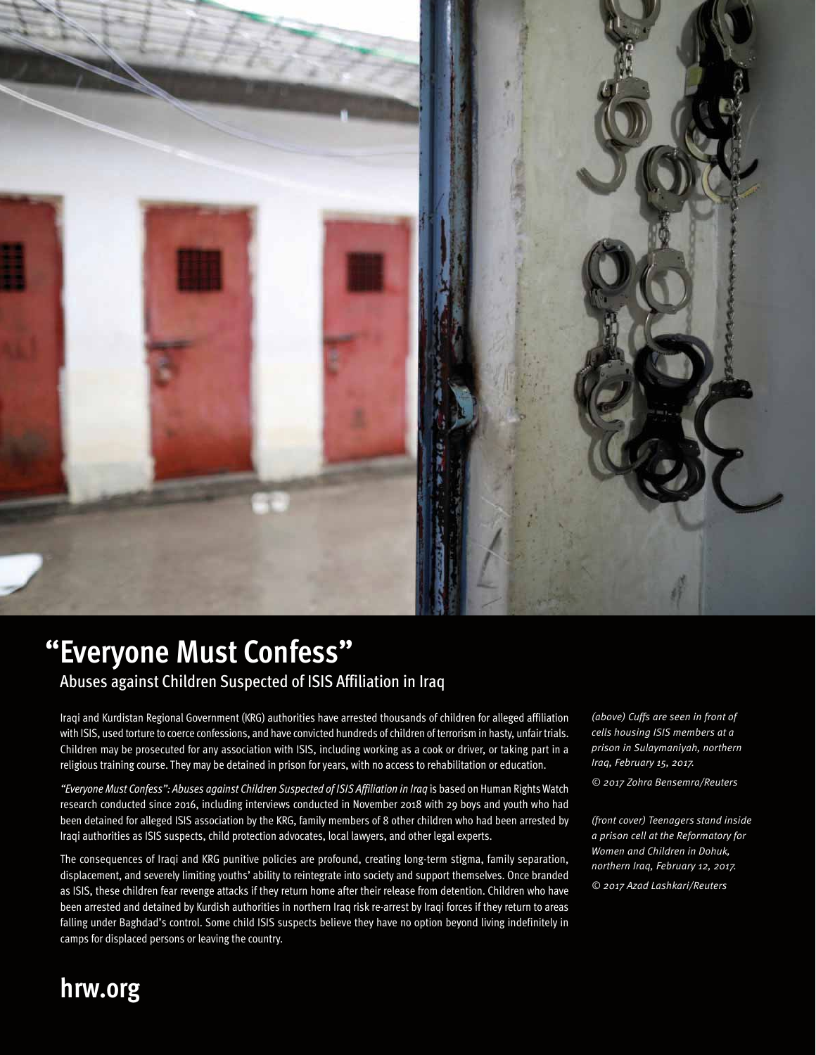# "Everyone Must Confess"

## Abuses against Children Suspected of ISIS Affiliation in Iraq

Iraqi and Kurdistan Regional Government (KRG) authorities have arrested thousands of children for alleged affiliation with ISIS, used torture to coerce confessions, and have convicted hundreds of children of terrorism in hasty, unfair trials. Children may be prosecuted for any association with ISIS, including working as a cook or driver, or taking part in a religious training course. They may be detained in prison for years, with no access to rehabilitation or education.

*"Everyone Must Confess": Abuses against Children Suspected of ISIS Affiliation in Iraq* is based on Human Rights Watch research conducted since 2016, including interviews conducted in November 2018 with 29 boys and youth who had been detained for alleged ISIS association by the KRG, family members of 8 other children who had been arrested by Iraqi authorities as ISIS suspects, child protection advocates, local lawyers, and other legal experts.

The consequences of Iraqi and KRG punitive policies are profound, creating long-term stigma, family separation, displacement, and severely limiting youths' ability to reintegrate into society and support themselves. Once branded as ISIS, these children fear revenge attacks if they return home after their release from detention. Children who have been arrested and detained by Kurdish authorities in northern Iraq risk re-arrest by Iraqi forces if they return to areas falling under Baghdad's control. Some child ISIS suspects believe they have no option beyond living indefinitely in camps for displaced persons or leaving the country.

*(above) Cuffs are seen in front of cells housing ISIS members at a prison in Sulaymaniyah, northern Iraq, February 15, 2017.*

*© 2017 Zohra Bensemra/Reuters*

*(front cover) Teenagers stand inside a prison cell at the Reformatory for Women and Children in Dohuk, northern Iraq, February 12, 2017.*

*© 2017 Azad Lashkari/Reuters*

**hrw.org**